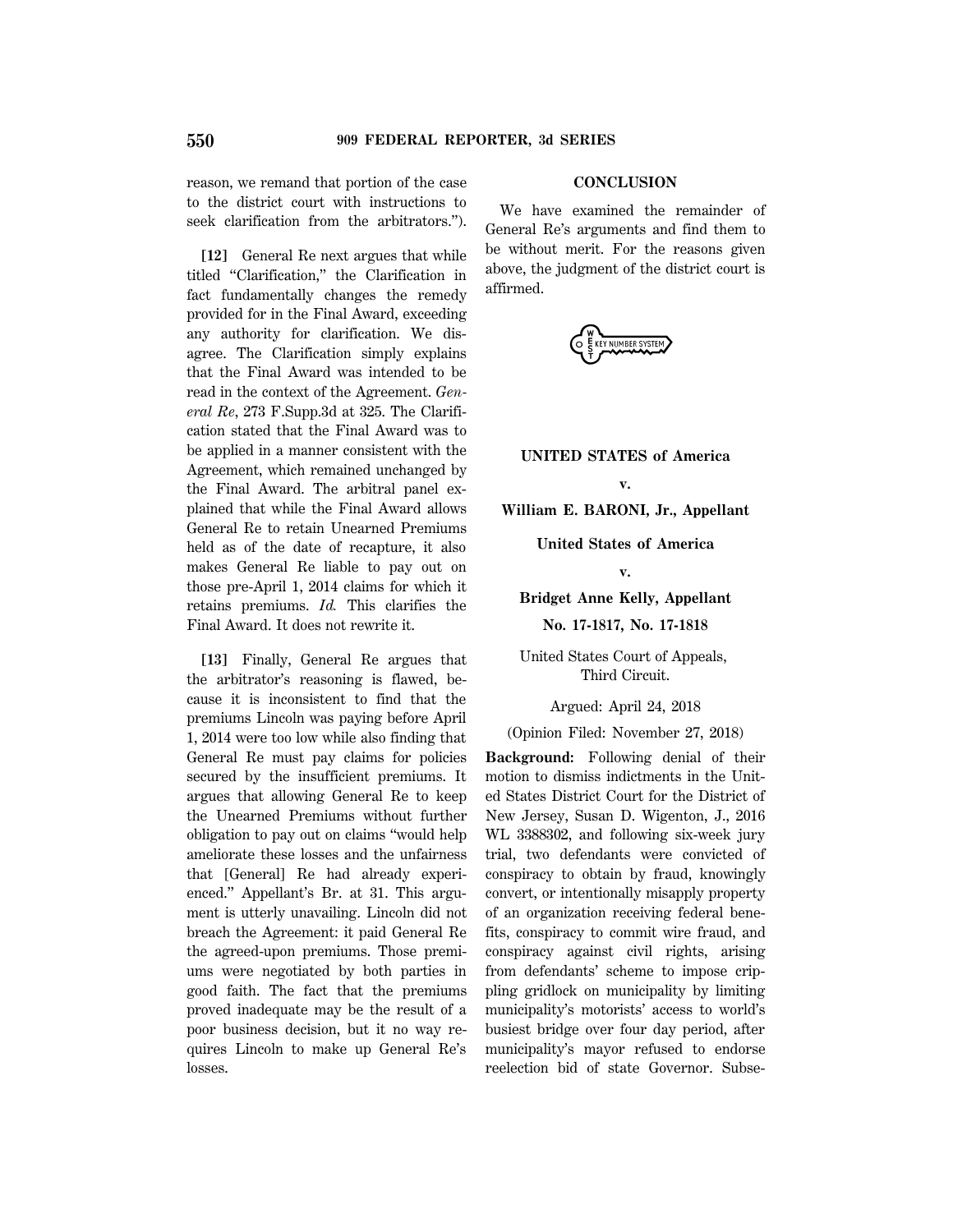reason, we remand that portion of the case to the district court with instructions to seek clarification from the arbitrators.").

**[12]** General Re next argues that while titled "Clarification," the Clarification in fact fundamentally changes the remedy provided for in the Final Award, exceeding any authority for clarification. We disagree. The Clarification simply explains that the Final Award was intended to be read in the context of the Agreement. *General Re*, 273 F.Supp.3d at 325. The Clarification stated that the Final Award was to be applied in a manner consistent with the Agreement, which remained unchanged by the Final Award. The arbitral panel explained that while the Final Award allows General Re to retain Unearned Premiums held as of the date of recapture, it also makes General Re liable to pay out on those pre-April 1, 2014 claims for which it retains premiums. *Id.* This clarifies the Final Award. It does not rewrite it.

**[13]** Finally, General Re argues that the arbitrator's reasoning is flawed, because it is inconsistent to find that the premiums Lincoln was paying before April 1, 2014 were too low while also finding that General Re must pay claims for policies secured by the insufficient premiums. It argues that allowing General Re to keep the Unearned Premiums without further obligation to pay out on claims "would help ameliorate these losses and the unfairness that [General] Re had already experienced." Appellant's Br. at 31. This argument is utterly unavailing. Lincoln did not breach the Agreement: it paid General Re the agreed-upon premiums. Those premiums were negotiated by both parties in good faith. The fact that the premiums proved inadequate may be the result of a poor business decision, but it no way requires Lincoln to make up General Re's losses.

## CONCLUSION

We have examined the remainder of General Re's arguments and find them to be without merit. For the reasons given above, the judgment of the district court is affirmed.

---

**UNITED STATES of America**

**v.**

**William E. BARONI, Jr., Appellant**

**United States of America**

**v.**

**Bridget Anne Kelly, Appellant**

**No. 17-1817, No. 17-1818**

United States Court of Appeals, Third Circuit.

Argued: April 24, 2018

(Opinion Filed: November 27, 2018)

**Background:** Following denial of their motion to dismiss indictments in the United States District Court for the District of New Jersey, Susan D. Wigenton, J., 2016 WL 3388302, and following six-week jury trial, two defendants were convicted of conspiracy to obtain by fraud, knowingly convert, or intentionally misapply property of an organization receiving federal benefits, conspiracy to commit wire fraud, and conspiracy against civil rights, arising from defendants' scheme to impose crippling gridlock on municipality by limiting municipality's motorists' access to world's busiest bridge over four day period, after municipality's mayor refused to endorse reelection bid of state Governor. Subse-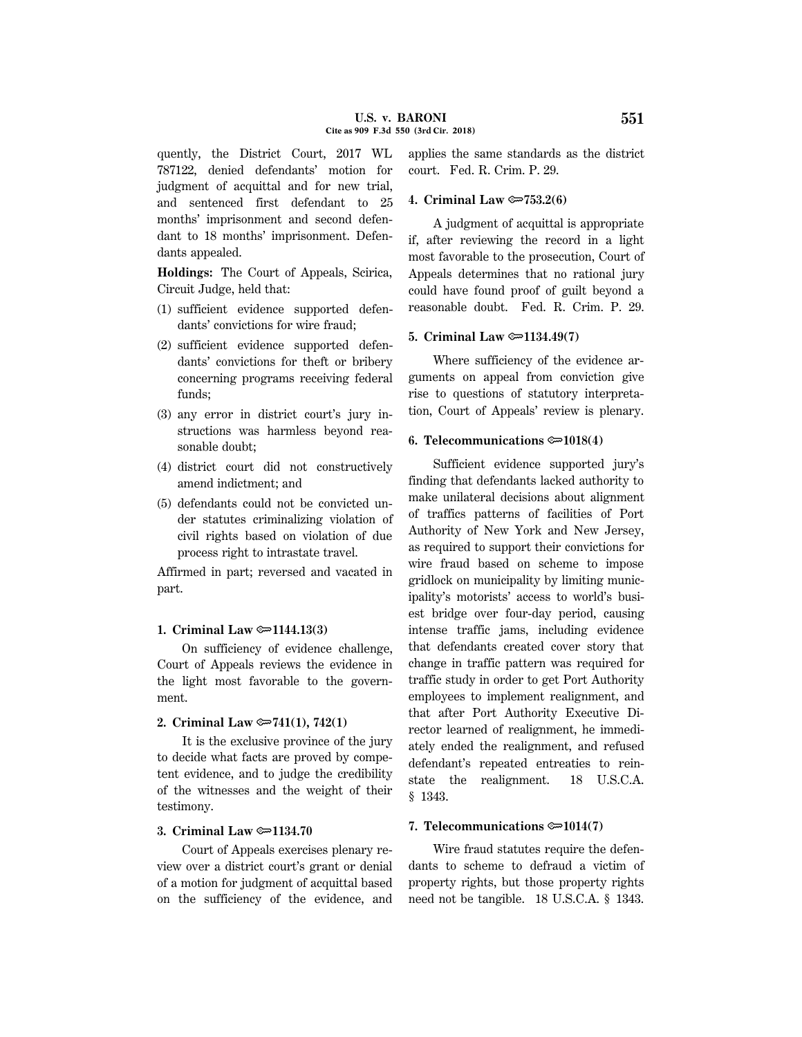quently, the District Court, 2017 WL 787122, denied defendants' motion for judgment of acquittal and for new trial, and sentenced first defendant to 25 months' imprisonment and second defendant to 18 months' imprisonment. Defendants appealed.

**Holdings:** The Court of Appeals, Scirica, Circuit Judge, held that:

(1) sufficient evidence supported defendants' convictions for wire fraud;

(2) sufficient evidence supported defendants' convictions for theft or bribery concerning programs receiving federal funds;

(3) any error in district court's jury instructions was harmless beyond reasonable doubt;

(4) district court did not constructively amend indictment; and

(5) defendants could not be convicted under statutes criminalizing violation of civil rights based on violation of due process right to intrastate travel.

Affirmed in part; reversed and vacated in part.

**1. Criminal Law ⟹1144.13(3)**

On sufficiency of evidence challenge, Court of Appeals reviews the evidence in the light most favorable to the government.

**2. Criminal Law ⟹741(1), 742(1)**

It is the exclusive province of the jury to decide what facts are proved by competent evidence, and to judge the credibility of the witnesses and the weight of their testimony.

**3. Criminal Law ⟹1134.70**

Court of Appeals exercises plenary review over a district court's grant or denial of a motion for judgment of acquittal based on the sufficiency of the evidence, and applies the same standards as the district court. Fed. R. Crim. P. 29.

**4. Criminal Law ⟹753.2(6)**

A judgment of acquittal is appropriate if, after reviewing the record in a light most favorable to the prosecution, Court of Appeals determines that no rational jury could have found proof of guilt beyond a reasonable doubt. Fed. R. Crim. P. 29.

**5. Criminal Law ⟹1134.49(7)**

Where sufficiency of the evidence arguments on appeal from conviction give rise to questions of statutory interpretation, Court of Appeals' review is plenary.

**6. Telecommunications ⟹1018(4)**

Sufficient evidence supported jury's finding that defendants lacked authority to make unilateral decisions about alignment of traffics patterns of facilities of Port Authority of New York and New Jersey, as required to support their convictions for wire fraud based on scheme to impose gridlock on municipality by limiting municipality's motorists' access to world's busiest bridge over four-day period, causing intense traffic jams, including evidence that defendants created cover story that change in traffic pattern was required for traffic study in order to get Port Authority employees to implement realignment, and that after Port Authority Executive Director learned of realignment, he immediately ended the realignment, and refused defendant's repeated entreaties to reinstate the realignment. 18 U.S.C.A. § 1343.

**7. Telecommunications ⟹1014(7)**

Wire fraud statutes require the defendants to scheme to defraud a victim of property rights, but those property rights need not be tangible. 18 U.S.C.A. § 1343.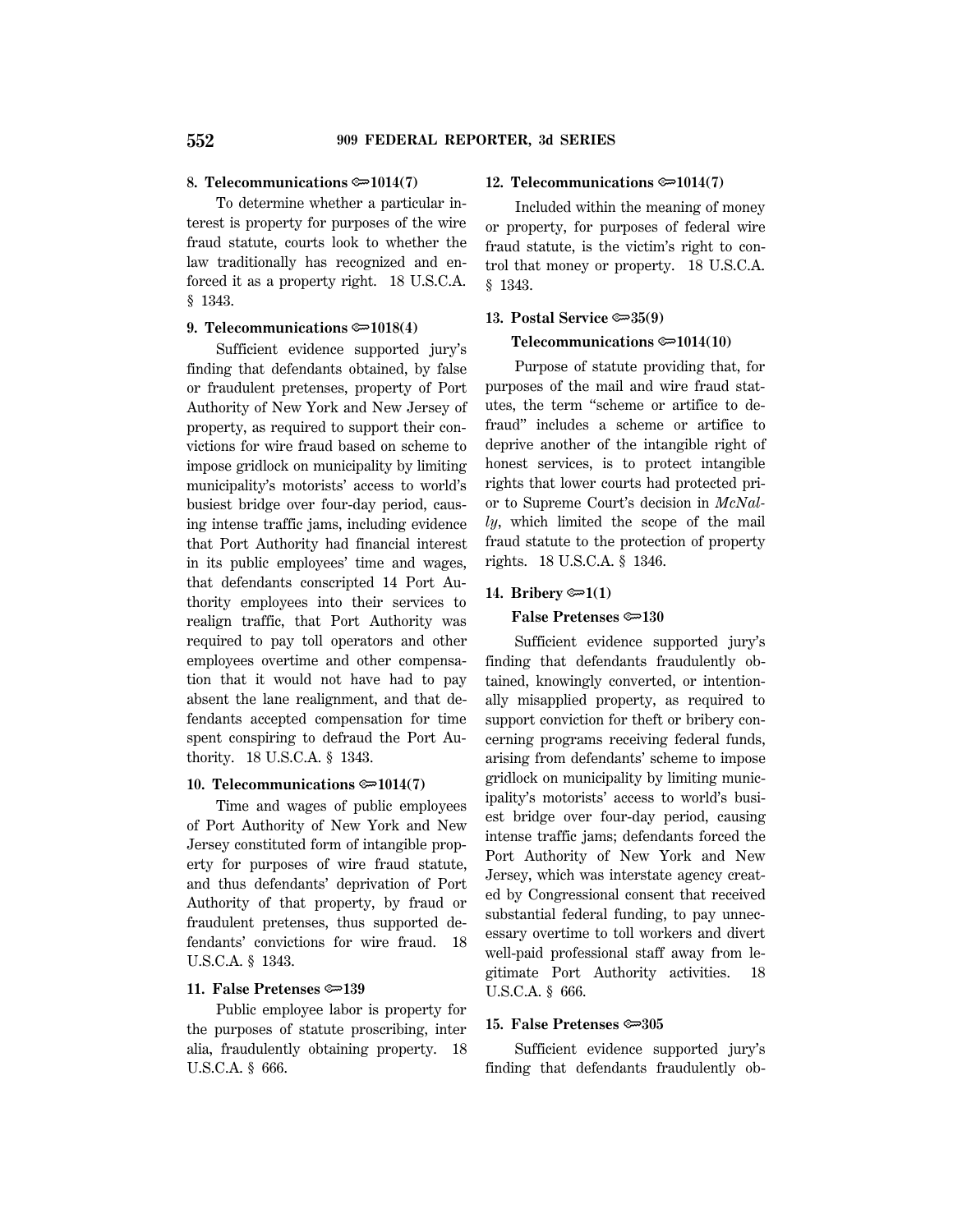**8. Telecommunications ⟹1014(7)**

To determine whether a particular interest is property for purposes of the wire fraud statute, courts look to whether the law traditionally has recognized and enforced it as a property right. 18 U.S.C.A. § 1343.

**9. Telecommunications ⟹1018(4)**

Sufficient evidence supported jury's finding that defendants obtained, by false or fraudulent pretenses, property of Port Authority of New York and New Jersey of property, as required to support their convictions for wire fraud based on scheme to impose gridlock on municipality by limiting municipality's motorists' access to world's busiest bridge over four-day period, causing intense traffic jams, including evidence that Port Authority had financial interest in its public employees' time and wages, that defendants conscripted 14 Port Authority employees into their services to realign traffic, that Port Authority was required to pay toll operators and other employees overtime and other compensation that it would not have had to pay absent the lane realignment, and that defendants accepted compensation for time spent conspiring to defraud the Port Authority. 18 U.S.C.A. § 1343.

**10. Telecommunications ⟹1014(7)**

Time and wages of public employees of Port Authority of New York and New Jersey constituted form of intangible property for purposes of wire fraud statute, and thus defendants' deprivation of Port Authority of that property, by fraud or fraudulent pretenses, thus supported defendants' convictions for wire fraud. 18 U.S.C.A. § 1343.

**11. False Pretenses ⟹139**

Public employee labor is property for the purposes of statute proscribing, inter alia, fraudulently obtaining property. 18 U.S.C.A. § 666.

**12. Telecommunications ⟹1014(7)**

Included within the meaning of money or property, for purposes of federal wire fraud statute, is the victim's right to control that money or property. 18 U.S.C.A. § 1343.

**13. Postal Service ⟹35(9)**

**Telecommunications ⟹1014(10)**

Purpose of statute providing that, for purposes of the mail and wire fraud statutes, the term "scheme or artifice to defraud" includes a scheme or artifice to deprive another of the intangible right of honest services, is to protect intangible rights that lower courts had protected prior to Supreme Court's decision in *McNally*, which limited the scope of the mail fraud statute to the protection of property rights. 18 U.S.C.A. § 1346.

**14. Bribery ⟹1(1)**

**False Pretenses ⟹130**

Sufficient evidence supported jury's finding that defendants fraudulently obtained, knowingly converted, or intentionally misapplied property, as required to support conviction for theft or bribery concerning programs receiving federal funds, arising from defendants' scheme to impose gridlock on municipality by limiting municipality's motorists' access to world's busiest bridge over four-day period, causing intense traffic jams; defendants forced the Port Authority of New York and New Jersey, which was interstate agency created by Congressional consent that received substantial federal funding, to pay unnecessary overtime to toll workers and divert well-paid professional staff away from legitimate Port Authority activities. 18 U.S.C.A. § 666.

**15. False Pretenses ⟹305**

Sufficient evidence supported jury's finding that defendants fraudulently ob-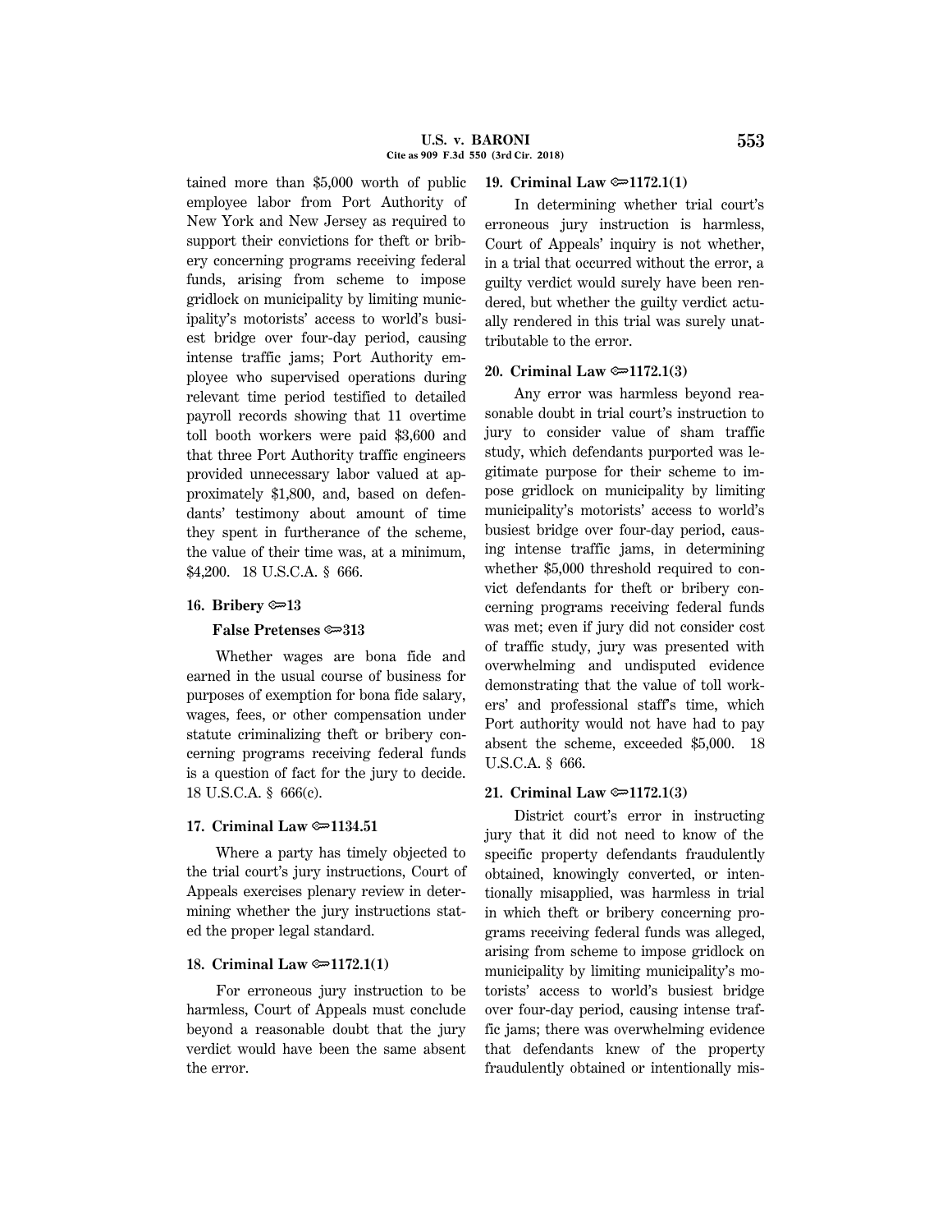tained more than $5,000 worth of public employee labor from Port Authority of New York and New Jersey as required to support their convictions for theft or bribery concerning programs receiving federal funds, arising from scheme to impose gridlock on municipality by limiting municipality's motorists' access to world's busiest bridge over four-day period, causing intense traffic jams; Port Authority employee who supervised operations during relevant time period testified to detailed payroll records showing that 11 overtime toll booth workers were paid $3,600 and that three Port Authority traffic engineers provided unnecessary labor valued at approximately $1,800, and, based on defendants' testimony about amount of time they spent in furtherance of the scheme, the value of their time was, at a minimum, $4,200. 18 U.S.C.A. § 666.

**16. Bribery ⚷13**

**False Pretenses ⚷313**

Whether wages are bona fide and earned in the usual course of business for purposes of exemption for bona fide salary, wages, fees, or other compensation under statute criminalizing theft or bribery concerning programs receiving federal funds is a question of fact for the jury to decide. 18 U.S.C.A. § 666(c).

**17. Criminal Law ⚷1134.51**

Where a party has timely objected to the trial court's jury instructions, Court of Appeals exercises plenary review in determining whether the jury instructions stated the proper legal standard.

**18. Criminal Law ⚷1172.1(1)**

For erroneous jury instruction to be harmless, Court of Appeals must conclude beyond a reasonable doubt that the jury verdict would have been the same absent the error.

**19. Criminal Law ⚷1172.1(1)**

In determining whether trial court's erroneous jury instruction is harmless, Court of Appeals' inquiry is not whether, in a trial that occurred without the error, a guilty verdict would surely have been rendered, but whether the guilty verdict actually rendered in this trial was surely unattributable to the error.

**20. Criminal Law ⚷1172.1(3)**

Any error was harmless beyond reasonable doubt in trial court's instruction to jury to consider value of sham traffic study, which defendants purported was legitimate purpose for their scheme to impose gridlock on municipality by limiting municipality's motorists' access to world's busiest bridge over four-day period, causing intense traffic jams, in determining whether $5,000 threshold required to convict defendants for theft or bribery concerning programs receiving federal funds was met; even if jury did not consider cost of traffic study, jury was presented with overwhelming and undisputed evidence demonstrating that the value of toll workers' and professional staff's time, which Port authority would not have had to pay absent the scheme, exceeded $5,000. 18 U.S.C.A. § 666.

**21. Criminal Law ⚷1172.1(3)**

District court's error in instructing jury that it did not need to know of the specific property defendants fraudulently obtained, knowingly converted, or intentionally misapplied, was harmless in trial in which theft or bribery concerning programs receiving federal funds was alleged, arising from scheme to impose gridlock on municipality by limiting municipality's motorists' access to world's busiest bridge over four-day period, causing intense traffic jams; there was overwhelming evidence that defendants knew of the property fraudulently obtained or intentionally mis-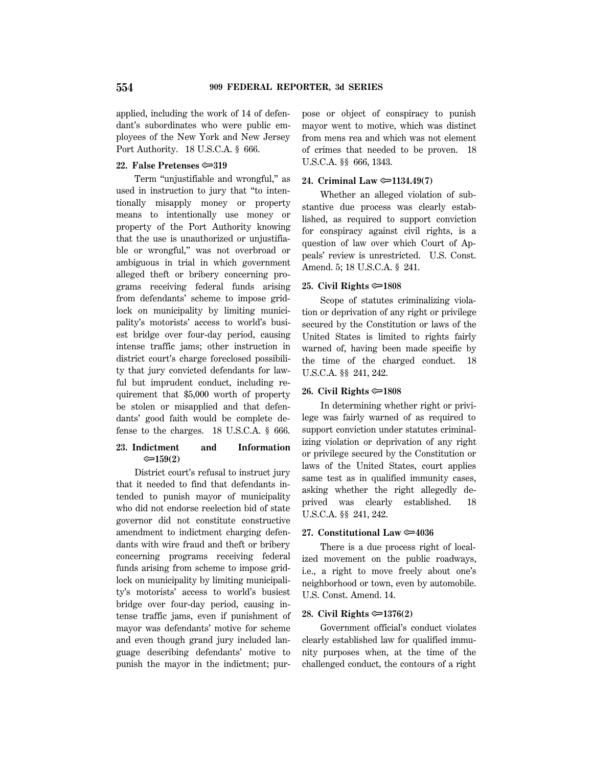applied, including the work of 14 of defendant's subordinates who were public employees of the New York and New Jersey Port Authority. 18 U.S.C.A. § 666.

**22. False Pretenses ⚩319**

Term "unjustifiable and wrongful," as used in instruction to jury that "to intentionally misapply money or property means to intentionally use money or property of the Port Authority knowing that the use is unauthorized or unjustifiable or wrongful," was not overbroad or ambiguous in trial in which government alleged theft or bribery concerning programs receiving federal funds arising from defendants' scheme to impose gridlock on municipality by limiting municipality's motorists' access to world's busiest bridge over four-day period, causing intense traffic jams; other instruction in district court's charge foreclosed possibility that jury convicted defendants for lawful but imprudent conduct, including requirement that $5,000 worth of property be stolen or misapplied and that defendants' good faith would be complete defense to the charges. 18 U.S.C.A. § 666.

**23. Indictment and Information ⚩159(2)**

District court's refusal to instruct jury that it needed to find that defendants intended to punish mayor of municipality who did not endorse reelection bid of state governor did not constitute constructive amendment to indictment charging defendants with wire fraud and theft or bribery concerning programs receiving federal funds arising from scheme to impose gridlock on municipality by limiting municipality's motorists' access to world's busiest bridge over four-day period, causing intense traffic jams, even if punishment of mayor was defendants' motive for scheme and even though grand jury included language describing defendants' motive to punish the mayor in the indictment; purpose or object of conspiracy to punish mayor went to motive, which was distinct from mens rea and which was not element of crimes that needed to be proven. 18 U.S.C.A. §§ 666, 1343.

**24. Criminal Law ⚩1134.49(7)**

Whether an alleged violation of substantive due process was clearly established, as required to support conviction for conspiracy against civil rights, is a question of law over which Court of Appeals' review is unrestricted. U.S. Const. Amend. 5; 18 U.S.C.A. § 241.

**25. Civil Rights ⚩1808**

Scope of statutes criminalizing violation or deprivation of any right or privilege secured by the Constitution or laws of the United States is limited to rights fairly warned of, having been made specific by the time of the charged conduct. 18 U.S.C.A. §§ 241, 242.

**26. Civil Rights ⚩1808**

In determining whether right or privilege was fairly warned of as required to support conviction under statutes criminalizing violation or deprivation of any right or privilege secured by the Constitution or laws of the United States, court applies same test as in qualified immunity cases, asking whether the right allegedly deprived was clearly established. 18 U.S.C.A. §§ 241, 242.

**27. Constitutional Law ⚩4036**

There is a due process right of localized movement on the public roadways, i.e., a right to move freely about one's neighborhood or town, even by automobile. U.S. Const. Amend. 14.

**28. Civil Rights ⚩1376(2)**

Government official's conduct violates clearly established law for qualified immunity purposes when, at the time of the challenged conduct, the contours of a right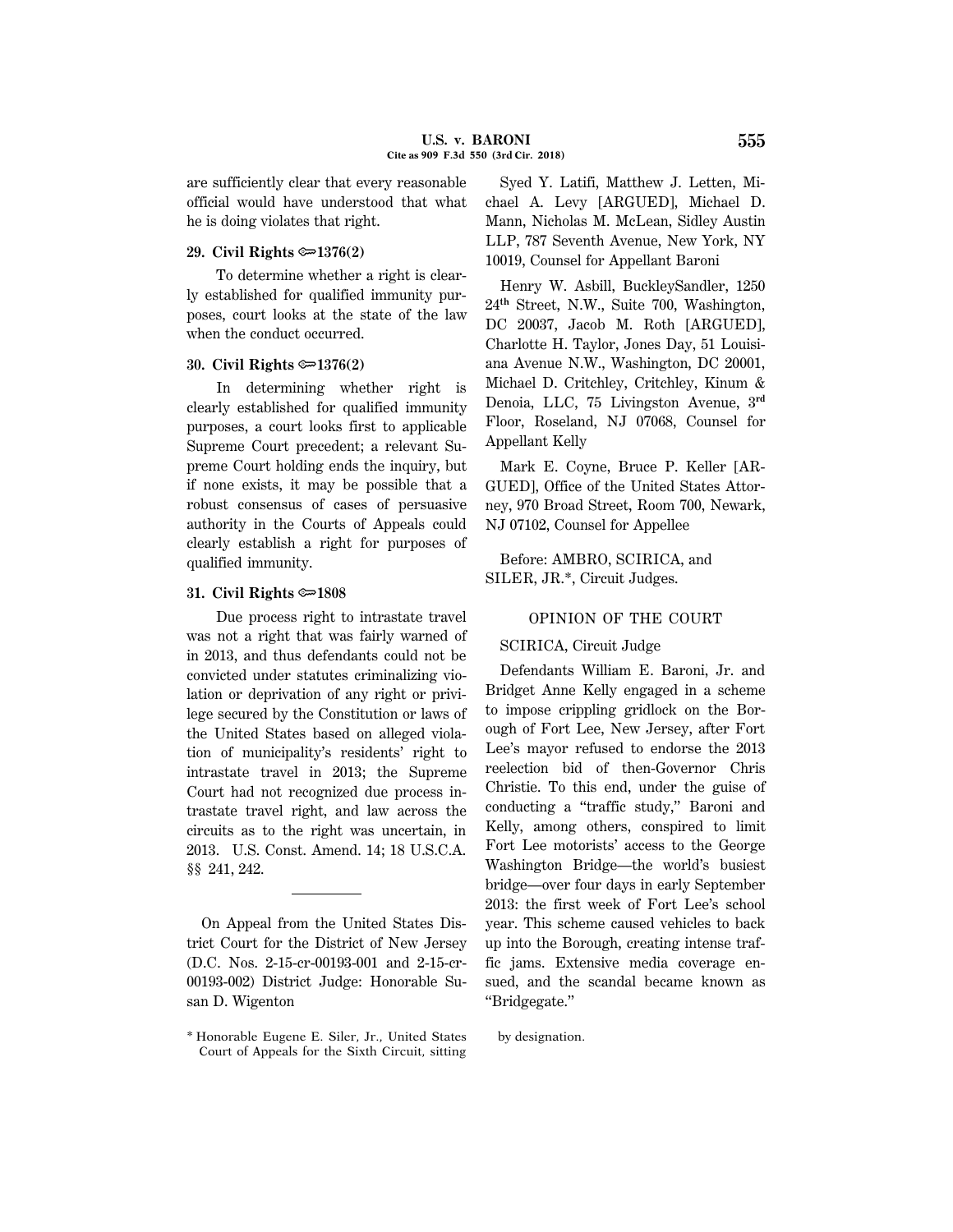are sufficiently clear that every reasonable official would have understood that what he is doing violates that right.

**29. Civil Rights ⚖1376(2)**

To determine whether a right is clearly established for qualified immunity purposes, court looks at the state of the law when the conduct occurred.

**30. Civil Rights ⚖1376(2)**

In determining whether right is clearly established for qualified immunity purposes, a court looks first to applicable Supreme Court precedent; a relevant Supreme Court holding ends the inquiry, but if none exists, it may be possible that a robust consensus of cases of persuasive authority in the Courts of Appeals could clearly establish a right for purposes of qualified immunity.

**31. Civil Rights ⚖1808**

Due process right to intrastate travel was not a right that was fairly warned of in 2013, and thus defendants could not be convicted under statutes criminalizing violation or deprivation of any right or privilege secured by the Constitution or laws of the United States based on alleged violation of municipality's residents' right to intrastate travel in 2013; the Supreme Court had not recognized due process intrastate travel right, and law across the circuits as to the right was uncertain, in 2013. U.S. Const. Amend. 14; 18 U.S.C.A. §§ 241, 242.

---

On Appeal from the United States District Court for the District of New Jersey (D.C. Nos. 2-15-cr-00193-001 and 2-15-cr-00193-002) District Judge: Honorable Susan D. Wigenton

Syed Y. Latifi, Matthew J. Letten, Michael A. Levy [ARGUED], Michael D. Mann, Nicholas M. McLean, Sidley Austin LLP, 787 Seventh Avenue, New York, NY 10019, Counsel for Appellant Baroni

Henry W. Asbill, BuckleySandler, 1250 24th Street, N.W., Suite 700, Washington, DC 20037, Jacob M. Roth [ARGUED], Charlotte H. Taylor, Jones Day, 51 Louisiana Avenue N.W., Washington, DC 20001, Michael D. Critchley, Critchley, Kinum & Denoia, LLC, 75 Livingston Avenue, 3rd Floor, Roseland, NJ 07068, Counsel for Appellant Kelly

Mark E. Coyne, Bruce P. Keller [ARGUED], Office of the United States Attorney, 970 Broad Street, Room 700, Newark, NJ 07102, Counsel for Appellee

Before: AMBRO, SCIRICA, and SILER, JR.*, Circuit Judges.

OPINION OF THE COURT

SCIRICA, Circuit Judge

Defendants William E. Baroni, Jr. and Bridget Anne Kelly engaged in a scheme to impose crippling gridlock on the Borough of Fort Lee, New Jersey, after Fort Lee's mayor refused to endorse the 2013 reelection bid of then-Governor Chris Christie. To this end, under the guise of conducting a "traffic study," Baroni and Kelly, among others, conspired to limit Fort Lee motorists' access to the George Washington Bridge—the world's busiest bridge—over four days in early September 2013: the first week of Fort Lee's school year. This scheme caused vehicles to back up into the Borough, creating intense traffic jams. Extensive media coverage ensued, and the scandal became known as "Bridgegate."

\* Honorable Eugene E. Siler, Jr., United States Court of Appeals for the Sixth Circuit, sitting by designation.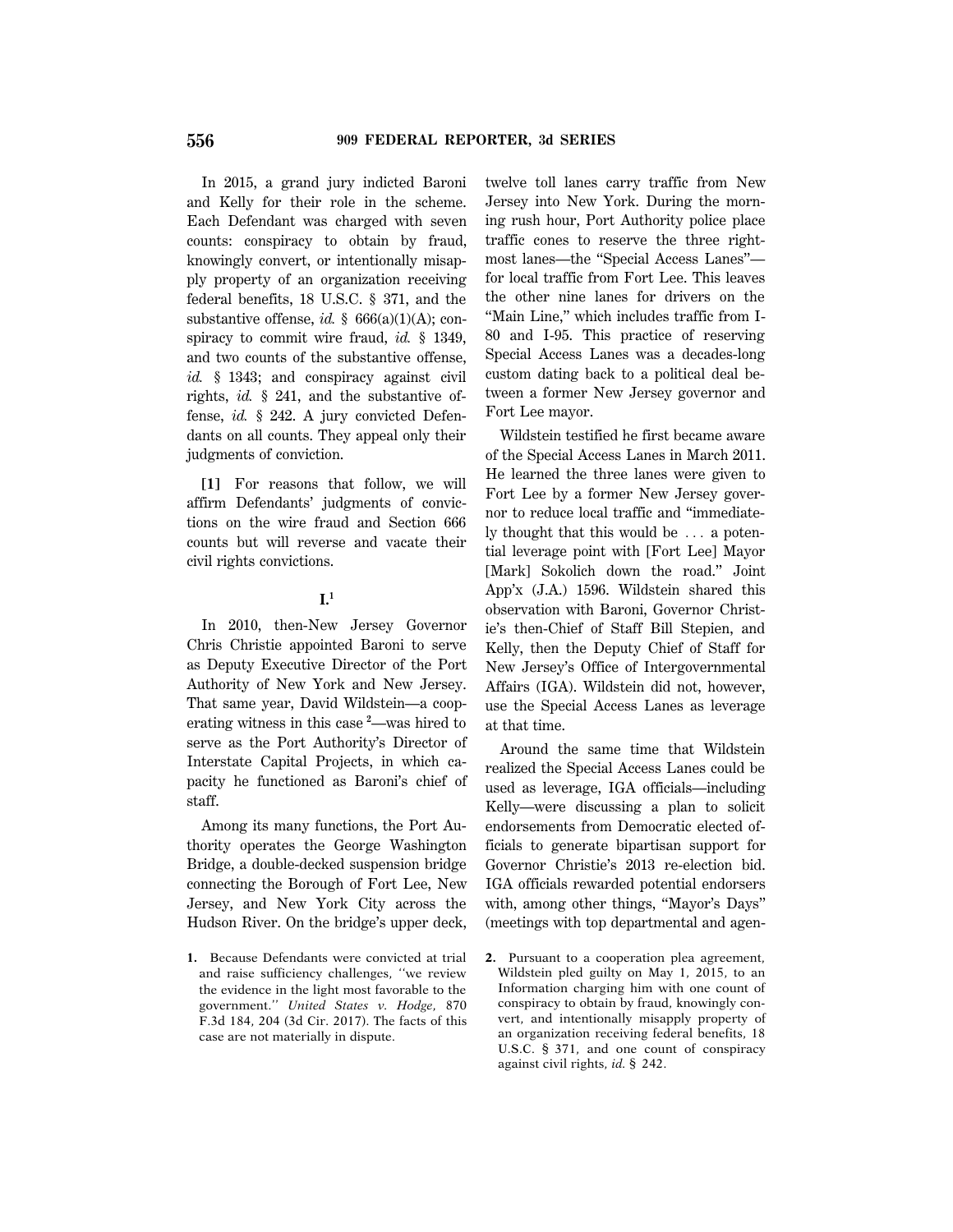In 2015, a grand jury indicted Baroni and Kelly for their role in the scheme. Each Defendant was charged with seven counts: conspiracy to obtain by fraud, knowingly convert, or intentionally misapply property of an organization receiving federal benefits, 18 U.S.C. § 371, and the substantive offense, *id.* § 666(a)(1)(A); conspiracy to commit wire fraud, *id.* § 1349, and two counts of the substantive offense, *id.* § 1343; and conspiracy against civil rights, *id.* § 241, and the substantive offense, *id.* § 242. A jury convicted Defendants on all counts. They appeal only their judgments of conviction.

**[1]** For reasons that follow, we will affirm Defendants' judgments of convictions on the wire fraud and Section 666 counts but will reverse and vacate their civil rights convictions.

## I.[1]

In 2010, then-New Jersey Governor Chris Christie appointed Baroni to serve as Deputy Executive Director of the Port Authority of New York and New Jersey. That same year, David Wildstein—a cooperating witness in this case[2]—was hired to serve as the Port Authority's Director of Interstate Capital Projects, in which capacity he functioned as Baroni's chief of staff.

Among its many functions, the Port Authority operates the George Washington Bridge, a double-decked suspension bridge connecting the Borough of Fort Lee, New Jersey, and New York City across the Hudson River. On the bridge's upper deck, twelve toll lanes carry traffic from New Jersey into New York. During the morning rush hour, Port Authority police place traffic cones to reserve the three rightmost lanes—the "Special Access Lanes"—for local traffic from Fort Lee. This leaves the other nine lanes for drivers on the "Main Line," which includes traffic from I-80 and I-95. This practice of reserving Special Access Lanes was a decades-long custom dating back to a political deal between a former New Jersey governor and Fort Lee mayor.

Wildstein testified he first became aware of the Special Access Lanes in March 2011. He learned the three lanes were given to Fort Lee by a former New Jersey governor to reduce local traffic and "immediately thought that this would be . . . a potential leverage point with [Fort Lee] Mayor [Mark] Sokolich down the road." Joint App'x (J.A.) 1596. Wildstein shared this observation with Baroni, Governor Christie's then-Chief of Staff Bill Stepien, and Kelly, then the Deputy Chief of Staff for New Jersey's Office of Intergovernmental Affairs (IGA). Wildstein did not, however, use the Special Access Lanes as leverage at that time.

Around the same time that Wildstein realized the Special Access Lanes could be used as leverage, IGA officials—including Kelly—were discussing a plan to solicit endorsements from Democratic elected officials to generate bipartisan support for Governor Christie's 2013 re-election bid. IGA officials rewarded potential endorsers with, among other things, "Mayor's Days" (meetings with top departmental and agen-

---

1. Because Defendants were convicted at trial and raise sufficiency challenges, "we review the evidence in the light most favorable to the government." *United States v. Hodge*, 870 F.3d 184, 204 (3d Cir. 2017). The facts of this case are not materially in dispute.

2. Pursuant to a cooperation plea agreement, Wildstein pled guilty on May 1, 2015, to an Information charging him with one count of conspiracy to obtain by fraud, knowingly convert, and intentionally misapply property of an organization receiving federal benefits, 18 U.S.C. § 371, and one count of conspiracy against civil rights, *id.* § 242.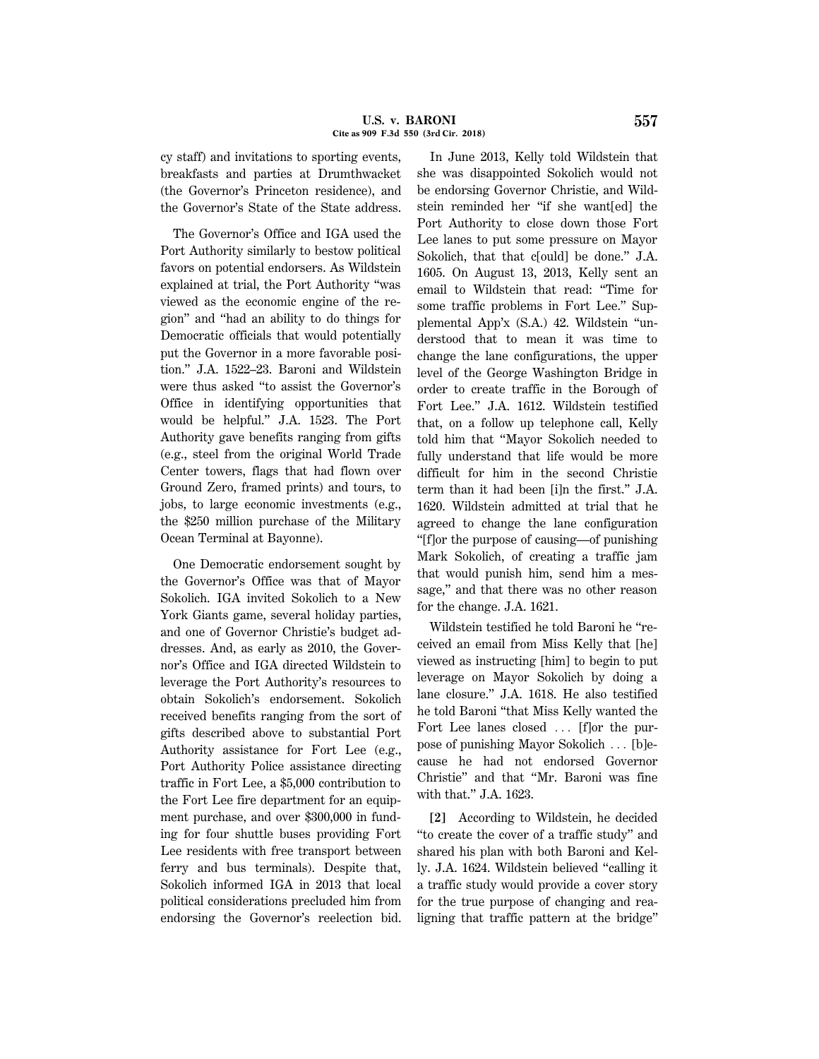cy staff) and invitations to sporting events, breakfasts and parties at Drumthwacket (the Governor's Princeton residence), and the Governor's State of the State address.

The Governor's Office and IGA used the Port Authority similarly to bestow political favors on potential endorsers. As Wildstein explained at trial, the Port Authority "was viewed as the economic engine of the region" and "had an ability to do things for Democratic officials that would potentially put the Governor in a more favorable position." J.A. 1522–23. Baroni and Wildstein were thus asked "to assist the Governor's Office in identifying opportunities that would be helpful." J.A. 1523. The Port Authority gave benefits ranging from gifts (e.g., steel from the original World Trade Center towers, flags that had flown over Ground Zero, framed prints) and tours, to jobs, to large economic investments (e.g., the $250 million purchase of the Military Ocean Terminal at Bayonne).

One Democratic endorsement sought by the Governor's Office was that of Mayor Sokolich. IGA invited Sokolich to a New York Giants game, several holiday parties, and one of Governor Christie's budget addresses. And, as early as 2010, the Governor's Office and IGA directed Wildstein to leverage the Port Authority's resources to obtain Sokolich's endorsement. Sokolich received benefits ranging from the sort of gifts described above to substantial Port Authority assistance for Fort Lee (e.g., Port Authority Police assistance directing traffic in Fort Lee, a $5,000 contribution to the Fort Lee fire department for an equipment purchase, and over $300,000 in funding for four shuttle buses providing Fort Lee residents with free transport between ferry and bus terminals). Despite that, Sokolich informed IGA in 2013 that local political considerations precluded him from endorsing the Governor's reelection bid.

In June 2013, Kelly told Wildstein that she was disappointed Sokolich would not be endorsing Governor Christie, and Wildstein reminded her "if she want[ed] the Port Authority to close down those Fort Lee lanes to put some pressure on Mayor Sokolich, that that c[ould] be done." J.A. 1605. On August 13, 2013, Kelly sent an email to Wildstein that read: "Time for some traffic problems in Fort Lee." Supplemental App'x (S.A.) 42. Wildstein "understood that to mean it was time to change the lane configurations, the upper level of the George Washington Bridge in order to create traffic in the Borough of Fort Lee." J.A. 1612. Wildstein testified that, on a follow up telephone call, Kelly told him that "Mayor Sokolich needed to fully understand that life would be more difficult for him in the second Christie term than it had been [i]n the first." J.A. 1620. Wildstein admitted at trial that he agreed to change the lane configuration "[f]or the purpose of causing—of punishing Mark Sokolich, of creating a traffic jam that would punish him, send him a message," and that there was no other reason for the change. J.A. 1621.

Wildstein testified he told Baroni he "received an email from Miss Kelly that [he] viewed as instructing [him] to begin to put leverage on Mayor Sokolich by doing a lane closure." J.A. 1618. He also testified he told Baroni "that Miss Kelly wanted the Fort Lee lanes closed … [f]or the purpose of punishing Mayor Sokolich … [b]ecause he had not endorsed Governor Christie" and that "Mr. Baroni was fine with that." J.A. 1623.

**[2]** According to Wildstein, he decided "to create the cover of a traffic study" and shared his plan with both Baroni and Kelly. J.A. 1624. Wildstein believed "calling it a traffic study would provide a cover story for the true purpose of changing and realigning that traffic pattern at the bridge"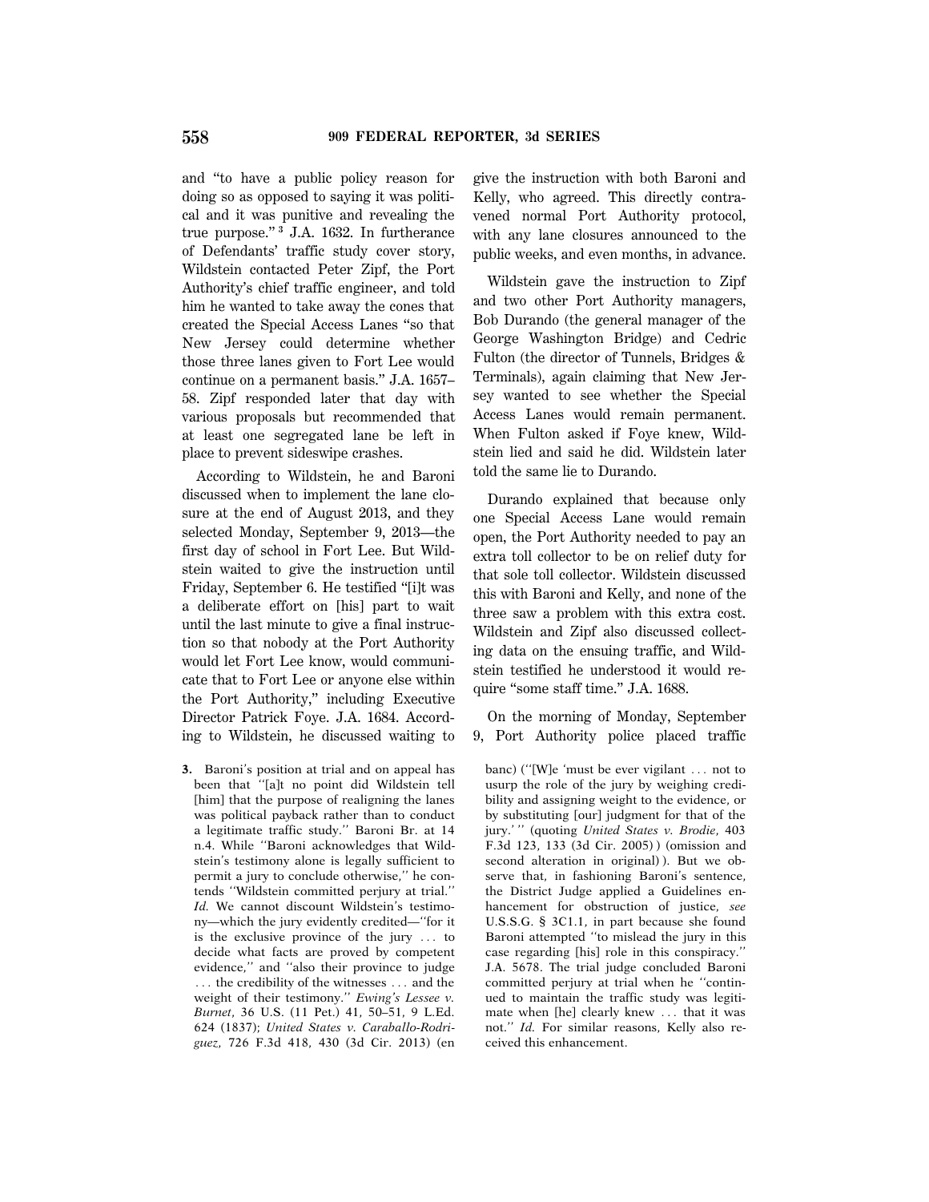and "to have a public policy reason for doing so as opposed to saying it was political and it was punitive and revealing the true purpose."[3] J.A. 1632. In furtherance of Defendants' traffic study cover story, Wildstein contacted Peter Zipf, the Port Authority's chief traffic engineer, and told him he wanted to take away the cones that created the Special Access Lanes "so that New Jersey could determine whether those three lanes given to Fort Lee would continue on a permanent basis." J.A. 1657–58. Zipf responded later that day with various proposals but recommended that at least one segregated lane be left in place to prevent sideswipe crashes.

According to Wildstein, he and Baroni discussed when to implement the lane closure at the end of August 2013, and they selected Monday, September 9, 2013—the first day of school in Fort Lee. But Wildstein waited to give the instruction until Friday, September 6. He testified "[i]t was a deliberate effort on [his] part to wait until the last minute to give a final instruction so that nobody at the Port Authority would let Fort Lee know, would communicate that to Fort Lee or anyone else within the Port Authority," including Executive Director Patrick Foye. J.A. 1684. According to Wildstein, he discussed waiting to give the instruction with both Baroni and Kelly, who agreed. This directly contravened normal Port Authority protocol, with any lane closures announced to the public weeks, and even months, in advance.

Wildstein gave the instruction to Zipf and two other Port Authority managers, Bob Durando (the general manager of the George Washington Bridge) and Cedric Fulton (the director of Tunnels, Bridges & Terminals), again claiming that New Jersey wanted to see whether the Special Access Lanes would remain permanent. When Fulton asked if Foye knew, Wildstein lied and said he did. Wildstein later told the same lie to Durando.

Durando explained that because only one Special Access Lane would remain open, the Port Authority needed to pay an extra toll collector to be on relief duty for that sole toll collector. Wildstein discussed this with Baroni and Kelly, and none of the three saw a problem with this extra cost. Wildstein and Zipf also discussed collecting data on the ensuing traffic, and Wildstein testified he understood it would require "some staff time." J.A. 1688.

On the morning of Monday, September 9, Port Authority police placed traffic

---

3. Baroni's position at trial and on appeal has been that "[a]t no point did Wildstein tell [him] that the purpose of realigning the lanes was political payback rather than to conduct a legitimate traffic study." Baroni Br. at 14 n.4. While "Baroni acknowledges that Wildstein's testimony alone is legally sufficient to permit a jury to conclude otherwise," he contends "Wildstein committed perjury at trial." *Id.* We cannot discount Wildstein's testimony—which the jury evidently credited—"for it is the exclusive province of the jury ... to decide what facts are proved by competent evidence," and "also their province to judge ... the credibility of the witnesses ... and the weight of their testimony." *Ewing's Lessee v. Burnet*, 36 U.S. (11 Pet.) 41, 50–51, 9 L.Ed. 624 (1837); *United States v. Caraballo-Rodriguez*, 726 F.3d 418, 430 (3d Cir. 2013) (en banc) ("[W]e 'must be ever vigilant ... not to usurp the role of the jury by weighing credibility and assigning weight to the evidence, or by substituting [our] judgment for that of the jury.'" (quoting *United States v. Brodie*, 403 F.3d 123, 133 (3d Cir. 2005)) (omission and second alteration in original)). But we observe that, in fashioning Baroni's sentence, the District Judge applied a Guidelines enhancement for obstruction of justice, *see* U.S.S.G. § 3C1.1, in part because she found Baroni attempted "to mislead the jury in this case regarding [his] role in this conspiracy." J.A. 5678. The trial judge concluded Baroni committed perjury at trial when he "continued to maintain the traffic study was legitimate when [he] clearly knew ... that it was not." *Id.* For similar reasons, Kelly also received this enhancement.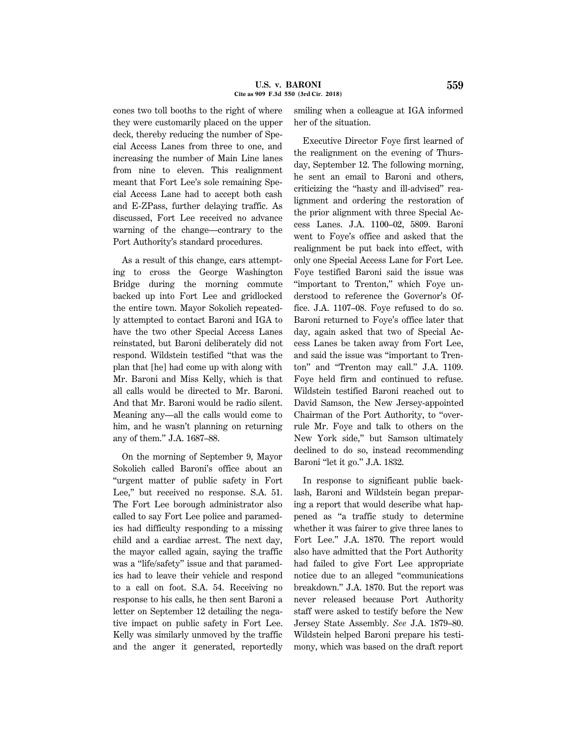cones two toll booths to the right of where they were customarily placed on the upper deck, thereby reducing the number of Special Access Lanes from three to one, and increasing the number of Main Line lanes from nine to eleven. This realignment meant that Fort Lee's sole remaining Special Access Lane had to accept both cash and E-ZPass, further delaying traffic. As discussed, Fort Lee received no advance warning of the change—contrary to the Port Authority's standard procedures.

As a result of this change, cars attempting to cross the George Washington Bridge during the morning commute backed up into Fort Lee and gridlocked the entire town. Mayor Sokolich repeatedly attempted to contact Baroni and IGA to have the two other Special Access Lanes reinstated, but Baroni deliberately did not respond. Wildstein testified "that was the plan that [he] had come up with along with Mr. Baroni and Miss Kelly, which is that all calls would be directed to Mr. Baroni. And that Mr. Baroni would be radio silent. Meaning any—all the calls would come to him, and he wasn't planning on returning any of them." J.A. 1687–88.

On the morning of September 9, Mayor Sokolich called Baroni's office about an "urgent matter of public safety in Fort Lee," but received no response. S.A. 51. The Fort Lee borough administrator also called to say Fort Lee police and paramedics had difficulty responding to a missing child and a cardiac arrest. The next day, the mayor called again, saying the traffic was a "life/safety" issue and that paramedics had to leave their vehicle and respond to a call on foot. S.A. 54. Receiving no response to his calls, he then sent Baroni a letter on September 12 detailing the negative impact on public safety in Fort Lee. Kelly was similarly unmoved by the traffic and the anger it generated, reportedly smiling when a colleague at IGA informed her of the situation.

Executive Director Foye first learned of the realignment on the evening of Thursday, September 12. The following morning, he sent an email to Baroni and others, criticizing the "hasty and ill-advised" realignment and ordering the restoration of the prior alignment with three Special Access Lanes. J.A. 1100–02, 5809. Baroni went to Foye's office and asked that the realignment be put back into effect, with only one Special Access Lane for Fort Lee. Foye testified Baroni said the issue was "important to Trenton," which Foye understood to reference the Governor's Office. J.A. 1107–08. Foye refused to do so. Baroni returned to Foye's office later that day, again asked that two of Special Access Lanes be taken away from Fort Lee, and said the issue was "important to Trenton" and "Trenton may call." J.A. 1109. Foye held firm and continued to refuse. Wildstein testified Baroni reached out to David Samson, the New Jersey-appointed Chairman of the Port Authority, to "overrule Mr. Foye and talk to others on the New York side," but Samson ultimately declined to do so, instead recommending Baroni "let it go." J.A. 1832.

In response to significant public backlash, Baroni and Wildstein began preparing a report that would describe what happened as "a traffic study to determine whether it was fairer to give three lanes to Fort Lee." J.A. 1870. The report would also have admitted that the Port Authority had failed to give Fort Lee appropriate notice due to an alleged "communications breakdown." J.A. 1870. But the report was never released because Port Authority staff were asked to testify before the New Jersey State Assembly. *See* J.A. 1879–80. Wildstein helped Baroni prepare his testimony, which was based on the draft report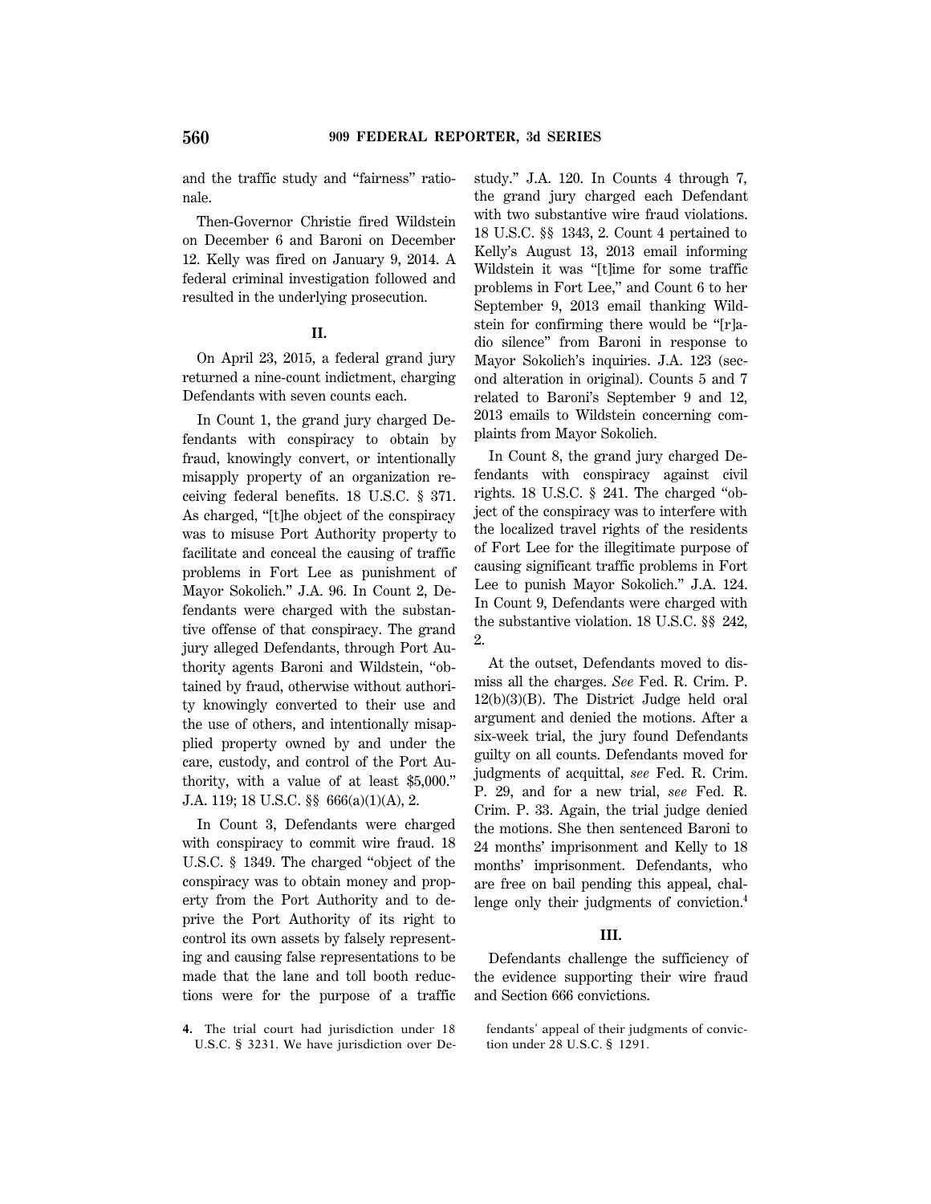and the traffic study and "fairness" rationale.

Then-Governor Christie fired Wildstein on December 6 and Baroni on December 12. Kelly was fired on January 9, 2014. A federal criminal investigation followed and resulted in the underlying prosecution.

## II.

On April 23, 2015, a federal grand jury returned a nine-count indictment, charging Defendants with seven counts each.

In Count 1, the grand jury charged Defendants with conspiracy to obtain by fraud, knowingly convert, or intentionally misapply property of an organization receiving federal benefits. 18 U.S.C. § 371. As charged, "[t]he object of the conspiracy was to misuse Port Authority property to facilitate and conceal the causing of traffic problems in Fort Lee as punishment of Mayor Sokolich." J.A. 96. In Count 2, Defendants were charged with the substantive offense of that conspiracy. The grand jury alleged Defendants, through Port Authority agents Baroni and Wildstein, "obtained by fraud, otherwise without authority knowingly converted to their use and the use of others, and intentionally misapplied property owned by and under the care, custody, and control of the Port Authority, with a value of at least $5,000." J.A. 119; 18 U.S.C. §§ 666(a)(1)(A), 2.

In Count 3, Defendants were charged with conspiracy to commit wire fraud. 18 U.S.C. § 1349. The charged "object of the conspiracy was to obtain money and property from the Port Authority and to deprive the Port Authority of its right to control its own assets by falsely representing and causing false representations to be made that the lane and toll booth reductions were for the purpose of a traffic study." J.A. 120. In Counts 4 through 7, the grand jury charged each Defendant with two substantive wire fraud violations. 18 U.S.C. §§ 1343, 2. Count 4 pertained to Kelly's August 13, 2013 email informing Wildstein it was "[t]ime for some traffic problems in Fort Lee," and Count 6 to her September 9, 2013 email thanking Wildstein for confirming there would be "[r]adio silence" from Baroni in response to Mayor Sokolich's inquiries. J.A. 123 (second alteration in original). Counts 5 and 7 related to Baroni's September 9 and 12, 2013 emails to Wildstein concerning complaints from Mayor Sokolich.

In Count 8, the grand jury charged Defendants with conspiracy against civil rights. 18 U.S.C. § 241. The charged "object of the conspiracy was to interfere with the localized travel rights of the residents of Fort Lee for the illegitimate purpose of causing significant traffic problems in Fort Lee to punish Mayor Sokolich." J.A. 124. In Count 9, Defendants were charged with the substantive violation. 18 U.S.C. §§ 242, 2.

At the outset, Defendants moved to dismiss all the charges. *See* Fed. R. Crim. P. 12(b)(3)(B). The District Judge held oral argument and denied the motions. After a six-week trial, the jury found Defendants guilty on all counts. Defendants moved for judgments of acquittal, *see* Fed. R. Crim. P. 29, and for a new trial, *see* Fed. R. Crim. P. 33. Again, the trial judge denied the motions. She then sentenced Baroni to 24 months' imprisonment and Kelly to 18 months' imprisonment. Defendants, who are free on bail pending this appeal, challenge only their judgments of conviction.[4]

## III.

Defendants challenge the sufficiency of the evidence supporting their wire fraud and Section 666 convictions.

4. The trial court had jurisdiction under 18 U.S.C. § 3231. We have jurisdiction over Defendants' appeal of their judgments of conviction under 28 U.S.C. § 1291.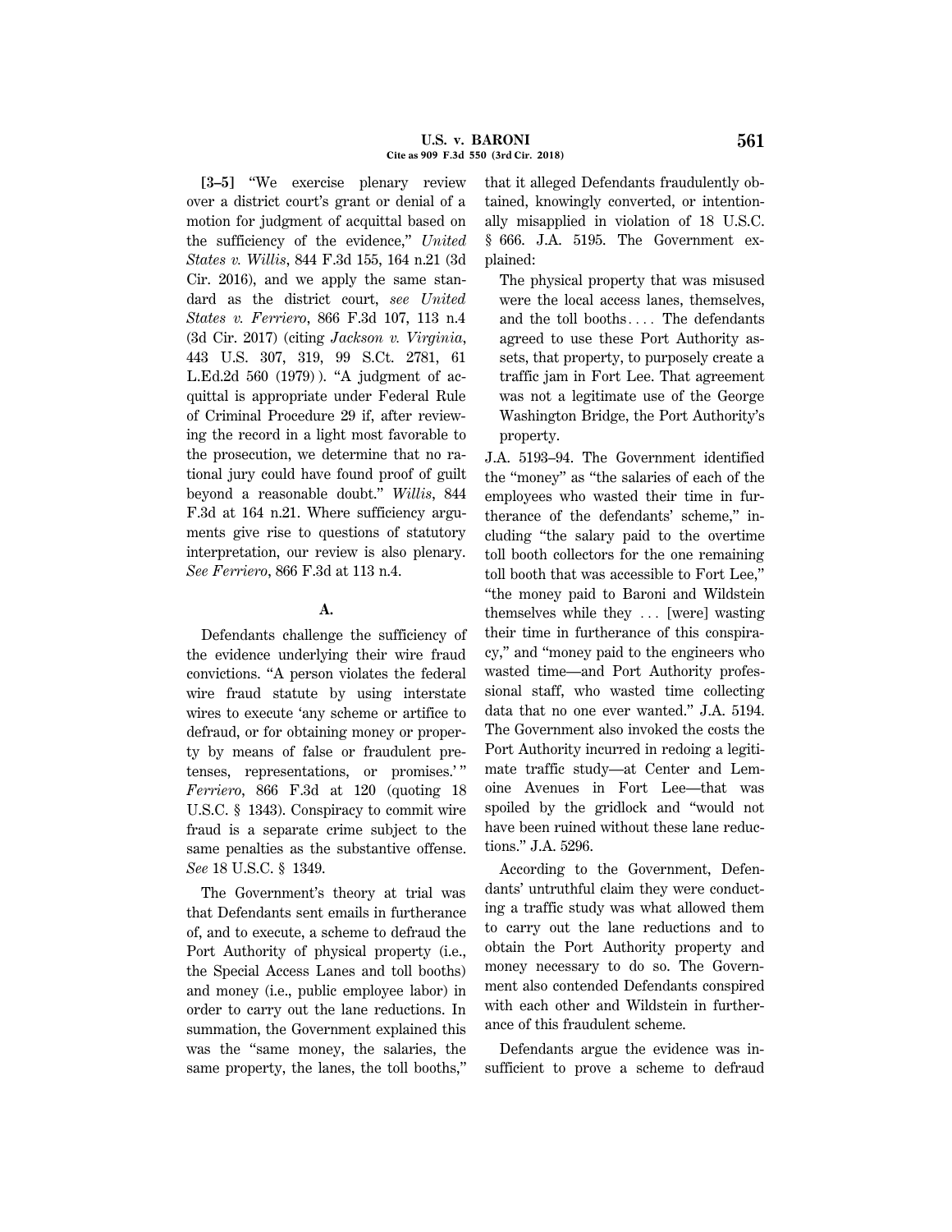**[3–5]** "We exercise plenary review over a district court's grant or denial of a motion for judgment of acquittal based on the sufficiency of the evidence," *United States v. Willis*, 844 F.3d 155, 164 n.21 (3d Cir. 2016), and we apply the same standard as the district court, *see United States v. Ferriero*, 866 F.3d 107, 113 n.4 (3d Cir. 2017) (citing *Jackson v. Virginia*, 443 U.S. 307, 319, 99 S.Ct. 2781, 61 L.Ed.2d 560 (1979) ). "A judgment of acquittal is appropriate under Federal Rule of Criminal Procedure 29 if, after reviewing the record in a light most favorable to the prosecution, we determine that no rational jury could have found proof of guilt beyond a reasonable doubt." *Willis*, 844 F.3d at 164 n.21. Where sufficiency arguments give rise to questions of statutory interpretation, our review is also plenary. *See Ferriero*, 866 F.3d at 113 n.4.

## A.

Defendants challenge the sufficiency of the evidence underlying their wire fraud convictions. "A person violates the federal wire fraud statute by using interstate wires to execute 'any scheme or artifice to defraud, or for obtaining money or property by means of false or fraudulent pretenses, representations, or promises.' " *Ferriero*, 866 F.3d at 120 (quoting 18 U.S.C. § 1343). Conspiracy to commit wire fraud is a separate crime subject to the same penalties as the substantive offense. *See* 18 U.S.C. § 1349.

The Government's theory at trial was that Defendants sent emails in furtherance of, and to execute, a scheme to defraud the Port Authority of physical property (i.e., the Special Access Lanes and toll booths) and money (i.e., public employee labor) in order to carry out the lane reductions. In summation, the Government explained this was the "same money, the salaries, the same property, the lanes, the toll booths," that it alleged Defendants fraudulently obtained, knowingly converted, or intentionally misapplied in violation of 18 U.S.C. § 666. J.A. 5195. The Government explained:

> The physical property that was misused were the local access lanes, themselves, and the toll booths.... The defendants agreed to use these Port Authority assets, that property, to purposely create a traffic jam in Fort Lee. That agreement was not a legitimate use of the George Washington Bridge, the Port Authority's property.

J.A. 5193–94. The Government identified the "money" as "the salaries of each of the employees who wasted their time in furtherance of the defendants' scheme," including "the salary paid to the overtime toll booth collectors for the one remaining toll booth that was accessible to Fort Lee," "the money paid to Baroni and Wildstein themselves while they ... [were] wasting their time in furtherance of this conspiracy," and "money paid to the engineers who wasted time—and Port Authority professional staff, who wasted time collecting data that no one ever wanted." J.A. 5194. The Government also invoked the costs the Port Authority incurred in redoing a legitimate traffic study—at Center and Lemoine Avenues in Fort Lee—that was spoiled by the gridlock and "would not have been ruined without these lane reductions." J.A. 5296.

According to the Government, Defendants' untruthful claim they were conducting a traffic study was what allowed them to carry out the lane reductions and to obtain the Port Authority property and money necessary to do so. The Government also contended Defendants conspired with each other and Wildstein in furtherance of this fraudulent scheme.

Defendants argue the evidence was insufficient to prove a scheme to defraud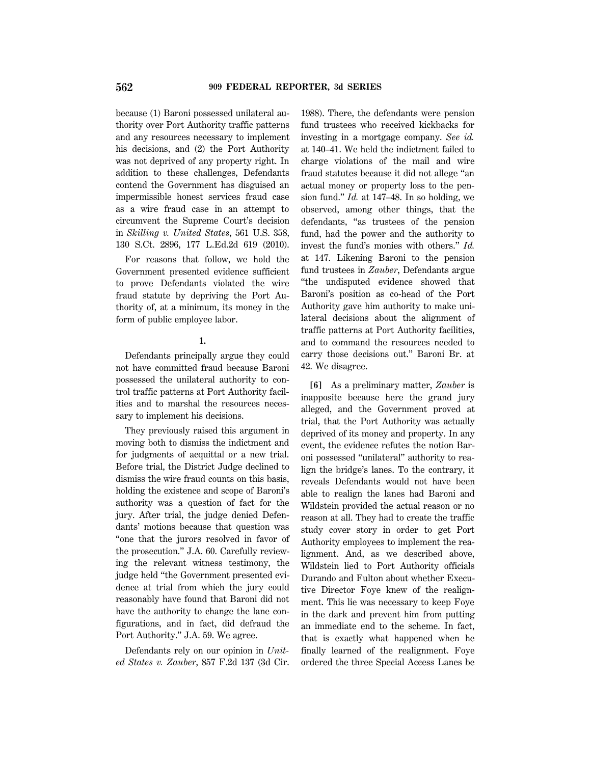because (1) Baroni possessed unilateral authority over Port Authority traffic patterns and any resources necessary to implement his decisions, and (2) the Port Authority was not deprived of any property right. In addition to these challenges, Defendants contend the Government has disguised an impermissible honest services fraud case as a wire fraud case in an attempt to circumvent the Supreme Court's decision in *Skilling v. United States*, 561 U.S. 358, 130 S.Ct. 2896, 177 L.Ed.2d 619 (2010).

For reasons that follow, we hold the Government presented evidence sufficient to prove Defendants violated the wire fraud statute by depriving the Port Authority of, at a minimum, its money in the form of public employee labor.

**1.**

Defendants principally argue they could not have committed fraud because Baroni possessed the unilateral authority to control traffic patterns at Port Authority facilities and to marshal the resources necessary to implement his decisions.

They previously raised this argument in moving both to dismiss the indictment and for judgments of acquittal or a new trial. Before trial, the District Judge declined to dismiss the wire fraud counts on this basis, holding the existence and scope of Baroni's authority was a question of fact for the jury. After trial, the judge denied Defendants' motions because that question was "one that the jurors resolved in favor of the prosecution." J.A. 60. Carefully reviewing the relevant witness testimony, the judge held "the Government presented evidence at trial from which the jury could reasonably have found that Baroni did not have the authority to change the lane configurations, and in fact, did defraud the Port Authority." J.A. 59. We agree.

Defendants rely on our opinion in *United States v. Zauber*, 857 F.2d 137 (3d Cir. 1988). There, the defendants were pension fund trustees who received kickbacks for investing in a mortgage company. *See id.* at 140–41. We held the indictment failed to charge violations of the mail and wire fraud statutes because it did not allege "an actual money or property loss to the pension fund." *Id.* at 147–48. In so holding, we observed, among other things, that the defendants, "as trustees of the pension fund, had the power and the authority to invest the fund's monies with others." *Id.* at 147. Likening Baroni to the pension fund trustees in *Zauber*, Defendants argue "the undisputed evidence showed that Baroni's position as co-head of the Port Authority gave him authority to make unilateral decisions about the alignment of traffic patterns at Port Authority facilities, and to command the resources needed to carry those decisions out." Baroni Br. at 42. We disagree.

**[6]** As a preliminary matter, *Zauber* is inapposite because here the grand jury alleged, and the Government proved at trial, that the Port Authority was actually deprived of its money and property. In any event, the evidence refutes the notion Baroni possessed "unilateral" authority to realign the bridge's lanes. To the contrary, it reveals Defendants would not have been able to realign the lanes had Baroni and Wildstein provided the actual reason or no reason at all. They had to create the traffic study cover story in order to get Port Authority employees to implement the realignment. And, as we described above, Wildstein lied to Port Authority officials Durando and Fulton about whether Executive Director Foye knew of the realignment. This lie was necessary to keep Foye in the dark and prevent him from putting an immediate end to the scheme. In fact, that is exactly what happened when he finally learned of the realignment. Foye ordered the three Special Access Lanes be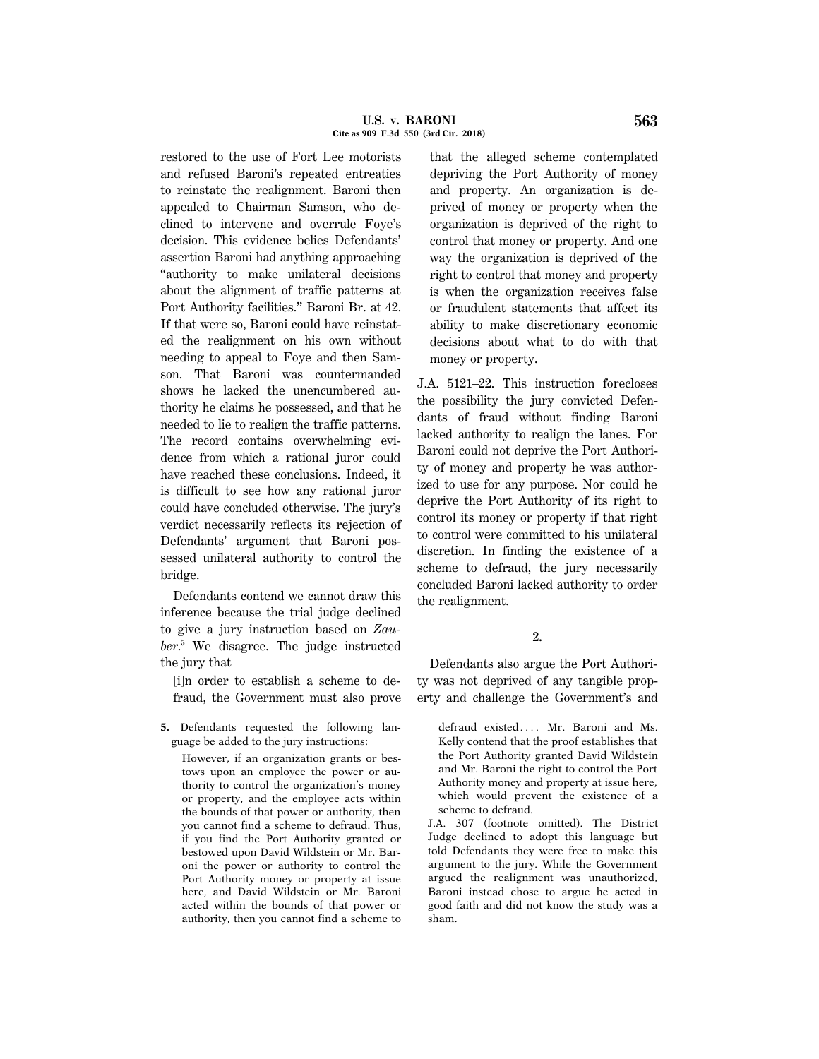restored to the use of Fort Lee motorists and refused Baroni's repeated entreaties to reinstate the realignment. Baroni then appealed to Chairman Samson, who declined to intervene and overrule Foye's decision. This evidence belies Defendants' assertion Baroni had anything approaching "authority to make unilateral decisions about the alignment of traffic patterns at Port Authority facilities." Baroni Br. at 42. If that were so, Baroni could have reinstated the realignment on his own without needing to appeal to Foye and then Samson. That Baroni was countermanded shows he lacked the unencumbered authority he claims he possessed, and that he needed to lie to realign the traffic patterns. The record contains overwhelming evidence from which a rational juror could have reached these conclusions. Indeed, it is difficult to see how any rational juror could have concluded otherwise. The jury's verdict necessarily reflects its rejection of Defendants' argument that Baroni possessed unilateral authority to control the bridge.

Defendants contend we cannot draw this inference because the trial judge declined to give a jury instruction based on *Zauber*.[5] We disagree. The judge instructed the jury that

> [i]n order to establish a scheme to defraud, the Government must also prove that the alleged scheme contemplated depriving the Port Authority of money and property. An organization is deprived of money or property when the organization is deprived of the right to control that money or property. And one way the organization is deprived of the right to control that money and property is when the organization receives false or fraudulent statements that affect its ability to make discretionary economic decisions about what to do with that money or property.

J.A. 5121–22. This instruction forecloses the possibility the jury convicted Defendants of fraud without finding Baroni lacked authority to realign the lanes. For Baroni could not deprive the Port Authority of money and property he was authorized to use for any purpose. Nor could he deprive the Port Authority of its right to control its money or property if that right to control were committed to his unilateral discretion. In finding the existence of a scheme to defraud, the jury necessarily concluded Baroni lacked authority to order the realignment.

**2.**

Defendants also argue the Port Authority was not deprived of any tangible property and challenge the Government's and

---

5. Defendants requested the following language be added to the jury instructions:

> However, if an organization grants or bestows upon an employee the power or authority to control the organization's money or property, and the employee acts within the bounds of that power or authority, then you cannot find a scheme to defraud. Thus, if you find the Port Authority granted or bestowed upon David Wildstein or Mr. Baroni the power or authority to control the Port Authority money or property at issue here, and David Wildstein or Mr. Baroni acted within the bounds of that power or authority, then you cannot find a scheme to defraud existed.... Mr. Baroni and Ms. Kelly contend that the proof establishes that the Port Authority granted David Wildstein and Mr. Baroni the right to control the Port Authority money and property at issue here, which would prevent the existence of a scheme to defraud.

J.A. 307 (footnote omitted). The District Judge declined to adopt this language but told Defendants they were free to make this argument to the jury. While the Government argued the realignment was unauthorized, Baroni instead chose to argue he acted in good faith and did not know the study was a sham.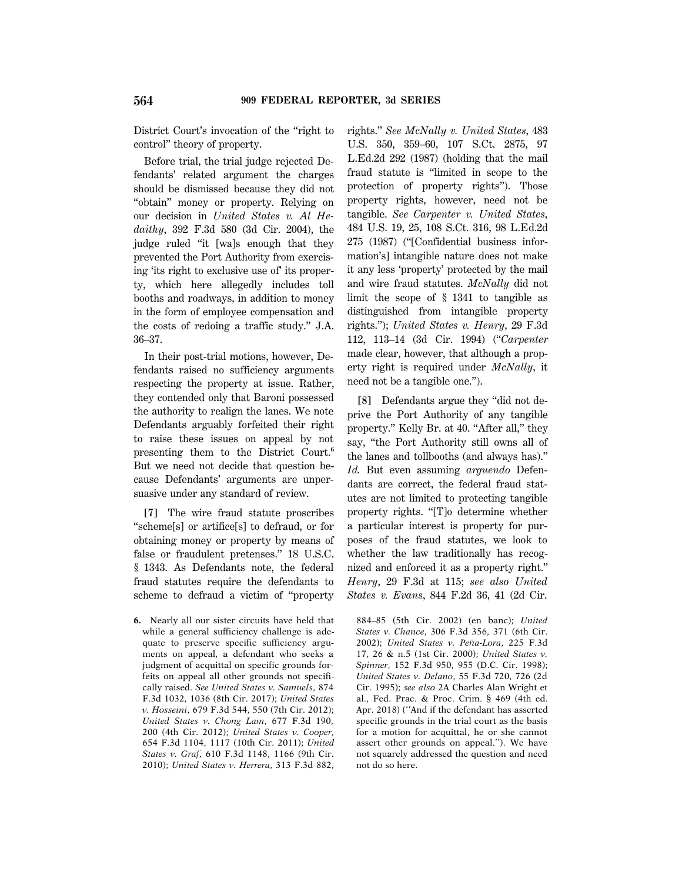District Court's invocation of the "right to control" theory of property.

Before trial, the trial judge rejected Defendants' related argument the charges should be dismissed because they did not "obtain" money or property. Relying on our decision in *United States v. Al Hedaithy*, 392 F.3d 580 (3d Cir. 2004), the judge ruled "it [wa]s enough that they prevented the Port Authority from exercising 'its right to exclusive use of' its property, which here allegedly includes toll booths and roadways, in addition to money in the form of employee compensation and the costs of redoing a traffic study." J.A. 36–37.

In their post-trial motions, however, Defendants raised no sufficiency arguments respecting the property at issue. Rather, they contended only that Baroni possessed the authority to realign the lanes. We note Defendants arguably forfeited their right to raise these issues on appeal by not presenting them to the District Court.[6] But we need not decide that question because Defendants' arguments are unpersuasive under any standard of review.

**[7]** The wire fraud statute proscribes "scheme[s] or artifice[s] to defraud, or for obtaining money or property by means of false or fraudulent pretenses." 18 U.S.C. § 1343. As Defendants note, the federal fraud statutes require the defendants to scheme to defraud a victim of "property rights." *See McNally v. United States*, 483 U.S. 350, 359–60, 107 S.Ct. 2875, 97 L.Ed.2d 292 (1987) (holding that the mail fraud statute is "limited in scope to the protection of property rights"). Those property rights, however, need not be tangible. *See Carpenter v. United States*, 484 U.S. 19, 25, 108 S.Ct. 316, 98 L.Ed.2d 275 (1987) ("[Confidential business information's] intangible nature does not make it any less 'property' protected by the mail and wire fraud statutes. *McNally* did not limit the scope of § 1341 to tangible as distinguished from intangible property rights."); *United States v. Henry*, 29 F.3d 112, 113–14 (3d Cir. 1994) ("*Carpenter* made clear, however, that although a property right is required under *McNally*, it need not be a tangible one.").

**[8]** Defendants argue they "did not deprive the Port Authority of any tangible property." Kelly Br. at 40. "After all," they say, "the Port Authority still owns all of the lanes and tollbooths (and always has)." *Id.* But even assuming *arguendo* Defendants are correct, the federal fraud statutes are not limited to protecting tangible property rights. "[T]o determine whether a particular interest is property for purposes of the fraud statutes, we look to whether the law traditionally has recognized and enforced it as a property right." *Henry*, 29 F.3d at 115; *see also United States v. Evans*, 844 F.2d 36, 41 (2d Cir.

6. Nearly all our sister circuits have held that while a general sufficiency challenge is adequate to preserve specific sufficiency arguments on appeal, a defendant who seeks a judgment of acquittal on specific grounds forfeits on appeal all other grounds not specifically raised. *See United States v. Samuels*, 874 F.3d 1032, 1036 (8th Cir. 2017); *United States v. Hosseini*, 679 F.3d 544, 550 (7th Cir. 2012); *United States v. Chong Lam*, 677 F.3d 190, 200 (4th Cir. 2012); *United States v. Cooper*, 654 F.3d 1104, 1117 (10th Cir. 2011); *United States v. Graf*, 610 F.3d 1148, 1166 (9th Cir. 2010); *United States v. Herrera*, 313 F.3d 882, 884–85 (5th Cir. 2002) (en banc); *United States v. Chance*, 306 F.3d 356, 371 (6th Cir. 2002); *United States v. Peña-Lora*, 225 F.3d 17, 26 & n.5 (1st Cir. 2000); *United States v. Spinner*, 152 F.3d 950, 955 (D.C. Cir. 1998); *United States v. Delano*, 55 F.3d 720, 726 (2d Cir. 1995); *see also* 2A Charles Alan Wright et al., Fed. Prac. & Proc. Crim. § 469 (4th ed. Apr. 2018) ("And if the defendant has asserted specific grounds in the trial court as the basis for a motion for acquittal, he or she cannot assert other grounds on appeal."). We have not squarely addressed the question and need not do so here.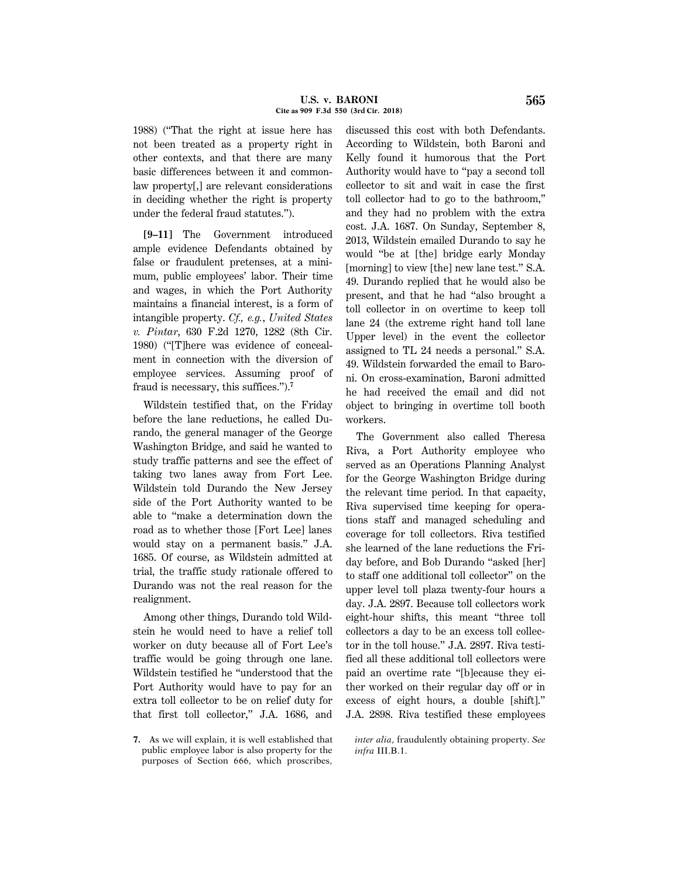1988) ("That the right at issue here has not been treated as a property right in other contexts, and that there are many basic differences between it and common-law property[,] are relevant considerations in deciding whether the right is property under the federal fraud statutes.").

**[9–11]** The Government introduced ample evidence Defendants obtained by false or fraudulent pretenses, at a minimum, public employees' labor. Their time and wages, in which the Port Authority maintains a financial interest, is a form of intangible property. *Cf., e.g.*, *United States v. Pintar*, 630 F.2d 1270, 1282 (8th Cir. 1980) ("[T]here was evidence of concealment in connection with the diversion of employee services. Assuming proof of fraud is necessary, this suffices.").[7]

Wildstein testified that, on the Friday before the lane reductions, he called Durando, the general manager of the George Washington Bridge, and said he wanted to study traffic patterns and see the effect of taking two lanes away from Fort Lee. Wildstein told Durando the New Jersey side of the Port Authority wanted to be able to "make a determination down the road as to whether those [Fort Lee] lanes would stay on a permanent basis." J.A. 1685. Of course, as Wildstein admitted at trial, the traffic study rationale offered to Durando was not the real reason for the realignment.

Among other things, Durando told Wildstein he would need to have a relief toll worker on duty because all of Fort Lee's traffic would be going through one lane. Wildstein testified he "understood that the Port Authority would have to pay for an extra toll collector to be on relief duty for that first toll collector," J.A. 1686, and discussed this cost with both Defendants. According to Wildstein, both Baroni and Kelly found it humorous that the Port Authority would have to "pay a second toll collector to sit and wait in case the first toll collector had to go to the bathroom," and they had no problem with the extra cost. J.A. 1687. On Sunday, September 8, 2013, Wildstein emailed Durando to say he would "be at [the] bridge early Monday [morning] to view [the] new lane test." S.A. 49. Durando replied that he would also be present, and that he had "also brought a toll collector in on overtime to keep toll lane 24 (the extreme right hand toll lane Upper level) in the event the collector assigned to TL 24 needs a personal." S.A. 49. Wildstein forwarded the email to Baroni. On cross-examination, Baroni admitted he had received the email and did not object to bringing in overtime toll booth workers.

The Government also called Theresa Riva, a Port Authority employee who served as an Operations Planning Analyst for the George Washington Bridge during the relevant time period. In that capacity, Riva supervised time keeping for operations staff and managed scheduling and coverage for toll collectors. Riva testified she learned of the lane reductions the Friday before, and Bob Durando "asked [her] to staff one additional toll collector" on the upper level toll plaza twenty-four hours a day. J.A. 2897. Because toll collectors work eight-hour shifts, this meant "three toll collectors a day to be an excess toll collector in the toll house." J.A. 2897. Riva testified all these additional toll collectors were paid an overtime rate "[b]ecause they either worked on their regular day off or in excess of eight hours, a double [shift]." J.A. 2898. Riva testified these employees

---

7. As we will explain, it is well established that public employee labor is also property for the purposes of Section 666, which proscribes, *inter alia*, fraudulently obtaining property. *See infra* III.B.1.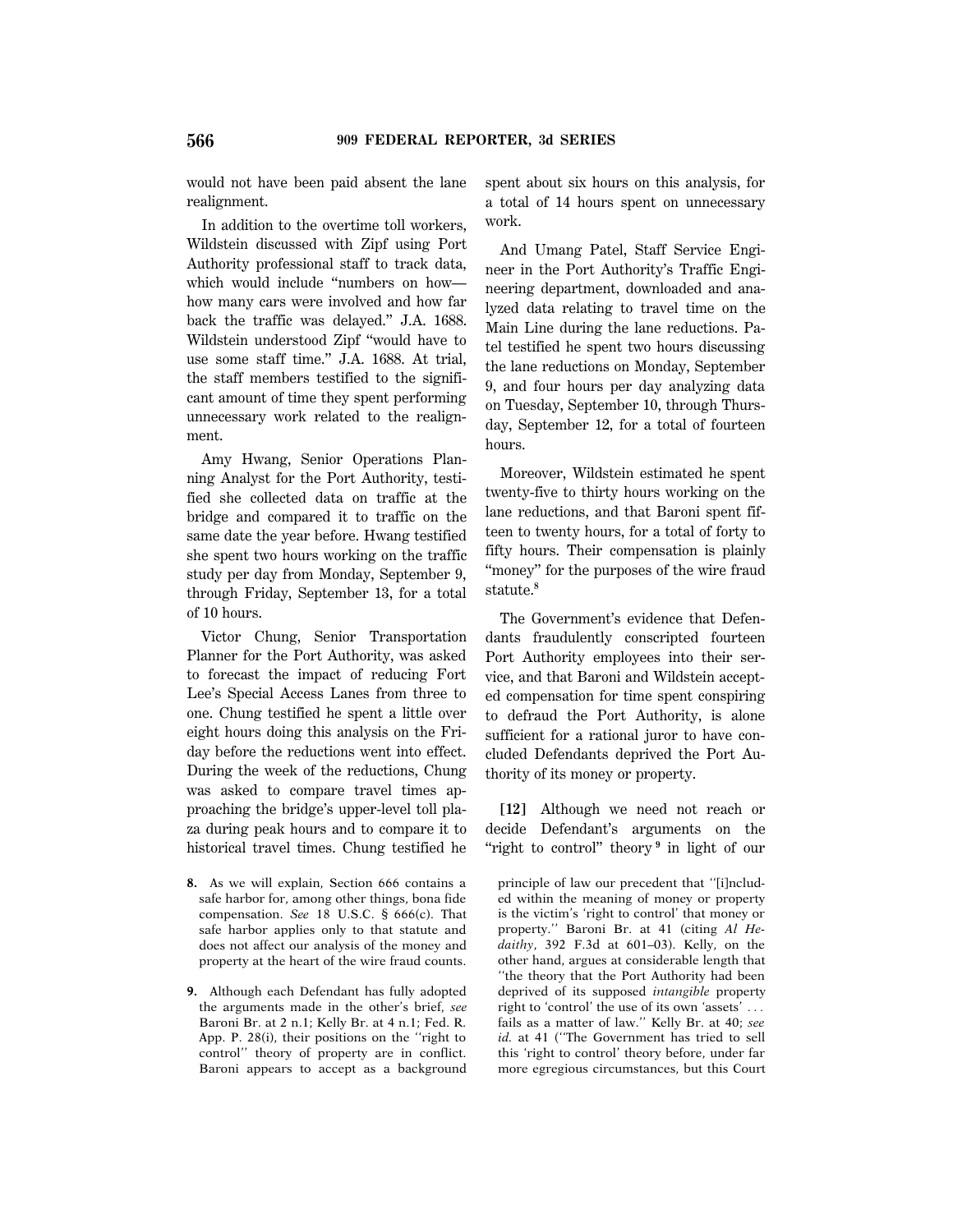would not have been paid absent the lane realignment.

In addition to the overtime toll workers, Wildstein discussed with Zipf using Port Authority professional staff to track data, which would include "numbers on how—how many cars were involved and how far back the traffic was delayed." J.A. 1688. Wildstein understood Zipf "would have to use some staff time." J.A. 1688. At trial, the staff members testified to the significant amount of time they spent performing unnecessary work related to the realignment.

Amy Hwang, Senior Operations Planning Analyst for the Port Authority, testified she collected data on traffic at the bridge and compared it to traffic on the same date the year before. Hwang testified she spent two hours working on the traffic study per day from Monday, September 9, through Friday, September 13, for a total of 10 hours.

Victor Chung, Senior Transportation Planner for the Port Authority, was asked to forecast the impact of reducing Fort Lee's Special Access Lanes from three to one. Chung testified he spent a little over eight hours doing this analysis on the Friday before the reductions went into effect. During the week of the reductions, Chung was asked to compare travel times approaching the bridge's upper-level toll plaza during peak hours and to compare it to historical travel times. Chung testified he spent about six hours on this analysis, for a total of 14 hours spent on unnecessary work.

And Umang Patel, Staff Service Engineer in the Port Authority's Traffic Engineering department, downloaded and analyzed data relating to travel time on the Main Line during the lane reductions. Patel testified he spent two hours discussing the lane reductions on Monday, September 9, and four hours per day analyzing data on Tuesday, September 10, through Thursday, September 12, for a total of fourteen hours.

Moreover, Wildstein estimated he spent twenty-five to thirty hours working on the lane reductions, and that Baroni spent fifteen to twenty hours, for a total of forty to fifty hours. Their compensation is plainly "money" for the purposes of the wire fraud statute.[8]

The Government's evidence that Defendants fraudulently conscripted fourteen Port Authority employees into their service, and that Baroni and Wildstein accepted compensation for time spent conspiring to defraud the Port Authority, is alone sufficient for a rational juror to have concluded Defendants deprived the Port Authority of its money or property.

**[12]** Although we need not reach or decide Defendant's arguments on the "right to control" theory[9] in light of our

8. As we will explain, Section 666 contains a safe harbor for, among other things, bona fide compensation. *See* 18 U.S.C. § 666(c). That safe harbor applies only to that statute and does not affect our analysis of the money and property at the heart of the wire fraud counts.

9. Although each Defendant has fully adopted the arguments made in the other's brief, *see* Baroni Br. at 2 n.1; Kelly Br. at 4 n.1; Fed. R. App. P. 28(i), their positions on the "right to control" theory of property are in conflict. Baroni appears to accept as a background principle of law our precedent that "[i]ncluded within the meaning of money or property is the victim's 'right to control' that money or property." Baroni Br. at 41 (citing *Al Hedaithy*, 392 F.3d at 601–03). Kelly, on the other hand, argues at considerable length that "the theory that the Port Authority had been deprived of its supposed *intangible* property right to 'control' the use of its own 'assets' . . . fails as a matter of law." Kelly Br. at 40; *see id.* at 41 ("The Government has tried to sell this 'right to control' theory before, under far more egregious circumstances, but this Court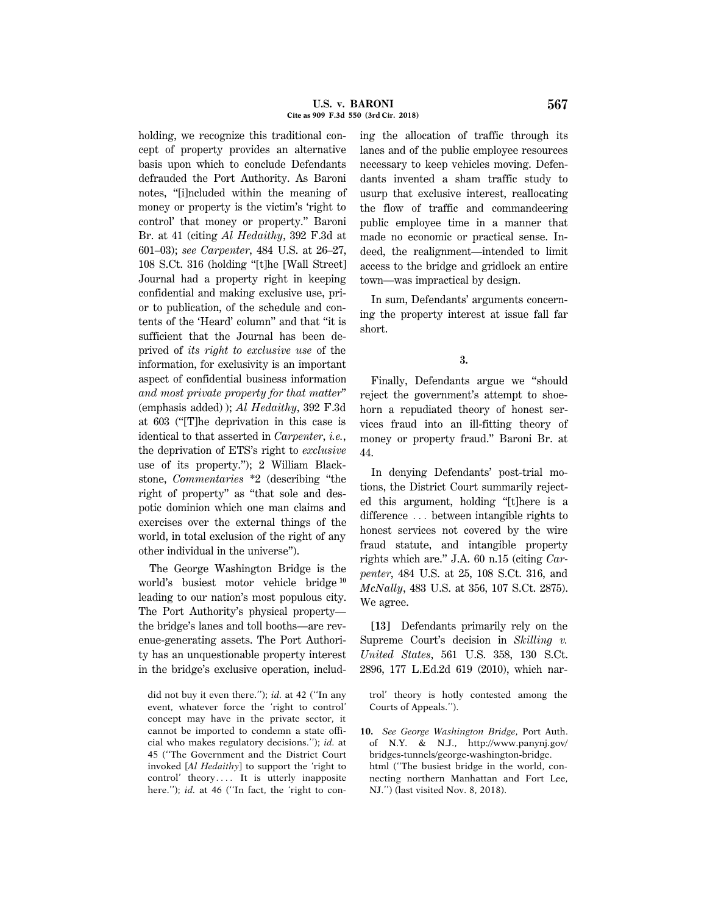holding, we recognize this traditional concept of property provides an alternative basis upon which to conclude Defendants defrauded the Port Authority. As Baroni notes, "[i]ncluded within the meaning of money or property is the victim's 'right to control' that money or property." Baroni Br. at 41 (citing *Al Hedaithy*, 392 F.3d at 601–03); *see Carpenter*, 484 U.S. at 26–27, 108 S.Ct. 316 (holding "[t]he [Wall Street] Journal had a property right in keeping confidential and making exclusive use, prior to publication, of the schedule and contents of the 'Heard' column" and that "it is sufficient that the Journal has been deprived of *its right to exclusive use* of the information, for exclusivity is an important aspect of confidential business information *and most private property for that matter*" (emphasis added) ); *Al Hedaithy*, 392 F.3d at 603 ("[T]he deprivation in this case is identical to that asserted in *Carpenter*, *i.e.*, the deprivation of ETS's right to *exclusive* use of its property."); 2 William Blackstone, *Commentaries* *2 (describing "the right of property" as "that sole and despotic dominion which one man claims and exercises over the external things of the world, in total exclusion of the right of any other individual in the universe").

The George Washington Bridge is the world's busiest motor vehicle bridge [10] leading to our nation's most populous city. The Port Authority's physical property—the bridge's lanes and toll booths—are revenue-generating assets. The Port Authority has an unquestionable property interest in the bridge's exclusive operation, including the allocation of traffic through its lanes and of the public employee resources necessary to keep vehicles moving. Defendants invented a sham traffic study to usurp that exclusive interest, reallocating the flow of traffic and commandeering public employee time in a manner that made no economic or practical sense. Indeed, the realignment—intended to limit access to the bridge and gridlock an entire town—was impractical by design.

In sum, Defendants' arguments concerning the property interest at issue fall far short.

### 3.

Finally, Defendants argue we "should reject the government's attempt to shoehorn a repudiated theory of honest services fraud into an ill-fitting theory of money or property fraud." Baroni Br. at 44.

In denying Defendants' post-trial motions, the District Court summarily rejected this argument, holding "[t]here is a difference . . . between intangible rights to honest services not covered by the wire fraud statute, and intangible property rights which are." J.A. 60 n.15 (citing *Carpenter*, 484 U.S. at 25, 108 S.Ct. 316, and *McNally*, 483 U.S. at 356, 107 S.Ct. 2875). We agree.

**[13]** Defendants primarily rely on the Supreme Court's decision in *Skilling v. United States*, 561 U.S. 358, 130 S.Ct. 2896, 177 L.Ed.2d 619 (2010), which nar-

did not buy it even there."); *id.* at 42 ("In any event, whatever force the 'right to control' concept may have in the private sector, it cannot be imported to condemn a state official who makes regulatory decisions."); *id.* at 45 ("The Government and the District Court invoked [*Al Hedaithy*] to support the 'right to control' theory. . . . It is utterly inapposite here."); *id.* at 46 ("In fact, the 'right to control' theory is hotly contested among the Courts of Appeals.").

10. *See George Washington Bridge*, Port Auth. of N.Y. & N.J., http://www.panynj.gov/bridges-tunnels/george-washington-bridge.html ("The busiest bridge in the world, connecting northern Manhattan and Fort Lee, NJ.") (last visited Nov. 8, 2018).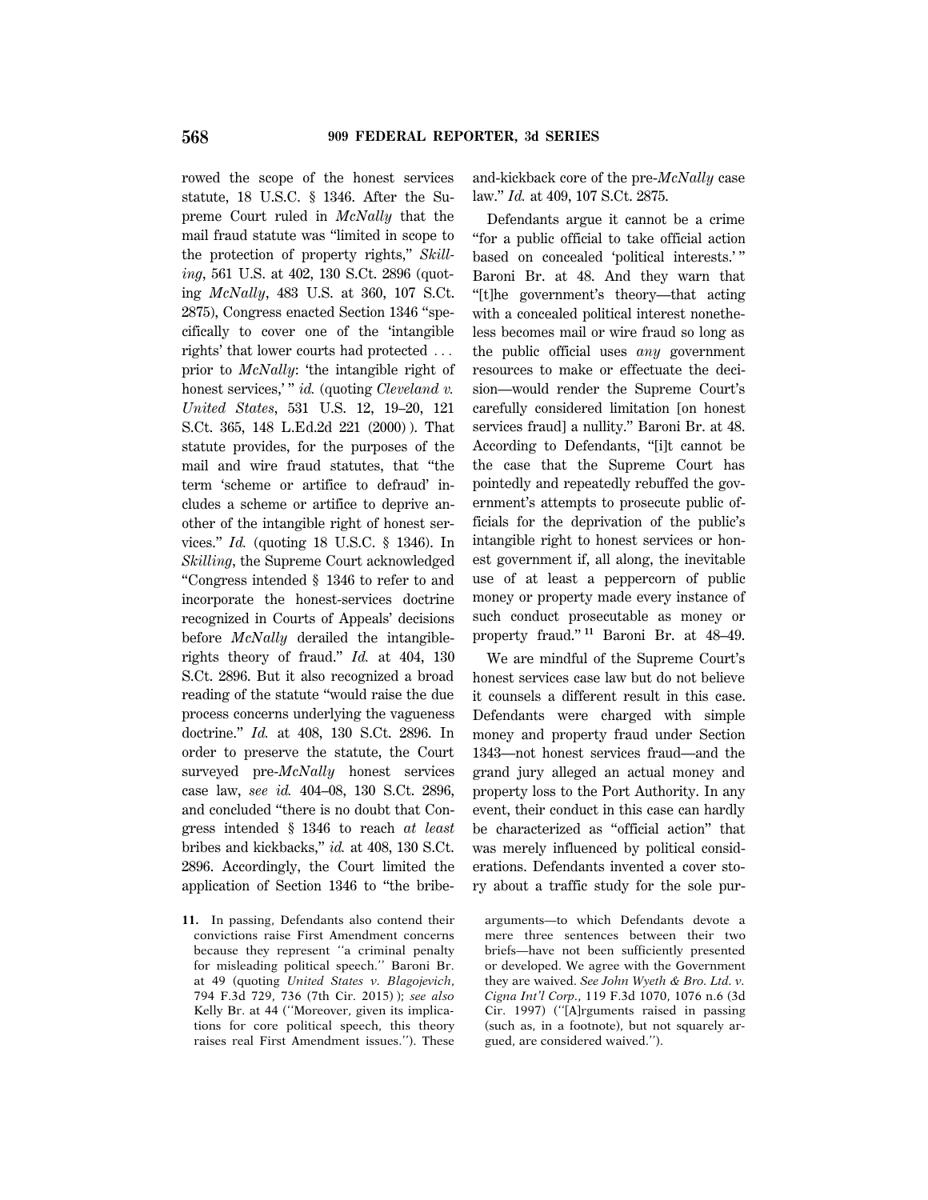rowed the scope of the honest services statute, 18 U.S.C. § 1346. After the Supreme Court ruled in *McNally* that the mail fraud statute was "limited in scope to the protection of property rights," *Skilling*, 561 U.S. at 402, 130 S.Ct. 2896 (quoting *McNally*, 483 U.S. at 360, 107 S.Ct. 2875), Congress enacted Section 1346 "specifically to cover one of the 'intangible rights' that lower courts had protected ... prior to *McNally*: 'the intangible right of honest services,' " *id.* (quoting *Cleveland v. United States*, 531 U.S. 12, 19–20, 121 S.Ct. 365, 148 L.Ed.2d 221 (2000) ). That statute provides, for the purposes of the mail and wire fraud statutes, that "the term 'scheme or artifice to defraud' includes a scheme or artifice to deprive another of the intangible right of honest services." *Id.* (quoting 18 U.S.C. § 1346). In *Skilling*, the Supreme Court acknowledged "Congress intended § 1346 to refer to and incorporate the honest-services doctrine recognized in Courts of Appeals' decisions before *McNally* derailed the intangible-rights theory of fraud." *Id.* at 404, 130 S.Ct. 2896. But it also recognized a broad reading of the statute "would raise the due process concerns underlying the vagueness doctrine." *Id.* at 408, 130 S.Ct. 2896. In order to preserve the statute, the Court surveyed pre-*McNally* honest services case law, *see id.* 404–08, 130 S.Ct. 2896, and concluded "there is no doubt that Congress intended § 1346 to reach *at least* bribes and kickbacks," *id.* at 408, 130 S.Ct. 2896. Accordingly, the Court limited the application of Section 1346 to "the bribe-and-kickback core of the pre-*McNally* case law." *Id.* at 409, 107 S.Ct. 2875.

Defendants argue it cannot be a crime "for a public official to take official action based on concealed 'political interests.' " Baroni Br. at 48. And they warn that "[t]he government's theory—that acting with a concealed political interest nonetheless becomes mail or wire fraud so long as the public official uses *any* government resources to make or effectuate the decision—would render the Supreme Court's carefully considered limitation [on honest services fraud] a nullity." Baroni Br. at 48. According to Defendants, "[i]t cannot be the case that the Supreme Court has pointedly and repeatedly rebuffed the government's attempts to prosecute public officials for the deprivation of the public's intangible right to honest services or honest government if, all along, the inevitable use of at least a peppercorn of public money or property made every instance of such conduct prosecutable as money or property fraud." [11] Baroni Br. at 48–49.

We are mindful of the Supreme Court's honest services case law but do not believe it counsels a different result in this case. Defendants were charged with simple money and property fraud under Section 1343—not honest services fraud—and the grand jury alleged an actual money and property loss to the Port Authority. In any event, their conduct in this case can hardly be characterized as "official action" that was merely influenced by political considerations. Defendants invented a cover story about a traffic study for the sole pur-

11. In passing, Defendants also contend their convictions raise First Amendment concerns because they represent "a criminal penalty for misleading political speech." Baroni Br. at 49 (quoting *United States v. Blagojevich*, 794 F.3d 729, 736 (7th Cir. 2015) ); *see also* Kelly Br. at 44 ("Moreover, given its implications for core political speech, this theory raises real First Amendment issues."). These arguments—to which Defendants devote a mere three sentences between their two briefs—have not been sufficiently presented or developed. We agree with the Government they are waived. *See John Wyeth & Bro. Ltd. v. Cigna Int'l Corp.*, 119 F.3d 1070, 1076 n.6 (3d Cir. 1997) ("[A]rguments raised in passing (such as, in a footnote), but not squarely argued, are considered waived.").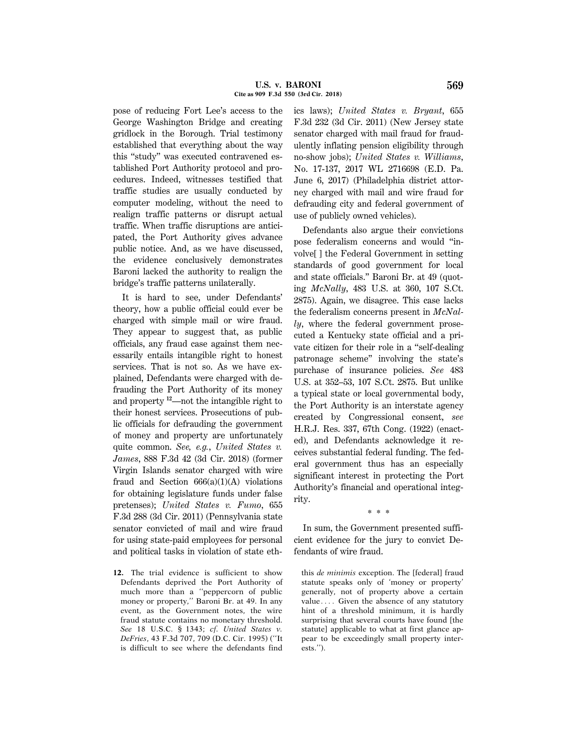pose of reducing Fort Lee's access to the George Washington Bridge and creating gridlock in the Borough. Trial testimony established that everything about the way this "study" was executed contravened established Port Authority protocol and procedures. Indeed, witnesses testified that traffic studies are usually conducted by computer modeling, without the need to realign traffic patterns or disrupt actual traffic. When traffic disruptions are anticipated, the Port Authority gives advance public notice. And, as we have discussed, the evidence conclusively demonstrates Baroni lacked the authority to realign the bridge's traffic patterns unilaterally.

It is hard to see, under Defendants' theory, how a public official could ever be charged with simple mail or wire fraud. They appear to suggest that, as public officials, any fraud case against them necessarily entails intangible right to honest services. That is not so. As we have explained, Defendants were charged with defrauding the Port Authority of its money and property [12]—not the intangible right to their honest services. Prosecutions of public officials for defrauding the government of money and property are unfortunately quite common. *See, e.g.*, *United States v. James*, 888 F.3d 42 (3d Cir. 2018) (former Virgin Islands senator charged with wire fraud and Section 666(a)(1)(A) violations for obtaining legislature funds under false pretenses); *United States v. Fumo*, 655 F.3d 288 (3d Cir. 2011) (Pennsylvania state senator convicted of mail and wire fraud for using state-paid employees for personal and political tasks in violation of state ethics laws); *United States v. Bryant*, 655 F.3d 232 (3d Cir. 2011) (New Jersey state senator charged with mail fraud for fraudulently inflating pension eligibility through no-show jobs); *United States v. Williams*, No. 17-137, 2017 WL 2716698 (E.D. Pa. June 6, 2017) (Philadelphia district attorney charged with mail and wire fraud for defrauding city and federal government of use of publicly owned vehicles).

Defendants also argue their convictions pose federalism concerns and would "involve[ ] the Federal Government in setting standards of good government for local and state officials." Baroni Br. at 49 (quoting *McNally*, 483 U.S. at 360, 107 S.Ct. 2875). Again, we disagree. This case lacks the federalism concerns present in *McNally*, where the federal government prosecuted a Kentucky state official and a private citizen for their role in a "self-dealing patronage scheme" involving the state's purchase of insurance policies. *See* 483 U.S. at 352–53, 107 S.Ct. 2875. But unlike a typical state or local governmental body, the Port Authority is an interstate agency created by Congressional consent, *see* H.R.J. Res. 337, 67th Cong. (1922) (enacted), and Defendants acknowledge it receives substantial federal funding. The federal government thus has an especially significant interest in protecting the Port Authority's financial and operational integrity.

\* \* \*

In sum, the Government presented sufficient evidence for the jury to convict Defendants of wire fraud.

---

**12.** The trial evidence is sufficient to show Defendants deprived the Port Authority of much more than a "peppercorn of public money or property," Baroni Br. at 49. In any event, as the Government notes, the wire fraud statute contains no monetary threshold. *See* 18 U.S.C. § 1343; *cf. United States v. DeFries*, 43 F.3d 707, 709 (D.C. Cir. 1995) ("It is difficult to see where the defendants find this *de minimis* exception. The [federal] fraud statute speaks only of 'money or property' generally, not of property above a certain value.... Given the absence of any statutory hint of a threshold minimum, it is hardly surprising that several courts have found [the statute] applicable to what at first glance appear to be exceedingly small property interests.").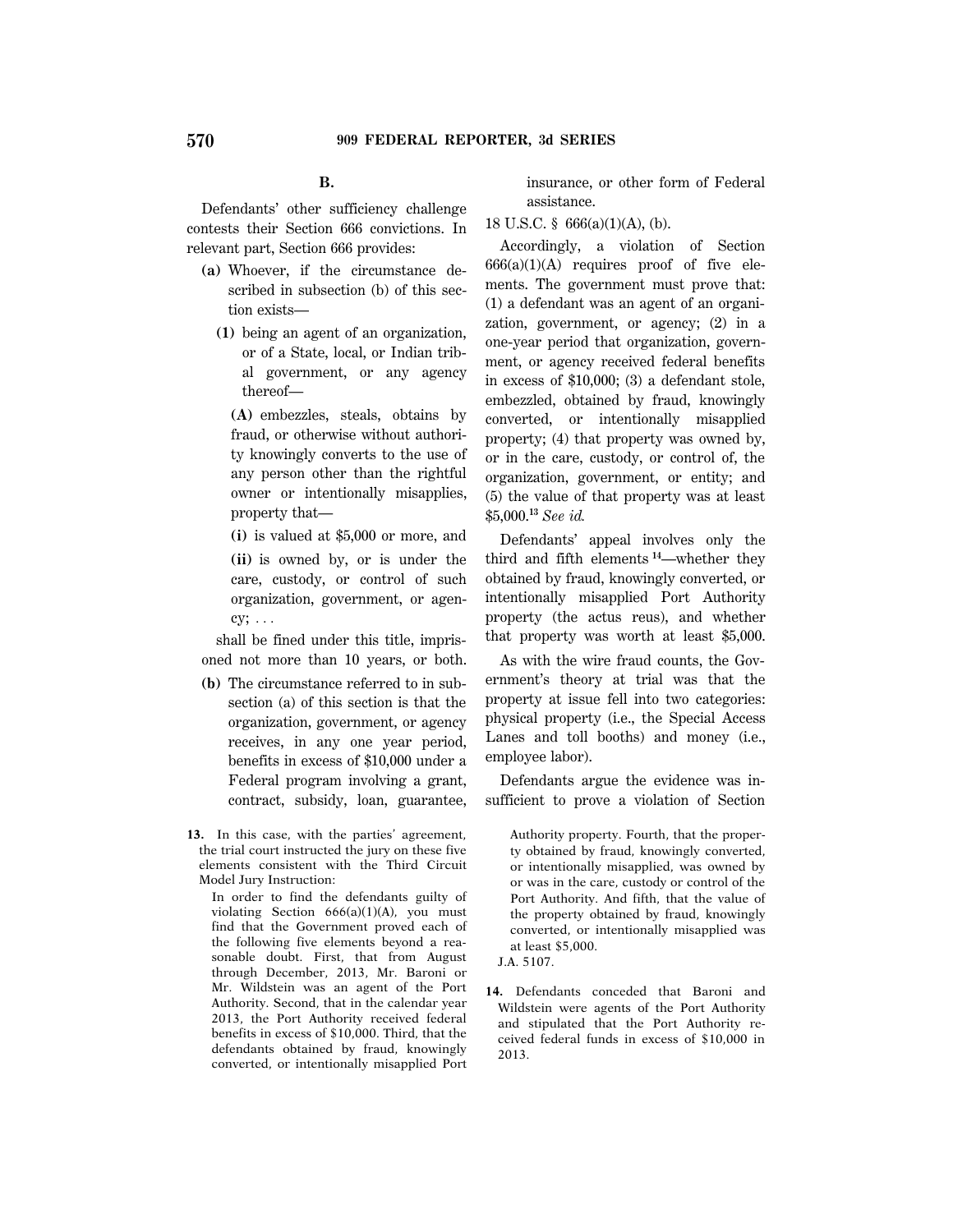### B.

Defendants' other sufficiency challenge contests their Section 666 convictions. In relevant part, Section 666 provides:

> **(a)** Whoever, if the circumstance described in subsection (b) of this section exists—
>
> **(1)** being an agent of an organization, or of a State, local, or Indian tribal government, or any agency thereof—
>
> **(A)** embezzles, steals, obtains by fraud, or otherwise without authority knowingly converts to the use of any person other than the rightful owner or intentionally misapplies, property that—
>
> **(i)** is valued at $5,000 or more, and
>
> **(ii)** is owned by, or is under the care, custody, or control of such organization, government, or agency; . . .
>
> shall be fined under this title, imprisoned not more than 10 years, or both.
>
> **(b)** The circumstance referred to in subsection (a) of this section is that the organization, government, or agency receives, in any one year period, benefits in excess of $10,000 under a Federal program involving a grant, contract, subsidy, loan, guarantee, insurance, or other form of Federal assistance.

18 U.S.C. § 666(a)(1)(A), (b).

Accordingly, a violation of Section 666(a)(1)(A) requires proof of five elements. The government must prove that: (1) a defendant was an agent of an organization, government, or agency; (2) in a one-year period that organization, government, or agency received federal benefits in excess of $10,000; (3) a defendant stole, embezzled, obtained by fraud, knowingly converted, or intentionally misapplied property; (4) that property was owned by, or in the care, custody, or control of, the organization, government, or entity; and (5) the value of that property was at least $5,000.[13] *See id.*

Defendants' appeal involves only the third and fifth elements[14]—whether they obtained by fraud, knowingly converted, or intentionally misapplied Port Authority property (the actus reus), and whether that property was worth at least $5,000.

As with the wire fraud counts, the Government's theory at trial was that the property at issue fell into two categories: physical property (i.e., the Special Access Lanes and toll booths) and money (i.e., employee labor).

Defendants argue the evidence was insufficient to prove a violation of Section

---

**13.** In this case, with the parties' agreement, the trial court instructed the jury on these five elements consistent with the Third Circuit Model Jury Instruction:

> In order to find the defendants guilty of violating Section 666(a)(1)(A), you must find that the Government proved each of the following five elements beyond a reasonable doubt. First, that from August through December, 2013, Mr. Baroni or Mr. Wildstein was an agent of the Port Authority. Second, that in the calendar year 2013, the Port Authority received federal benefits in excess of $10,000. Third, that the defendants obtained by fraud, knowingly converted, or intentionally misapplied Port Authority property. Fourth, that the property obtained by fraud, knowingly converted, or intentionally misapplied, was owned by or was in the care, custody or control of the Port Authority. And fifth, that the value of the property obtained by fraud, knowingly converted, or intentionally misapplied was at least $5,000.

J.A. 5107.

**14.** Defendants conceded that Baroni and Wildstein were agents of the Port Authority and stipulated that the Port Authority received federal funds in excess of $10,000 in 2013.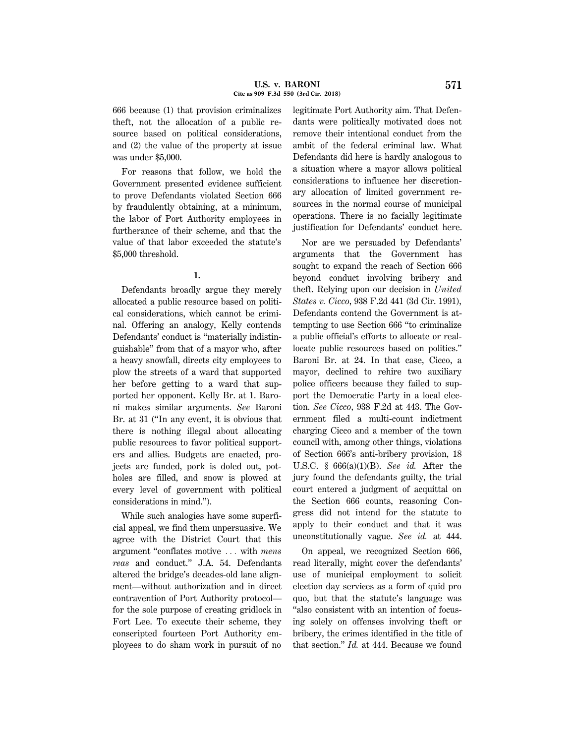666 because (1) that provision criminalizes theft, not the allocation of a public resource based on political considerations, and (2) the value of the property at issue was under $5,000.

For reasons that follow, we hold the Government presented evidence sufficient to prove Defendants violated Section 666 by fraudulently obtaining, at a minimum, the labor of Port Authority employees in furtherance of their scheme, and that the value of that labor exceeded the statute's $5,000 threshold.

**1.**

Defendants broadly argue they merely allocated a public resource based on political considerations, which cannot be criminal. Offering an analogy, Kelly contends Defendants' conduct is "materially indistinguishable" from that of a mayor who, after a heavy snowfall, directs city employees to plow the streets of a ward that supported her before getting to a ward that supported her opponent. Kelly Br. at 1. Baroni makes similar arguments. *See* Baroni Br. at 31 ("In any event, it is obvious that there is nothing illegal about allocating public resources to favor political supporters and allies. Budgets are enacted, projects are funded, pork is doled out, potholes are filled, and snow is plowed at every level of government with political considerations in mind.").

While such analogies have some superficial appeal, we find them unpersuasive. We agree with the District Court that this argument "conflates motive ... with *mens reas* and conduct." J.A. 54. Defendants altered the bridge's decades-old lane alignment—without authorization and in direct contravention of Port Authority protocol—for the sole purpose of creating gridlock in Fort Lee. To execute their scheme, they conscripted fourteen Port Authority employees to do sham work in pursuit of no legitimate Port Authority aim. That Defendants were politically motivated does not remove their intentional conduct from the ambit of the federal criminal law. What Defendants did here is hardly analogous to a situation where a mayor allows political considerations to influence her discretionary allocation of limited government resources in the normal course of municipal operations. There is no facially legitimate justification for Defendants' conduct here.

Nor are we persuaded by Defendants' arguments that the Government has sought to expand the reach of Section 666 beyond conduct involving bribery and theft. Relying upon our decision in *United States v. Cicco*, 938 F.2d 441 (3d Cir. 1991), Defendants contend the Government is attempting to use Section 666 "to criminalize a public official's efforts to allocate or reallocate public resources based on politics." Baroni Br. at 24. In that case, Cicco, a mayor, declined to rehire two auxiliary police officers because they failed to support the Democratic Party in a local election. *See Cicco*, 938 F.2d at 443. The Government filed a multi-count indictment charging Cicco and a member of the town council with, among other things, violations of Section 666's anti-bribery provision, 18 U.S.C. § 666(a)(1)(B). *See id.* After the jury found the defendants guilty, the trial court entered a judgment of acquittal on the Section 666 counts, reasoning Congress did not intend for the statute to apply to their conduct and that it was unconstitutionally vague. *See id.* at 444.

On appeal, we recognized Section 666, read literally, might cover the defendants' use of municipal employment to solicit election day services as a form of quid pro quo, but that the statute's language was "also consistent with an intention of focusing solely on offenses involving theft or bribery, the crimes identified in the title of that section." *Id.* at 444. Because we found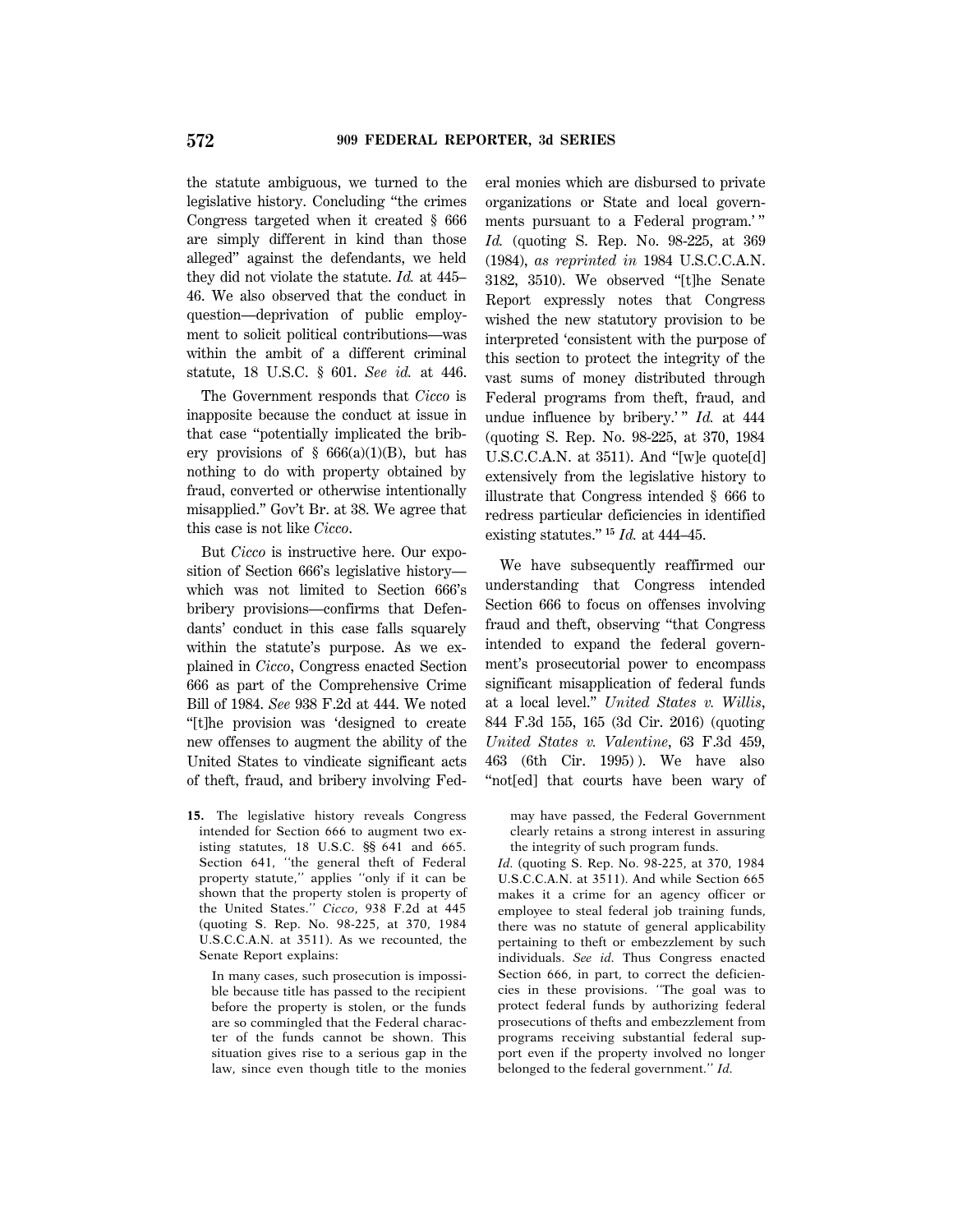the statute ambiguous, we turned to the legislative history. Concluding "the crimes Congress targeted when it created § 666 are simply different in kind than those alleged" against the defendants, we held they did not violate the statute. *Id.* at 445–46. We also observed that the conduct in question—deprivation of public employment to solicit political contributions—was within the ambit of a different criminal statute, 18 U.S.C. § 601. *See id.* at 446.

The Government responds that *Cicco* is inapposite because the conduct at issue in that case "potentially implicated the bribery provisions of § 666(a)(1)(B), but has nothing to do with property obtained by fraud, converted or otherwise intentionally misapplied." Gov't Br. at 38. We agree that this case is not like *Cicco*.

But *Cicco* is instructive here. Our exposition of Section 666's legislative history—which was not limited to Section 666's bribery provisions—confirms that Defendants' conduct in this case falls squarely within the statute's purpose. As we explained in *Cicco*, Congress enacted Section 666 as part of the Comprehensive Crime Bill of 1984. *See* 938 F.2d at 444. We noted "[t]he provision was 'designed to create new offenses to augment the ability of the United States to vindicate significant acts of theft, fraud, and bribery involving Federal monies which are disbursed to private organizations or State and local governments pursuant to a Federal program.'" *Id.* (quoting S. Rep. No. 98-225, at 369 (1984), *as reprinted in* 1984 U.S.C.C.A.N. 3182, 3510). We observed "[t]he Senate Report expressly notes that Congress wished the new statutory provision to be interpreted 'consistent with the purpose of this section to protect the integrity of the vast sums of money distributed through Federal programs from theft, fraud, and undue influence by bribery.'" *Id.* at 444 (quoting S. Rep. No. 98-225, at 370, 1984 U.S.C.C.A.N. at 3511). And "[w]e quote[d] extensively from the legislative history to illustrate that Congress intended § 666 to redress particular deficiencies in identified existing statutes." [15] *Id.* at 444–45.

We have subsequently reaffirmed our understanding that Congress intended Section 666 to focus on offenses involving fraud and theft, observing "that Congress intended to expand the federal government's prosecutorial power to encompass significant misapplication of federal funds at a local level." *United States v. Willis*, 844 F.3d 155, 165 (3d Cir. 2016) (quoting *United States v. Valentine*, 63 F.3d 459, 463 (6th Cir. 1995)). We have also "not[ed] that courts have been wary of

---

15. The legislative history reveals Congress intended for Section 666 to augment two existing statutes, 18 U.S.C. §§ 641 and 665. Section 641, "the general theft of Federal property statute," applies "only if it can be shown that the property stolen is property of the United States." *Cicco*, 938 F.2d at 445 (quoting S. Rep. No. 98-225, at 370, 1984 U.S.C.C.A.N. at 3511). As we recounted, the Senate Report explains:

> In many cases, such prosecution is impossible because title has passed to the recipient before the property is stolen, or the funds are so commingled that the Federal character of the funds cannot be shown. This situation gives rise to a serious gap in the law, since even though title to the monies may have passed, the Federal Government clearly retains a strong interest in assuring the integrity of such program funds.

*Id.* (quoting S. Rep. No. 98-225, at 370, 1984 U.S.C.C.A.N. at 3511). And while Section 665 makes it a crime for an agency officer or employee to steal federal job training funds, there was no statute of general applicability pertaining to theft or embezzlement by such individuals. *See id.* Thus Congress enacted Section 666, in part, to correct the deficiencies in these provisions. "The goal was to protect federal funds by authorizing federal prosecutions of thefts and embezzlement from programs receiving substantial federal support even if the property involved no longer belonged to the federal government." *Id.*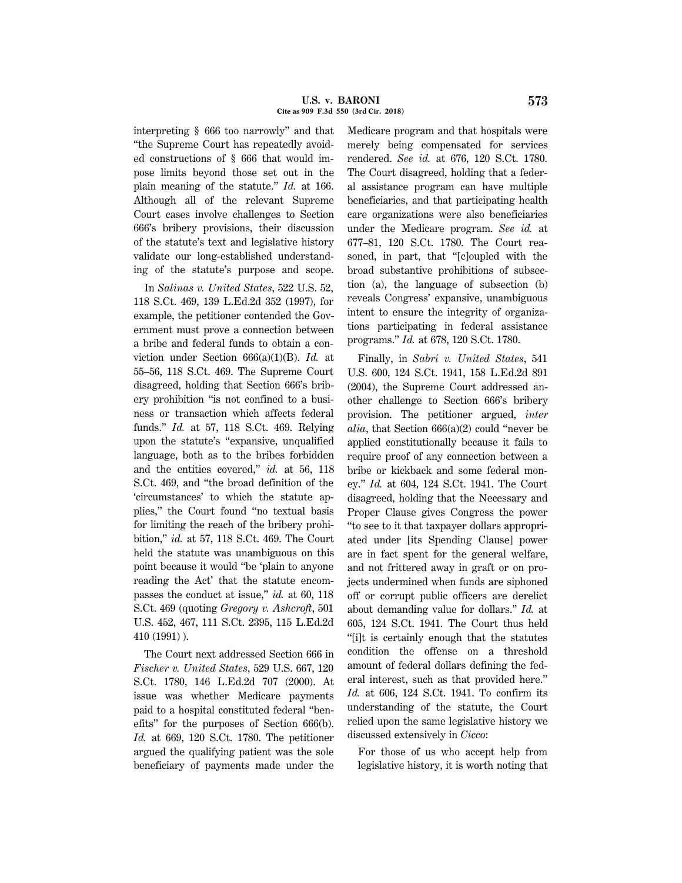interpreting § 666 too narrowly" and that "the Supreme Court has repeatedly avoided constructions of § 666 that would impose limits beyond those set out in the plain meaning of the statute." *Id.* at 166. Although all of the relevant Supreme Court cases involve challenges to Section 666's bribery provisions, their discussion of the statute's text and legislative history validate our long-established understanding of the statute's purpose and scope.

In *Salinas v. United States*, 522 U.S. 52, 118 S.Ct. 469, 139 L.Ed.2d 352 (1997), for example, the petitioner contended the Government must prove a connection between a bribe and federal funds to obtain a conviction under Section 666(a)(1)(B). *Id.* at 55–56, 118 S.Ct. 469. The Supreme Court disagreed, holding that Section 666's bribery prohibition "is not confined to a business or transaction which affects federal funds." *Id.* at 57, 118 S.Ct. 469. Relying upon the statute's "expansive, unqualified language, both as to the bribes forbidden and the entities covered," *id.* at 56, 118 S.Ct. 469, and "the broad definition of the 'circumstances' to which the statute applies," the Court found "no textual basis for limiting the reach of the bribery prohibition," *id.* at 57, 118 S.Ct. 469. The Court held the statute was unambiguous on this point because it would "be 'plain to anyone reading the Act' that the statute encompasses the conduct at issue," *id.* at 60, 118 S.Ct. 469 (quoting *Gregory v. Ashcroft*, 501 U.S. 452, 467, 111 S.Ct. 2395, 115 L.Ed.2d 410 (1991) ).

The Court next addressed Section 666 in *Fischer v. United States*, 529 U.S. 667, 120 S.Ct. 1780, 146 L.Ed.2d 707 (2000). At issue was whether Medicare payments paid to a hospital constituted federal "benefits" for the purposes of Section 666(b). *Id.* at 669, 120 S.Ct. 1780. The petitioner argued the qualifying patient was the sole beneficiary of payments made under the Medicare program and that hospitals were merely being compensated for services rendered. *See id.* at 676, 120 S.Ct. 1780. The Court disagreed, holding that a federal assistance program can have multiple beneficiaries, and that participating health care organizations were also beneficiaries under the Medicare program. *See id.* at 677–81, 120 S.Ct. 1780. The Court reasoned, in part, that "[c]oupled with the broad substantive prohibitions of subsection (a), the language of subsection (b) reveals Congress' expansive, unambiguous intent to ensure the integrity of organizations participating in federal assistance programs." *Id.* at 678, 120 S.Ct. 1780.

Finally, in *Sabri v. United States*, 541 U.S. 600, 124 S.Ct. 1941, 158 L.Ed.2d 891 (2004), the Supreme Court addressed another challenge to Section 666's bribery provision. The petitioner argued, *inter alia*, that Section 666(a)(2) could "never be applied constitutionally because it fails to require proof of any connection between a bribe or kickback and some federal money." *Id.* at 604, 124 S.Ct. 1941. The Court disagreed, holding that the Necessary and Proper Clause gives Congress the power "to see to it that taxpayer dollars appropriated under [its Spending Clause] power are in fact spent for the general welfare, and not frittered away in graft or on projects undermined when funds are siphoned off or corrupt public officers are derelict about demanding value for dollars." *Id.* at 605, 124 S.Ct. 1941. The Court thus held "[i]t is certainly enough that the statutes condition the offense on a threshold amount of federal dollars defining the federal interest, such as that provided here." *Id.* at 606, 124 S.Ct. 1941. To confirm its understanding of the statute, the Court relied upon the same legislative history we discussed extensively in *Cicco*:

> For those of us who accept help from legislative history, it is worth noting that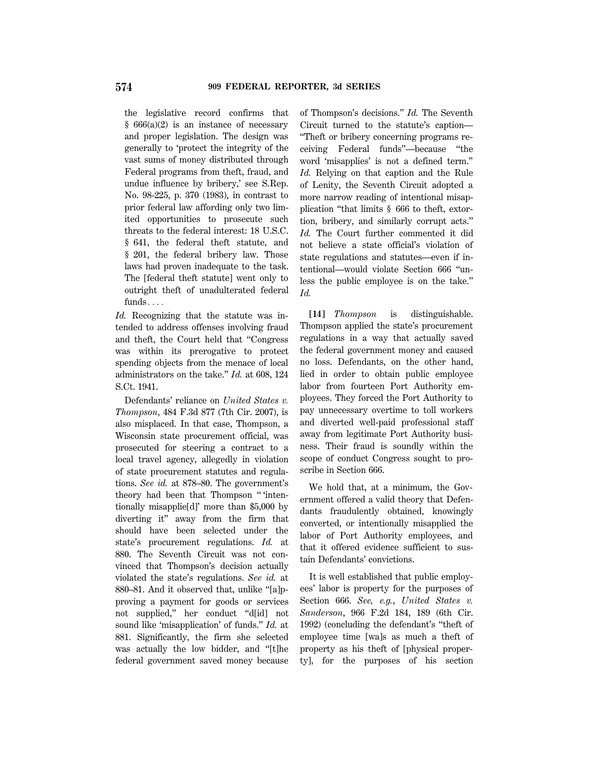the legislative record confirms that § 666(a)(2) is an instance of necessary and proper legislation. The design was generally to 'protect the integrity of the vast sums of money distributed through Federal programs from theft, fraud, and undue influence by bribery,' see S.Rep. No. 98-225, p. 370 (1983), in contrast to prior federal law affording only two limited opportunities to prosecute such threats to the federal interest: 18 U.S.C. § 641, the federal theft statute, and § 201, the federal bribery law. Those laws had proven inadequate to the task. The [federal theft statute] went only to outright theft of unadulterated federal funds....

*Id.* Recognizing that the statute was intended to address offenses involving fraud and theft, the Court held that "Congress was within its prerogative to protect spending objects from the menace of local administrators on the take." *Id.* at 608, 124 S.Ct. 1941.

Defendants' reliance on *United States v. Thompson*, 484 F.3d 877 (7th Cir. 2007), is also misplaced. In that case, Thompson, a Wisconsin state procurement official, was prosecuted for steering a contract to a local travel agency, allegedly in violation of state procurement statutes and regulations. *See id.* at 878–80. The government's theory had been that Thompson " 'intentionally misapplie[d]' more than $5,000 by diverting it" away from the firm that should have been selected under the state's procurement regulations. *Id.* at 880. The Seventh Circuit was not convinced that Thompson's decision actually violated the state's regulations. *See id.* at 880–81. And it observed that, unlike "[a]pproving a payment for goods or services not supplied," her conduct "d[id] not sound like 'misapplication' of funds." *Id.* at 881. Significantly, the firm she selected was actually the low bidder, and "[t]he federal government saved money because of Thompson's decisions." *Id.* The Seventh Circuit turned to the statute's caption—"Theft or bribery concerning programs receiving Federal funds"—because "the word 'misapplies' is not a defined term." *Id.* Relying on that caption and the Rule of Lenity, the Seventh Circuit adopted a more narrow reading of intentional misapplication "that limits § 666 to theft, extortion, bribery, and similarly corrupt acts." *Id.* The Court further commented it did not believe a state official's violation of state regulations and statutes—even if intentional—would violate Section 666 "unless the public employee is on the take." *Id.*

**[14]** *Thompson* is distinguishable. Thompson applied the state's procurement regulations in a way that actually saved the federal government money and caused no loss. Defendants, on the other hand, lied in order to obtain public employee labor from fourteen Port Authority employees. They forced the Port Authority to pay unnecessary overtime to toll workers and diverted well-paid professional staff away from legitimate Port Authority business. Their fraud is soundly within the scope of conduct Congress sought to proscribe in Section 666.

We hold that, at a minimum, the Government offered a valid theory that Defendants fraudulently obtained, knowingly converted, or intentionally misapplied the labor of Port Authority employees, and that it offered evidence sufficient to sustain Defendants' convictions.

It is well established that public employees' labor is property for the purposes of Section 666. *See, e.g.*, *United States v. Sanderson*, 966 F.2d 184, 189 (6th Cir. 1992) (concluding the defendant's "theft of employee time [wa]s as much a theft of property as his theft of [physical property], for the purposes of his section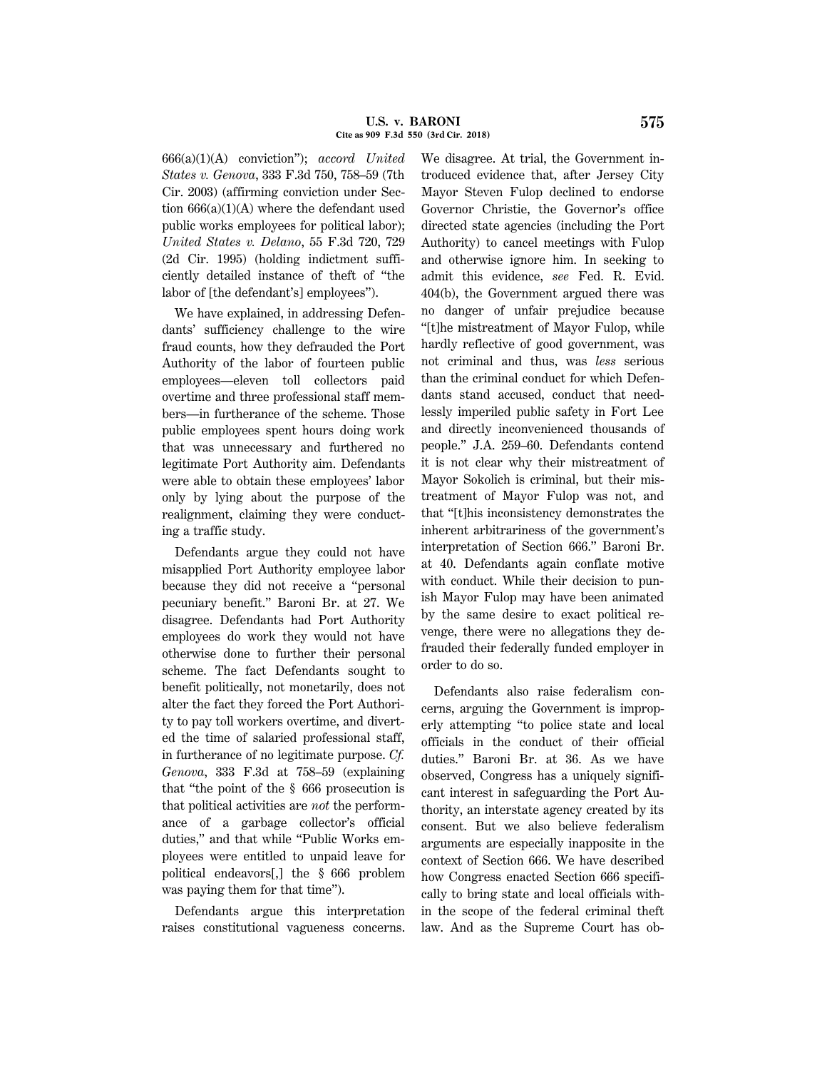666(a)(1)(A) conviction"); *accord United States v. Genova*, 333 F.3d 750, 758–59 (7th Cir. 2003) (affirming conviction under Section 666(a)(1)(A) where the defendant used public works employees for political labor); *United States v. Delano*, 55 F.3d 720, 729 (2d Cir. 1995) (holding indictment sufficiently detailed instance of theft of "the labor of [the defendant's] employees").

We have explained, in addressing Defendants' sufficiency challenge to the wire fraud counts, how they defrauded the Port Authority of the labor of fourteen public employees—eleven toll collectors paid overtime and three professional staff members—in furtherance of the scheme. Those public employees spent hours doing work that was unnecessary and furthered no legitimate Port Authority aim. Defendants were able to obtain these employees' labor only by lying about the purpose of the realignment, claiming they were conducting a traffic study.

Defendants argue they could not have misapplied Port Authority employee labor because they did not receive a "personal pecuniary benefit." Baroni Br. at 27. We disagree. Defendants had Port Authority employees do work they would not have otherwise done to further their personal scheme. The fact Defendants sought to benefit politically, not monetarily, does not alter the fact they forced the Port Authority to pay toll workers overtime, and diverted the time of salaried professional staff, in furtherance of no legitimate purpose. *Cf. Genova*, 333 F.3d at 758–59 (explaining that "the point of the § 666 prosecution is that political activities are *not* the performance of a garbage collector's official duties," and that while "Public Works employees were entitled to unpaid leave for political endeavors[,] the § 666 problem was paying them for that time").

Defendants argue this interpretation raises constitutional vagueness concerns. We disagree. At trial, the Government introduced evidence that, after Jersey City Mayor Steven Fulop declined to endorse Governor Christie, the Governor's office directed state agencies (including the Port Authority) to cancel meetings with Fulop and otherwise ignore him. In seeking to admit this evidence, *see* Fed. R. Evid. 404(b), the Government argued there was no danger of unfair prejudice because "[t]he mistreatment of Mayor Fulop, while hardly reflective of good government, was not criminal and thus, was *less* serious than the criminal conduct for which Defendants stand accused, conduct that needlessly imperiled public safety in Fort Lee and directly inconvenienced thousands of people." J.A. 259–60. Defendants contend it is not clear why their mistreatment of Mayor Sokolich is criminal, but their mistreatment of Mayor Fulop was not, and that "[t]his inconsistency demonstrates the inherent arbitrariness of the government's interpretation of Section 666." Baroni Br. at 40. Defendants again conflate motive with conduct. While their decision to punish Mayor Fulop may have been animated by the same desire to exact political revenge, there were no allegations they defrauded their federally funded employer in order to do so.

Defendants also raise federalism concerns, arguing the Government is improperly attempting "to police state and local officials in the conduct of their official duties." Baroni Br. at 36. As we have observed, Congress has a uniquely significant interest in safeguarding the Port Authority, an interstate agency created by its consent. But we also believe federalism arguments are especially inapposite in the context of Section 666. We have described how Congress enacted Section 666 specifically to bring state and local officials within the scope of the federal criminal theft law. And as the Supreme Court has ob-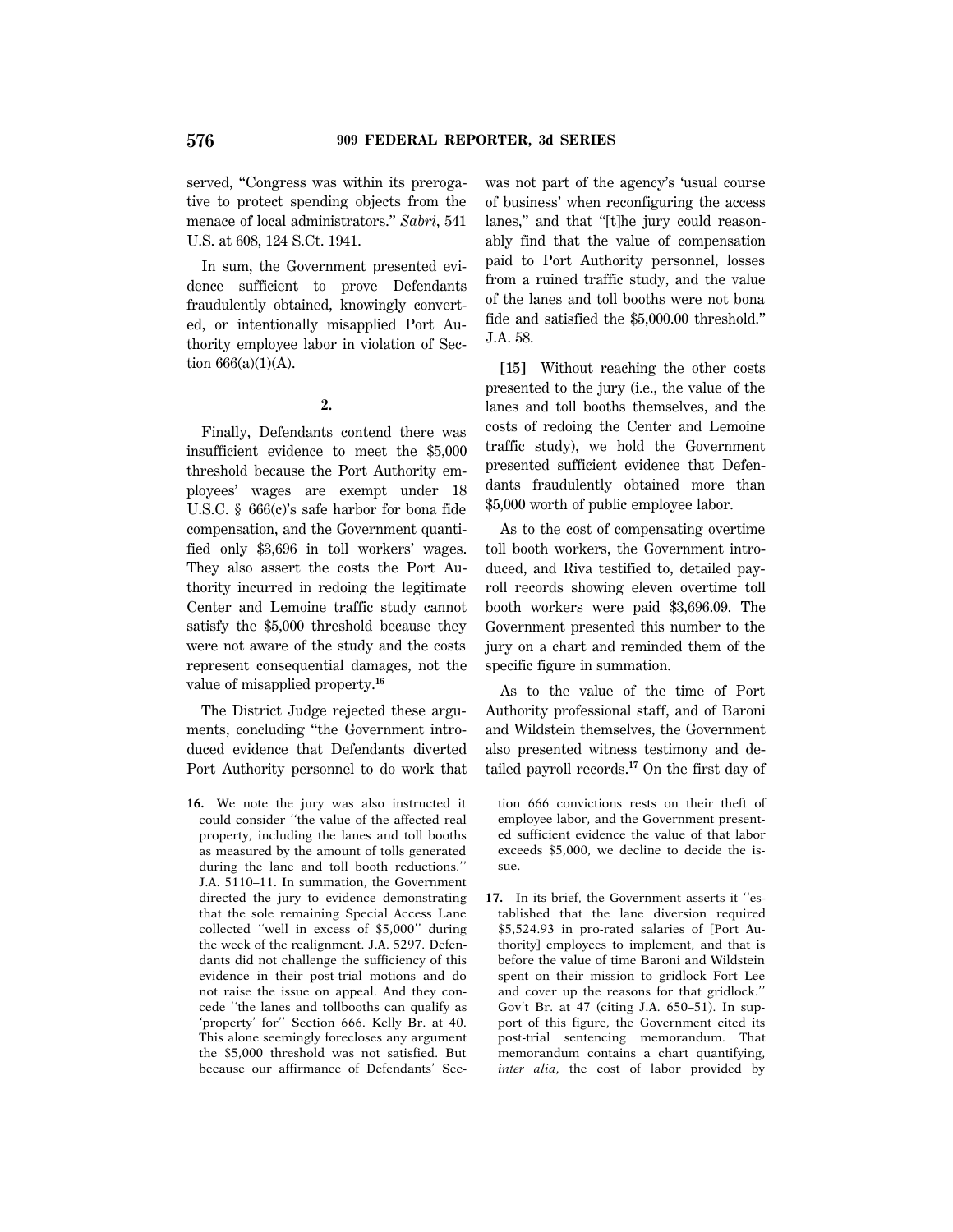served, "Congress was within its prerogative to protect spending objects from the menace of local administrators." *Sabri*, 541 U.S. at 608, 124 S.Ct. 1941.

In sum, the Government presented evidence sufficient to prove Defendants fraudulently obtained, knowingly converted, or intentionally misapplied Port Authority employee labor in violation of Section 666(a)(1)(A).

**2.**

Finally, Defendants contend there was insufficient evidence to meet the $5,000 threshold because the Port Authority employees' wages are exempt under 18 U.S.C. § 666(c)'s safe harbor for bona fide compensation, and the Government quantified only $3,696 in toll workers' wages. They also assert the costs the Port Authority incurred in redoing the legitimate Center and Lemoine traffic study cannot satisfy the $5,000 threshold because they were not aware of the study and the costs represent consequential damages, not the value of misapplied property.[16]

The District Judge rejected these arguments, concluding "the Government introduced evidence that Defendants diverted Port Authority personnel to do work that was not part of the agency's 'usual course of business' when reconfiguring the access lanes," and that "[t]he jury could reasonably find that the value of compensation paid to Port Authority personnel, losses from a ruined traffic study, and the value of the lanes and toll booths were not bona fide and satisfied the $5,000.00 threshold." J.A. 58.

**[15]** Without reaching the other costs presented to the jury (i.e., the value of the lanes and toll booths themselves, and the costs of redoing the Center and Lemoine traffic study), we hold the Government presented sufficient evidence that Defendants fraudulently obtained more than $5,000 worth of public employee labor.

As to the cost of compensating overtime toll booth workers, the Government introduced, and Riva testified to, detailed payroll records showing eleven overtime toll booth workers were paid $3,696.09. The Government presented this number to the jury on a chart and reminded them of the specific figure in summation.

As to the value of the time of Port Authority professional staff, and of Baroni and Wildstein themselves, the Government also presented witness testimony and detailed payroll records.[17] On the first day of

---

16. We note the jury was also instructed it could consider "the value of the affected real property, including the lanes and toll booths as measured by the amount of tolls generated during the lane and toll booth reductions." J.A. 5110–11. In summation, the Government directed the jury to evidence demonstrating that the sole remaining Special Access Lane collected "well in excess of $5,000" during the week of the realignment. J.A. 5297. Defendants did not challenge the sufficiency of this evidence in their post-trial motions and do not raise the issue on appeal. And they concede "the lanes and tollbooths can qualify as 'property' for" Section 666. Kelly Br. at 40. This alone seemingly forecloses any argument the $5,000 threshold was not satisfied. But because our affirmance of Defendants' Section 666 convictions rests on their theft of employee labor, and the Government presented sufficient evidence the value of that labor exceeds $5,000, we decline to decide the issue.

17. In its brief, the Government asserts it "established that the lane diversion required $5,524.93 in pro-rated salaries of [Port Authority] employees to implement, and that is before the value of time Baroni and Wildstein spent on their mission to gridlock Fort Lee and cover up the reasons for that gridlock." Gov't Br. at 47 (citing J.A. 650–51). In support of this figure, the Government cited its post-trial sentencing memorandum. That memorandum contains a chart quantifying, *inter alia*, the cost of labor provided by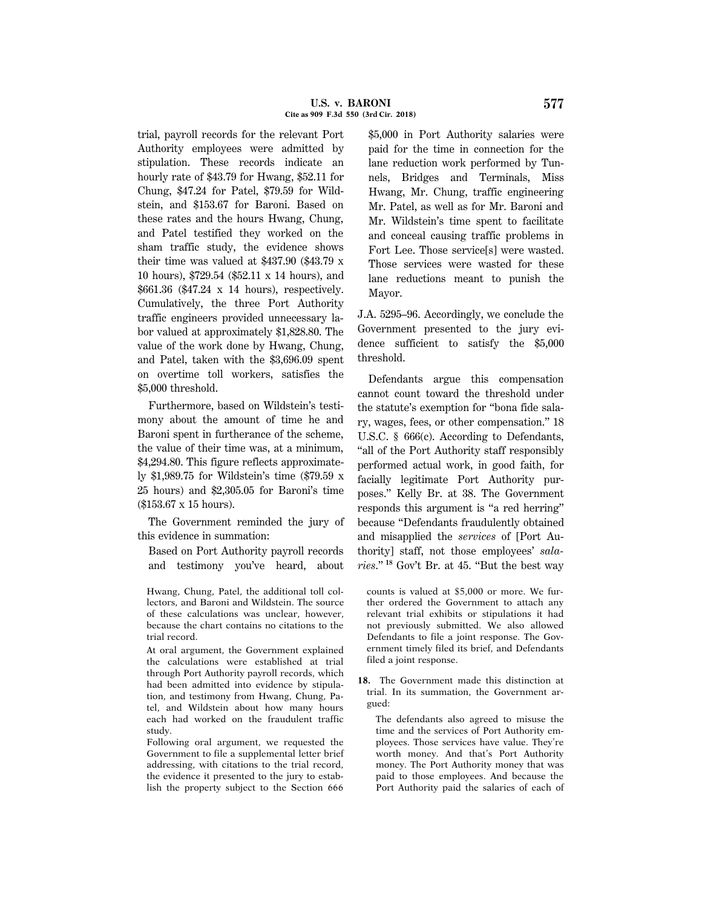trial, payroll records for the relevant Port Authority employees were admitted by stipulation. These records indicate an hourly rate of $43.79 for Hwang, $52.11 for Chung, $47.24 for Patel, $79.59 for Wildstein, and $153.67 for Baroni. Based on these rates and the hours Hwang, Chung, and Patel testified they worked on the sham traffic study, the evidence shows their time was valued at $437.90 ($43.79 x 10 hours), $729.54 ($52.11 x 14 hours), and $661.36 ($47.24 x 14 hours), respectively. Cumulatively, the three Port Authority traffic engineers provided unnecessary labor valued at approximately $1,828.80. The value of the work done by Hwang, Chung, and Patel, taken with the $3,696.09 spent on overtime toll workers, satisfies the $5,000 threshold.

Furthermore, based on Wildstein's testimony about the amount of time he and Baroni spent in furtherance of the scheme, the value of their time was, at a minimum, $4,294.80. This figure reflects approximately $1,989.75 for Wildstein's time ($79.59 x 25 hours) and $2,305.05 for Baroni's time ($153.67 x 15 hours).

The Government reminded the jury of this evidence in summation:

> Based on Port Authority payroll records and testimony you've heard, about $5,000 in Port Authority salaries were paid for the time in connection for the lane reduction work performed by Tunnels, Bridges and Terminals, Miss Hwang, Mr. Chung, traffic engineering Mr. Patel, as well as for Mr. Baroni and Mr. Wildstein's time spent to facilitate and conceal causing traffic problems in Fort Lee. Those service[s] were wasted. Those services were wasted for these lane reductions meant to punish the Mayor.

J.A. 5295–96. Accordingly, we conclude the Government presented to the jury evidence sufficient to satisfy the $5,000 threshold.

Defendants argue this compensation cannot count toward the threshold under the statute's exemption for "bona fide salary, wages, fees, or other compensation." 18 U.S.C. § 666(c). According to Defendants, "all of the Port Authority staff responsibly performed actual work, in good faith, for facially legitimate Port Authority purposes." Kelly Br. at 38. The Government responds this argument is "a red herring" because "Defendants fraudulently obtained and misapplied the *services* of [Port Authority] staff, not those employees' *salaries*."[18] Gov't Br. at 45. "But the best way

---

Hwang, Chung, Patel, the additional toll collectors, and Baroni and Wildstein. The source of these calculations was unclear, however, because the chart contains no citations to the trial record.

At oral argument, the Government explained the calculations were established at trial through Port Authority payroll records, which had been admitted into evidence by stipulation, and testimony from Hwang, Chung, Patel, and Wildstein about how many hours each had worked on the fraudulent traffic study.

Following oral argument, we requested the Government to file a supplemental letter brief addressing, with citations to the trial record, the evidence it presented to the jury to establish the property subject to the Section 666 counts is valued at $5,000 or more. We further ordered the Government to attach any relevant trial exhibits or stipulations it had not previously submitted. We also allowed Defendants to file a joint response. The Government timely filed its brief, and Defendants filed a joint response.

18. The Government made this distinction at trial. In its summation, the Government argued:

> The defendants also agreed to misuse the time and the services of Port Authority employees. Those services have value. They're worth money. And that's Port Authority money. The Port Authority money that was paid to those employees. And because the Port Authority paid the salaries of each of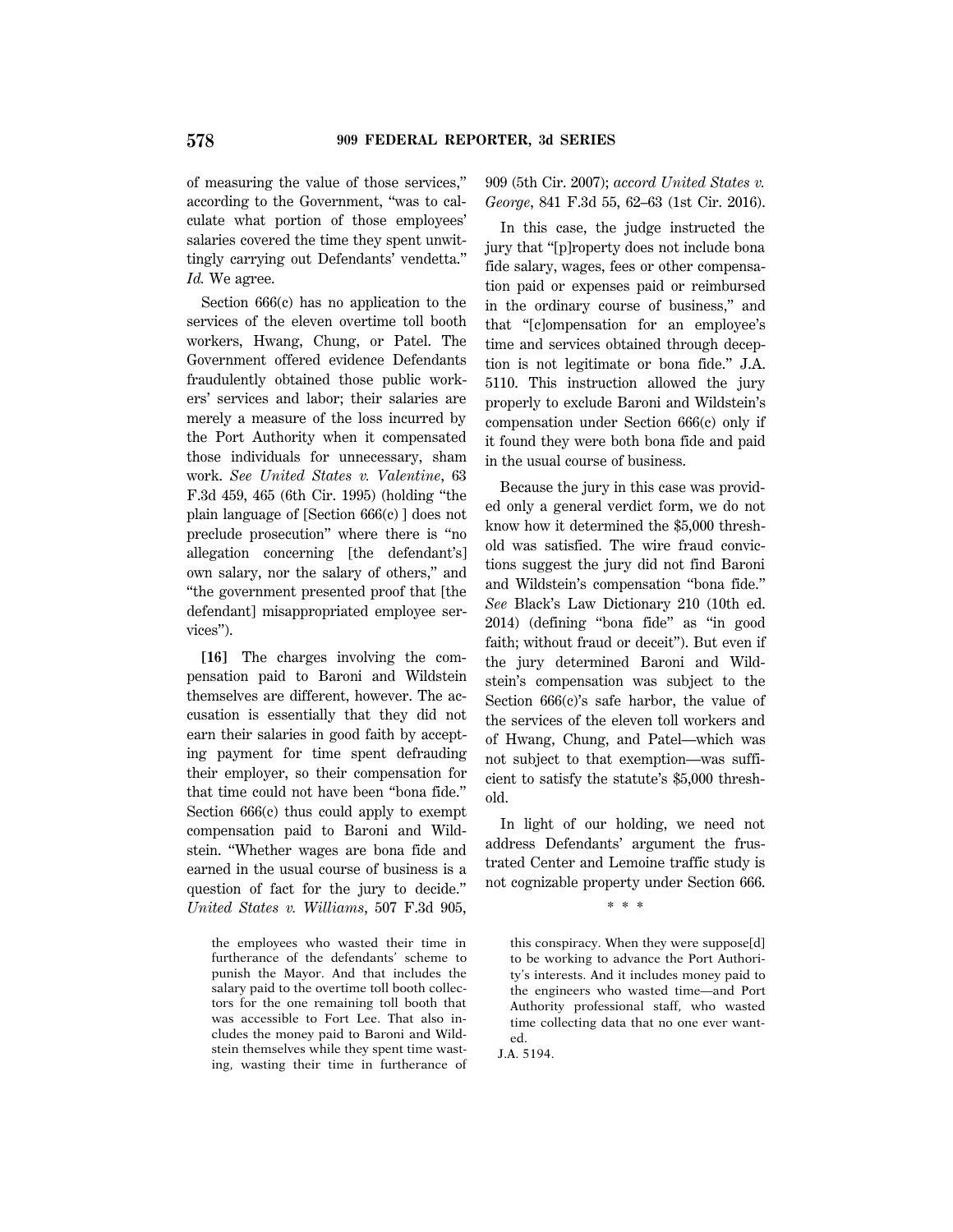of measuring the value of those services," according to the Government, "was to calculate what portion of those employees' salaries covered the time they spent unwittingly carrying out Defendants' vendetta." *Id.* We agree.

Section 666(c) has no application to the services of the eleven overtime toll booth workers, Hwang, Chung, or Patel. The Government offered evidence Defendants fraudulently obtained those public workers' services and labor; their salaries are merely a measure of the loss incurred by the Port Authority when it compensated those individuals for unnecessary, sham work. *See United States v. Valentine*, 63 F.3d 459, 465 (6th Cir. 1995) (holding "the plain language of [Section 666(c) ] does not preclude prosecution" where there is "no allegation concerning [the defendant's] own salary, nor the salary of others," and "the government presented proof that [the defendant] misappropriated employee services").

**[16]** The charges involving the compensation paid to Baroni and Wildstein themselves are different, however. The accusation is essentially that they did not earn their salaries in good faith by accepting payment for time spent defrauding their employer, so their compensation for that time could not have been "bona fide." Section 666(c) thus could apply to exempt compensation paid to Baroni and Wildstein. "Whether wages are bona fide and earned in the usual course of business is a question of fact for the jury to decide." *United States v. Williams*, 507 F.3d 905, 909 (5th Cir. 2007); *accord United States v. George*, 841 F.3d 55, 62–63 (1st Cir. 2016).

In this case, the judge instructed the jury that "[p]roperty does not include bona fide salary, wages, fees or other compensation paid or expenses paid or reimbursed in the ordinary course of business," and that "[c]ompensation for an employee's time and services obtained through deception is not legitimate or bona fide." J.A. 5110. This instruction allowed the jury properly to exclude Baroni and Wildstein's compensation under Section 666(c) only if it found they were both bona fide and paid in the usual course of business.

Because the jury in this case was provided only a general verdict form, we do not know how it determined the $5,000 threshold was satisfied. The wire fraud convictions suggest the jury did not find Baroni and Wildstein's compensation "bona fide." *See* Black's Law Dictionary 210 (10th ed. 2014) (defining "bona fide" as "in good faith; without fraud or deceit"). But even if the jury determined Baroni and Wildstein's compensation was subject to the Section 666(c)'s safe harbor, the value of the services of the eleven toll workers and of Hwang, Chung, and Patel—which was not subject to that exemption—was sufficient to satisfy the statute's $5,000 threshold.

In light of our holding, we need not address Defendants' argument the frustrated Center and Lemoine traffic study is not cognizable property under Section 666.

\* \* \*

the employees who wasted their time in furtherance of the defendants' scheme to punish the Mayor. And that includes the salary paid to the overtime toll booth collectors for the one remaining toll booth that was accessible to Fort Lee. That also includes the money paid to Baroni and Wildstein themselves while they spent time wasting, wasting their time in furtherance of this conspiracy. When they were suppose[d] to be working to advance the Port Authority's interests. And it includes money paid to the engineers who wasted time—and Port Authority professional staff, who wasted time collecting data that no one ever wanted.

J.A. 5194.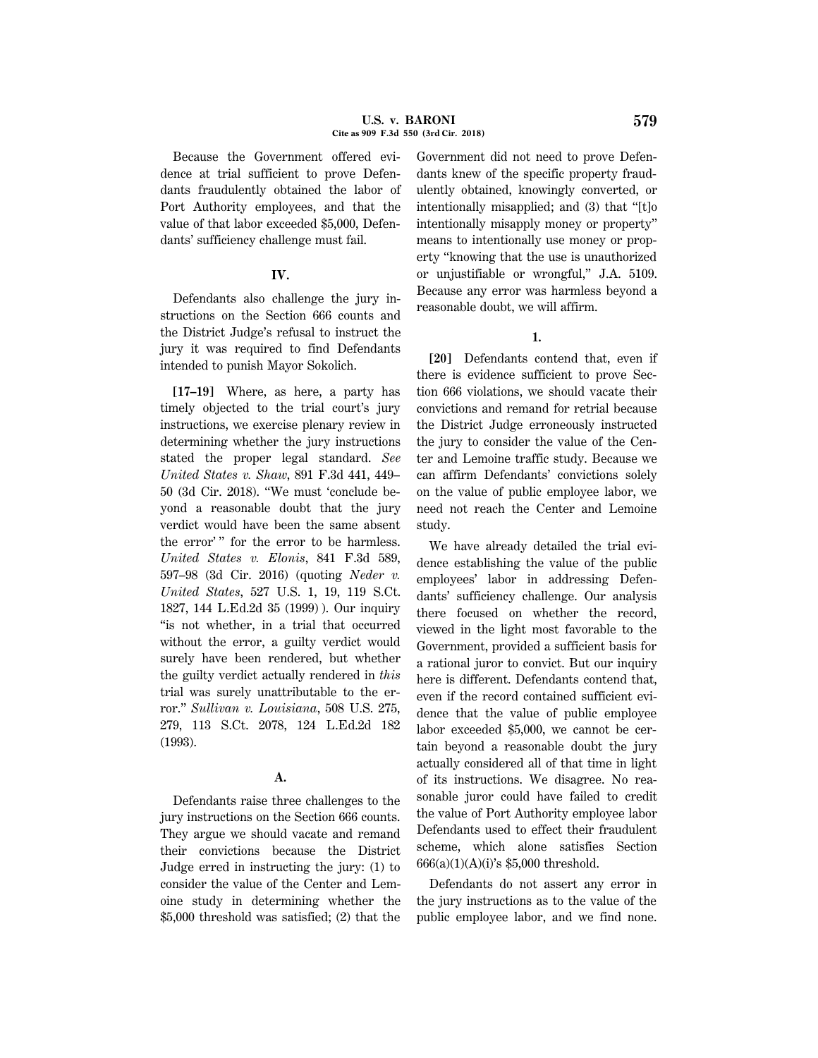Because the Government offered evidence at trial sufficient to prove Defendants fraudulently obtained the labor of Port Authority employees, and that the value of that labor exceeded $5,000, Defendants' sufficiency challenge must fail.

## IV.

Defendants also challenge the jury instructions on the Section 666 counts and the District Judge's refusal to instruct the jury it was required to find Defendants intended to punish Mayor Sokolich.

**[17–19]** Where, as here, a party has timely objected to the trial court's jury instructions, we exercise plenary review in determining whether the jury instructions stated the proper legal standard. *See United States v. Shaw*, 891 F.3d 441, 449–50 (3d Cir. 2018). "We must 'conclude beyond a reasonable doubt that the jury verdict would have been the same absent the error' " for the error to be harmless. *United States v. Elonis*, 841 F.3d 589, 597–98 (3d Cir. 2016) (quoting *Neder v. United States*, 527 U.S. 1, 19, 119 S.Ct. 1827, 144 L.Ed.2d 35 (1999) ). Our inquiry "is not whether, in a trial that occurred without the error, a guilty verdict would surely have been rendered, but whether the guilty verdict actually rendered in *this* trial was surely unattributable to the error." *Sullivan v. Louisiana*, 508 U.S. 275, 279, 113 S.Ct. 2078, 124 L.Ed.2d 182 (1993).

### A.

Defendants raise three challenges to the jury instructions on the Section 666 counts. They argue we should vacate and remand their convictions because the District Judge erred in instructing the jury: (1) to consider the value of the Center and Lemoine study in determining whether the $5,000 threshold was satisfied; (2) that the Government did not need to prove Defendants knew of the specific property fraudulently obtained, knowingly converted, or intentionally misapplied; and (3) that "[t]o intentionally misapply money or property" means to intentionally use money or property "knowing that the use is unauthorized or unjustifiable or wrongful," J.A. 5109. Because any error was harmless beyond a reasonable doubt, we will affirm.

#### 1.

**[20]** Defendants contend that, even if there is evidence sufficient to prove Section 666 violations, we should vacate their convictions and remand for retrial because the District Judge erroneously instructed the jury to consider the value of the Center and Lemoine traffic study. Because we can affirm Defendants' convictions solely on the value of public employee labor, we need not reach the Center and Lemoine study.

We have already detailed the trial evidence establishing the value of the public employees' labor in addressing Defendants' sufficiency challenge. Our analysis there focused on whether the record, viewed in the light most favorable to the Government, provided a sufficient basis for a rational juror to convict. But our inquiry here is different. Defendants contend that, even if the record contained sufficient evidence that the value of public employee labor exceeded $5,000, we cannot be certain beyond a reasonable doubt the jury actually considered all of that time in light of its instructions. We disagree. No reasonable juror could have failed to credit the value of Port Authority employee labor Defendants used to effect their fraudulent scheme, which alone satisfies Section 666(a)(1)(A)(i)'s $5,000 threshold.

Defendants do not assert any error in the jury instructions as to the value of the public employee labor, and we find none.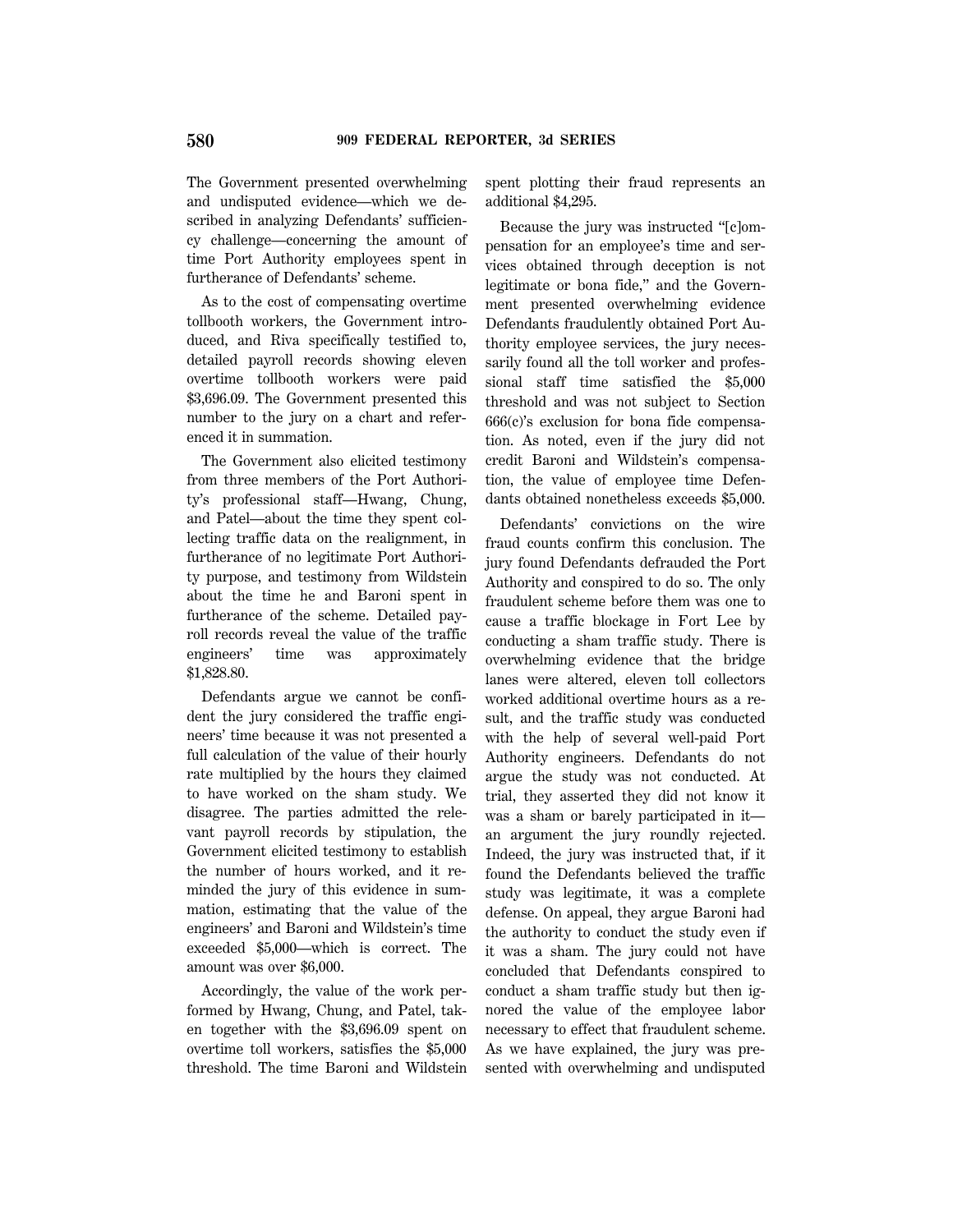The Government presented overwhelming and undisputed evidence—which we described in analyzing Defendants' sufficiency challenge—concerning the amount of time Port Authority employees spent in furtherance of Defendants' scheme.

As to the cost of compensating overtime tollbooth workers, the Government introduced, and Riva specifically testified to, detailed payroll records showing eleven overtime tollbooth workers were paid $3,696.09. The Government presented this number to the jury on a chart and referenced it in summation.

The Government also elicited testimony from three members of the Port Authority's professional staff—Hwang, Chung, and Patel—about the time they spent collecting traffic data on the realignment, in furtherance of no legitimate Port Authority purpose, and testimony from Wildstein about the time he and Baroni spent in furtherance of the scheme. Detailed payroll records reveal the value of the traffic engineers' time was approximately $1,828.80.

Defendants argue we cannot be confident the jury considered the traffic engineers' time because it was not presented a full calculation of the value of their hourly rate multiplied by the hours they claimed to have worked on the sham study. We disagree. The parties admitted the relevant payroll records by stipulation, the Government elicited testimony to establish the number of hours worked, and it reminded the jury of this evidence in summation, estimating that the value of the engineers' and Baroni and Wildstein's time exceeded $5,000—which is correct. The amount was over $6,000.

Accordingly, the value of the work performed by Hwang, Chung, and Patel, taken together with the $3,696.09 spent on overtime toll workers, satisfies the $5,000 threshold. The time Baroni and Wildstein spent plotting their fraud represents an additional $4,295.

Because the jury was instructed "[c]ompensation for an employee's time and services obtained through deception is not legitimate or bona fide," and the Government presented overwhelming evidence Defendants fraudulently obtained Port Authority employee services, the jury necessarily found all the toll worker and professional staff time satisfied the $5,000 threshold and was not subject to Section 666(c)'s exclusion for bona fide compensation. As noted, even if the jury did not credit Baroni and Wildstein's compensation, the value of employee time Defendants obtained nonetheless exceeds $5,000.

Defendants' convictions on the wire fraud counts confirm this conclusion. The jury found Defendants defrauded the Port Authority and conspired to do so. The only fraudulent scheme before them was one to cause a traffic blockage in Fort Lee by conducting a sham traffic study. There is overwhelming evidence that the bridge lanes were altered, eleven toll collectors worked additional overtime hours as a result, and the traffic study was conducted with the help of several well-paid Port Authority engineers. Defendants do not argue the study was not conducted. At trial, they asserted they did not know it was a sham or barely participated in it—an argument the jury roundly rejected. Indeed, the jury was instructed that, if it found the Defendants believed the traffic study was legitimate, it was a complete defense. On appeal, they argue Baroni had the authority to conduct the study even if it was a sham. The jury could not have concluded that Defendants conspired to conduct a sham traffic study but then ignored the value of the employee labor necessary to effect that fraudulent scheme. As we have explained, the jury was presented with overwhelming and undisputed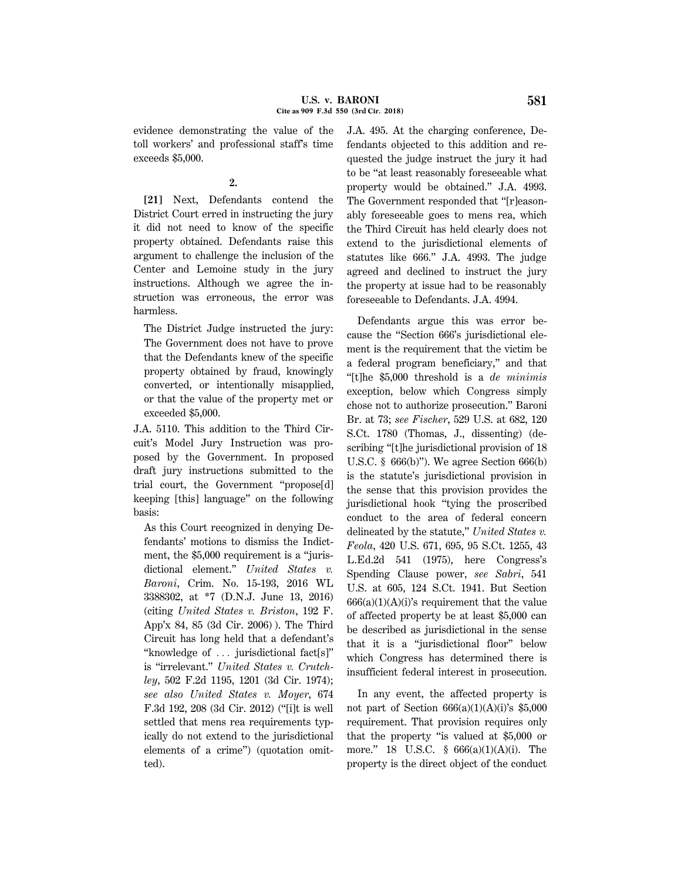evidence demonstrating the value of the toll workers' and professional staff's time exceeds $5,000.

**2.**

**[21]** Next, Defendants contend the District Court erred in instructing the jury it did not need to know of the specific property obtained. Defendants raise this argument to challenge the inclusion of the Center and Lemoine study in the jury instructions. Although we agree the instruction was erroneous, the error was harmless.

> The District Judge instructed the jury: The Government does not have to prove that the Defendants knew of the specific property obtained by fraud, knowingly converted, or intentionally misapplied, or that the value of the property met or exceeded $5,000.

J.A. 5110. This addition to the Third Circuit's Model Jury Instruction was proposed by the Government. In proposed draft jury instructions submitted to the trial court, the Government "propose[d] keeping [this] language" on the following basis:

> As this Court recognized in denying Defendants' motions to dismiss the Indictment, the $5,000 requirement is a "jurisdictional element." *United States v. Baroni*, Crim. No. 15-193, 2016 WL 3388302, at *7 (D.N.J. June 13, 2016) (citing *United States v. Briston*, 192 F. App'x 84, 85 (3d Cir. 2006) ). The Third Circuit has long held that a defendant's "knowledge of ... jurisdictional fact[s]" is "irrelevant." *United States v. Crutchley*, 502 F.2d 1195, 1201 (3d Cir. 1974); *see also United States v. Moyer*, 674 F.3d 192, 208 (3d Cir. 2012) ("[i]t is well settled that mens rea requirements typically do not extend to the jurisdictional elements of a crime") (quotation omitted).

J.A. 495. At the charging conference, Defendants objected to this addition and requested the judge instruct the jury it had to be "at least reasonably foreseeable what property would be obtained." J.A. 4993. The Government responded that "[r]easonably foreseeable goes to mens rea, which the Third Circuit has held clearly does not extend to the jurisdictional elements of statutes like 666." J.A. 4993. The judge agreed and declined to instruct the jury the property at issue had to be reasonably foreseeable to Defendants. J.A. 4994.

Defendants argue this was error because the "Section 666's jurisdictional element is the requirement that the victim be a federal program beneficiary," and that "[t]he $5,000 threshold is a *de minimis* exception, below which Congress simply chose not to authorize prosecution." Baroni Br. at 73; *see Fischer*, 529 U.S. at 682, 120 S.Ct. 1780 (Thomas, J., dissenting) (describing "[t]he jurisdictional provision of 18 U.S.C. § 666(b)"). We agree Section 666(b) is the statute's jurisdictional provision in the sense that this provision provides the jurisdictional hook "tying the proscribed conduct to the area of federal concern delineated by the statute," *United States v. Feola*, 420 U.S. 671, 695, 95 S.Ct. 1255, 43 L.Ed.2d 541 (1975), here Congress's Spending Clause power, *see Sabri*, 541 U.S. at 605, 124 S.Ct. 1941. But Section 666(a)(1)(A)(i)'s requirement that the value of affected property be at least $5,000 can be described as jurisdictional in the sense that it is a "jurisdictional floor" below which Congress has determined there is insufficient federal interest in prosecution.

In any event, the affected property is not part of Section 666(a)(1)(A)(i)'s $5,000 requirement. That provision requires only that the property "is valued at $5,000 or more." 18 U.S.C. § 666(a)(1)(A)(i). The property is the direct object of the conduct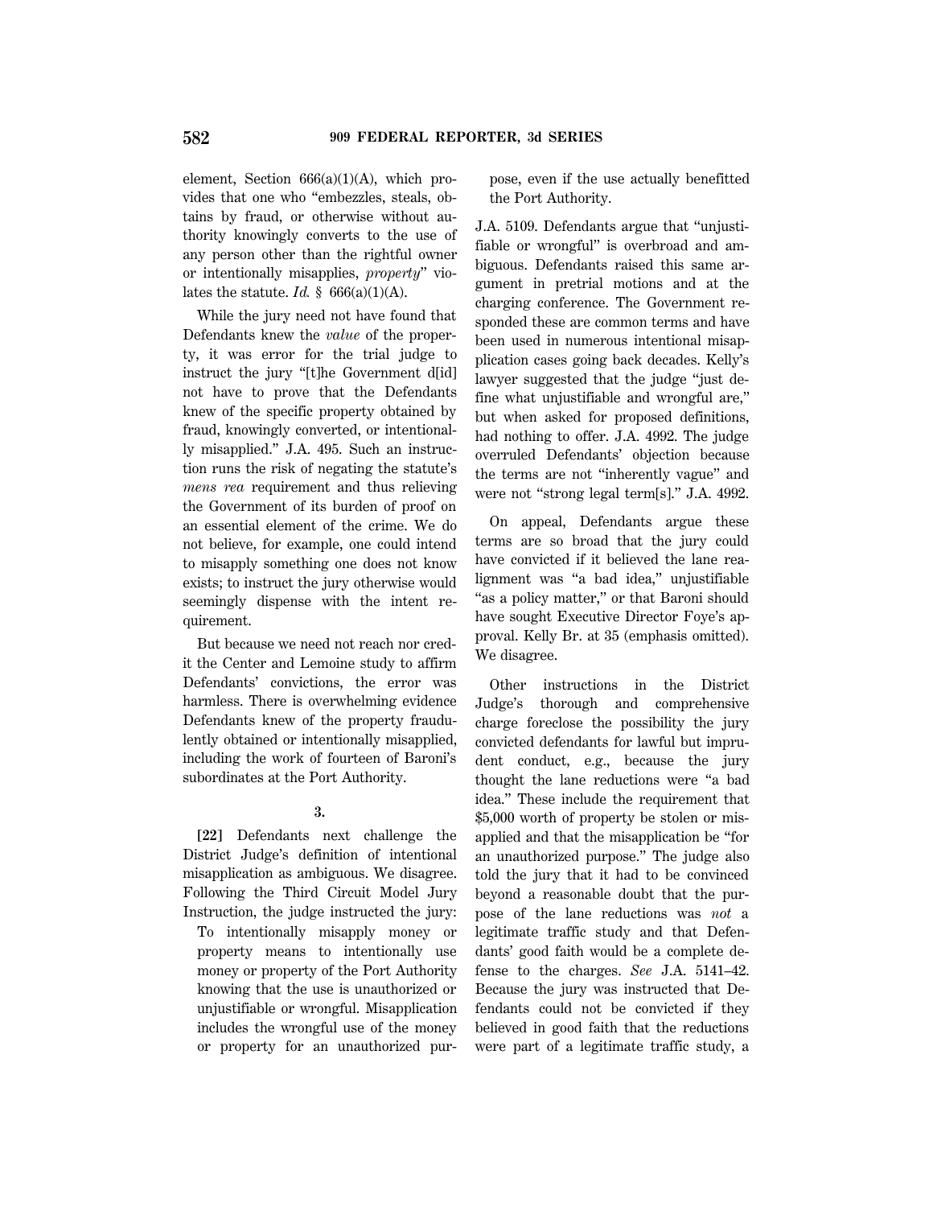element, Section 666(a)(1)(A), which provides that one who "embezzles, steals, obtains by fraud, or otherwise without authority knowingly converts to the use of any person other than the rightful owner or intentionally misapplies, *property*" violates the statute. *Id.* § 666(a)(1)(A).

While the jury need not have found that Defendants knew the *value* of the property, it was error for the trial judge to instruct the jury "[t]he Government d[id] not have to prove that the Defendants knew of the specific property obtained by fraud, knowingly converted, or intentionally misapplied." J.A. 495. Such an instruction runs the risk of negating the statute's *mens rea* requirement and thus relieving the Government of its burden of proof on an essential element of the crime. We do not believe, for example, one could intend to misapply something one does not know exists; to instruct the jury otherwise would seemingly dispense with the intent requirement.

But because we need not reach nor credit the Center and Lemoine study to affirm Defendants' convictions, the error was harmless. There is overwhelming evidence Defendants knew of the property fraudulently obtained or intentionally misapplied, including the work of fourteen of Baroni's subordinates at the Port Authority.

**3.**

**[22]** Defendants next challenge the District Judge's definition of intentional misapplication as ambiguous. We disagree. Following the Third Circuit Model Jury Instruction, the judge instructed the jury:

> To intentionally misapply money or property means to intentionally use money or property of the Port Authority knowing that the use is unauthorized or unjustifiable or wrongful. Misapplication includes the wrongful use of the money or property for an unauthorized purpose, even if the use actually benefitted the Port Authority.

J.A. 5109. Defendants argue that "unjustifiable or wrongful" is overbroad and ambiguous. Defendants raised this same argument in pretrial motions and at the charging conference. The Government responded these are common terms and have been used in numerous intentional misapplication cases going back decades. Kelly's lawyer suggested that the judge "just define what unjustifiable and wrongful are," but when asked for proposed definitions, had nothing to offer. J.A. 4992. The judge overruled Defendants' objection because the terms are not "inherently vague" and were not "strong legal term[s]." J.A. 4992.

On appeal, Defendants argue these terms are so broad that the jury could have convicted if it believed the lane realignment was "a bad idea," unjustifiable "as a policy matter," or that Baroni should have sought Executive Director Foye's approval. Kelly Br. at 35 (emphasis omitted). We disagree.

Other instructions in the District Judge's thorough and comprehensive charge foreclose the possibility the jury convicted defendants for lawful but imprudent conduct, e.g., because the jury thought the lane reductions were "a bad idea." These include the requirement that $5,000 worth of property be stolen or misapplied and that the misapplication be "for an unauthorized purpose." The judge also told the jury that it had to be convinced beyond a reasonable doubt that the purpose of the lane reductions was *not* a legitimate traffic study and that Defendants' good faith would be a complete defense to the charges. *See* J.A. 5141–42. Because the jury was instructed that Defendants could not be convicted if they believed in good faith that the reductions were part of a legitimate traffic study, a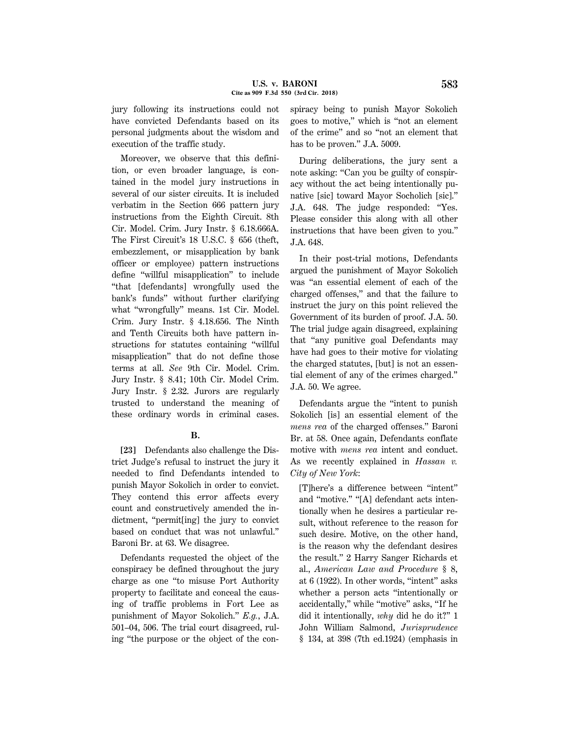jury following its instructions could not have convicted Defendants based on its personal judgments about the wisdom and execution of the traffic study.

Moreover, we observe that this definition, or even broader language, is contained in the model jury instructions in several of our sister circuits. It is included verbatim in the Section 666 pattern jury instructions from the Eighth Circuit. 8th Cir. Model. Crim. Jury Instr. § 6.18.666A. The First Circuit's 18 U.S.C. § 656 (theft, embezzlement, or misapplication by bank officer or employee) pattern instructions define "willful misapplication" to include "that [defendants] wrongfully used the bank's funds" without further clarifying what "wrongfully" means. 1st Cir. Model. Crim. Jury Instr. § 4.18.656. The Ninth and Tenth Circuits both have pattern instructions for statutes containing "willful misapplication" that do not define those terms at all. *See* 9th Cir. Model. Crim. Jury Instr. § 8.41; 10th Cir. Model Crim. Jury Instr. § 2.32. Jurors are regularly trusted to understand the meaning of these ordinary words in criminal cases.

## B.

**[23]** Defendants also challenge the District Judge's refusal to instruct the jury it needed to find Defendants intended to punish Mayor Sokolich in order to convict. They contend this error affects every count and constructively amended the indictment, "permit[ing] the jury to convict based on conduct that was not unlawful." Baroni Br. at 63. We disagree.

Defendants requested the object of the conspiracy be defined throughout the jury charge as one "to misuse Port Authority property to facilitate and conceal the causing of traffic problems in Fort Lee as punishment of Mayor Sokolich." *E.g.*, J.A. 501–04, 506. The trial court disagreed, ruling "the purpose or the object of the conspiracy being to punish Mayor Sokolich goes to motive," which is "not an element of the crime" and so "not an element that has to be proven." J.A. 5009.

During deliberations, the jury sent a note asking: "Can you be guilty of conspiracy without the act being intentionally punative [sic] toward Mayor Socholich [sic]." J.A. 648. The judge responded: "Yes. Please consider this along with all other instructions that have been given to you." J.A. 648.

In their post-trial motions, Defendants argued the punishment of Mayor Sokolich was "an essential element of each of the charged offenses," and that the failure to instruct the jury on this point relieved the Government of its burden of proof. J.A. 50. The trial judge again disagreed, explaining that "any punitive goal Defendants may have had goes to their motive for violating the charged statutes, [but] is not an essential element of any of the crimes charged." J.A. 50. We agree.

Defendants argue the "intent to punish Sokolich [is] an essential element of the *mens rea* of the charged offenses." Baroni Br. at 58. Once again, Defendants conflate motive with *mens rea* intent and conduct. As we recently explained in *Hassan v. City of New York*:

> [T]here's a difference between "intent" and "motive." "[A] defendant acts intentionally when he desires a particular result, without reference to the reason for such desire. Motive, on the other hand, is the reason why the defendant desires the result." 2 Harry Sanger Richards et al., *American Law and Procedure* § 8, at 6 (1922). In other words, "intent" asks whether a person acts "intentionally or accidentally," while "motive" asks, "If he did it intentionally, *why* did he do it?" 1 John William Salmond, *Jurisprudence* § 134, at 398 (7th ed.1924) (emphasis in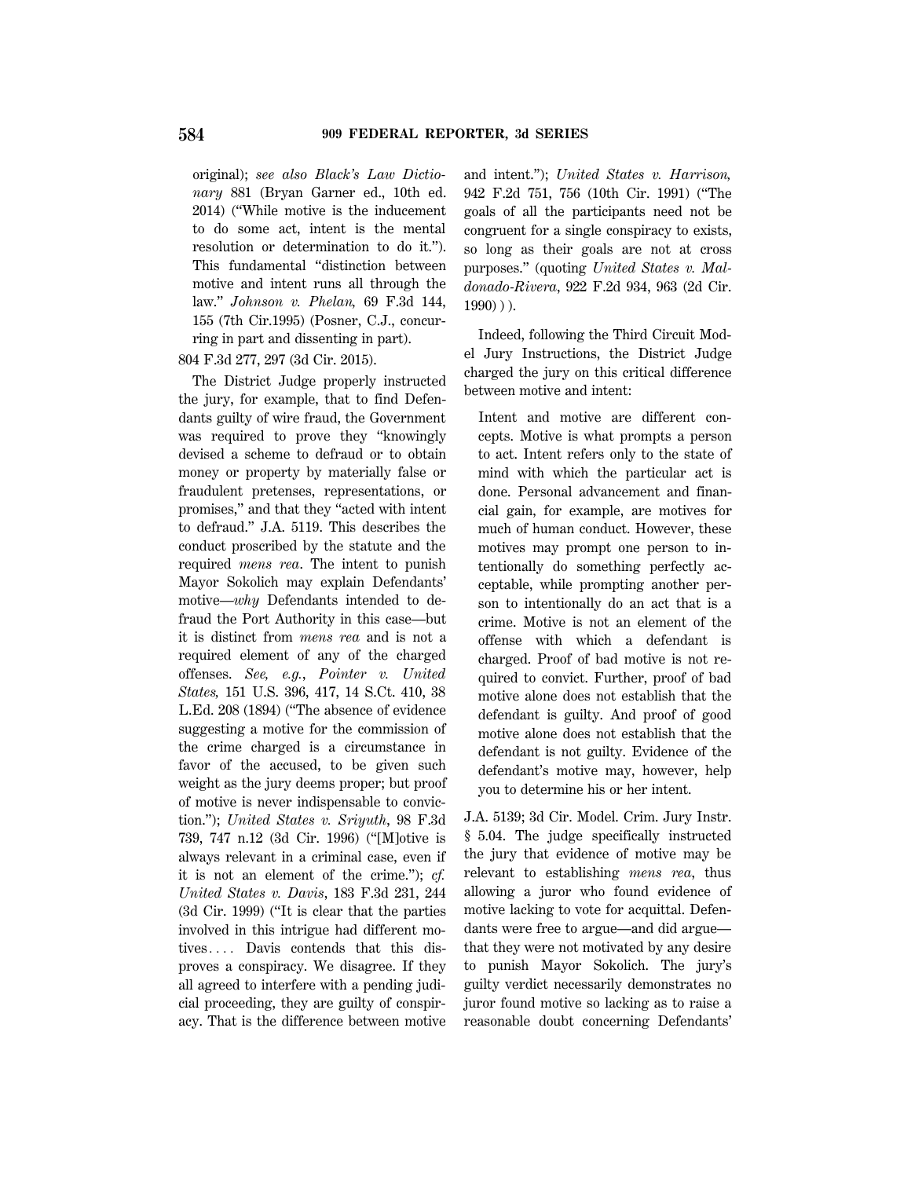original); *see also Black's Law Dictionary* 881 (Bryan Garner ed., 10th ed. 2014) ("While motive is the inducement to do some act, intent is the mental resolution or determination to do it."). This fundamental "distinction between motive and intent runs all through the law." *Johnson v. Phelan,* 69 F.3d 144, 155 (7th Cir.1995) (Posner, C.J., concurring in part and dissenting in part).

804 F.3d 277, 297 (3d Cir. 2015).

The District Judge properly instructed the jury, for example, that to find Defendants guilty of wire fraud, the Government was required to prove they "knowingly devised a scheme to defraud or to obtain money or property by materially false or fraudulent pretenses, representations, or promises," and that they "acted with intent to defraud." J.A. 5119. This describes the conduct proscribed by the statute and the required *mens rea*. The intent to punish Mayor Sokolich may explain Defendants' motive—*why* Defendants intended to defraud the Port Authority in this case—but it is distinct from *mens rea* and is not a required element of any of the charged offenses. *See, e.g.*, *Pointer v. United States,* 151 U.S. 396, 417, 14 S.Ct. 410, 38 L.Ed. 208 (1894) ("The absence of evidence suggesting a motive for the commission of the crime charged is a circumstance in favor of the accused, to be given such weight as the jury deems proper; but proof of motive is never indispensable to conviction."); *United States v. Sriyuth,* 98 F.3d 739, 747 n.12 (3d Cir. 1996) ("[M]otive is always relevant in a criminal case, even if it is not an element of the crime."); *cf. United States v. Davis*, 183 F.3d 231, 244 (3d Cir. 1999) ("It is clear that the parties involved in this intrigue had different motives. . . . Davis contends that this disproves a conspiracy. We disagree. If they all agreed to interfere with a pending judicial proceeding, they are guilty of conspiracy. That is the difference between motive and intent."); *United States v. Harrison,* 942 F.2d 751, 756 (10th Cir. 1991) ("The goals of all the participants need not be congruent for a single conspiracy to exists, so long as their goals are not at cross purposes." (quoting *United States v. Maldonado-Rivera*, 922 F.2d 934, 963 (2d Cir. 1990) ) ).

Indeed, following the Third Circuit Model Jury Instructions, the District Judge charged the jury on this critical difference between motive and intent:

> Intent and motive are different concepts. Motive is what prompts a person to act. Intent refers only to the state of mind with which the particular act is done. Personal advancement and financial gain, for example, are motives for much of human conduct. However, these motives may prompt one person to intentionally do something perfectly acceptable, while prompting another person to intentionally do an act that is a crime. Motive is not an element of the offense with which a defendant is charged. Proof of bad motive is not required to convict. Further, proof of bad motive alone does not establish that the defendant is guilty. And proof of good motive alone does not establish that the defendant is not guilty. Evidence of the defendant's motive may, however, help you to determine his or her intent.

J.A. 5139; 3d Cir. Model. Crim. Jury Instr. § 5.04. The judge specifically instructed the jury that evidence of motive may be relevant to establishing *mens rea*, thus allowing a juror who found evidence of motive lacking to vote for acquittal. Defendants were free to argue—and did argue—that they were not motivated by any desire to punish Mayor Sokolich. The jury's guilty verdict necessarily demonstrates no juror found motive so lacking as to raise a reasonable doubt concerning Defendants'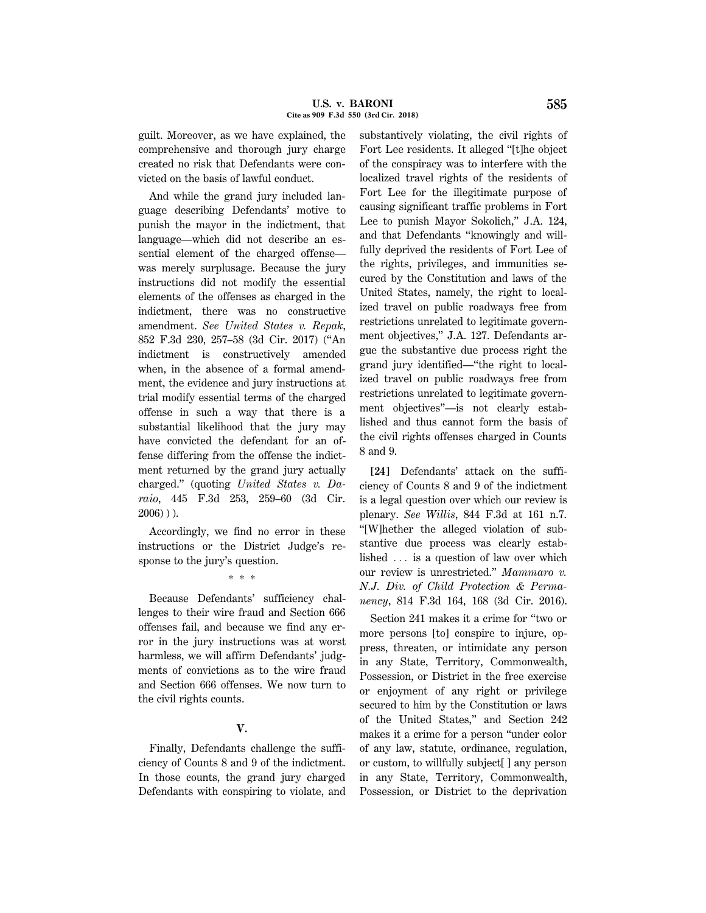guilt. Moreover, as we have explained, the comprehensive and thorough jury charge created no risk that Defendants were convicted on the basis of lawful conduct.

And while the grand jury included language describing Defendants' motive to punish the mayor in the indictment, that language—which did not describe an essential element of the charged offense—was merely surplusage. Because the jury instructions did not modify the essential elements of the offenses as charged in the indictment, there was no constructive amendment. *See United States v. Repak*, 852 F.3d 230, 257–58 (3d Cir. 2017) ("An indictment is constructively amended when, in the absence of a formal amendment, the evidence and jury instructions at trial modify essential terms of the charged offense in such a way that there is a substantial likelihood that the jury may have convicted the defendant for an offense differing from the offense the indictment returned by the grand jury actually charged." (quoting *United States v. Daraio*, 445 F.3d 253, 259–60 (3d Cir. 2006) ) ).

Accordingly, we find no error in these instructions or the District Judge's response to the jury's question.

\* \* \*

Because Defendants' sufficiency challenges to their wire fraud and Section 666 offenses fail, and because we find any error in the jury instructions was at worst harmless, we will affirm Defendants' judgments of convictions as to the wire fraud and Section 666 offenses. We now turn to the civil rights counts.

## V.

Finally, Defendants challenge the sufficiency of Counts 8 and 9 of the indictment. In those counts, the grand jury charged Defendants with conspiring to violate, and substantively violating, the civil rights of Fort Lee residents. It alleged "[t]he object of the conspiracy was to interfere with the localized travel rights of the residents of Fort Lee for the illegitimate purpose of causing significant traffic problems in Fort Lee to punish Mayor Sokolich," J.A. 124, and that Defendants "knowingly and willfully deprived the residents of Fort Lee of the rights, privileges, and immunities secured by the Constitution and laws of the United States, namely, the right to localized travel on public roadways free from restrictions unrelated to legitimate government objectives," J.A. 127. Defendants argue the substantive due process right the grand jury identified—"the right to localized travel on public roadways free from restrictions unrelated to legitimate government objectives"—is not clearly established and thus cannot form the basis of the civil rights offenses charged in Counts 8 and 9.

**[24]** Defendants' attack on the sufficiency of Counts 8 and 9 of the indictment is a legal question over which our review is plenary. *See Willis*, 844 F.3d at 161 n.7. "[W]hether the alleged violation of substantive due process was clearly established . . . is a question of law over which our review is unrestricted." *Mammaro v. N.J. Div. of Child Protection & Permanency*, 814 F.3d 164, 168 (3d Cir. 2016).

Section 241 makes it a crime for "two or more persons [to] conspire to injure, oppress, threaten, or intimidate any person in any State, Territory, Commonwealth, Possession, or District in the free exercise or enjoyment of any right or privilege secured to him by the Constitution or laws of the United States," and Section 242 makes it a crime for a person "under color of any law, statute, ordinance, regulation, or custom, to willfully subject[ ] any person in any State, Territory, Commonwealth, Possession, or District to the deprivation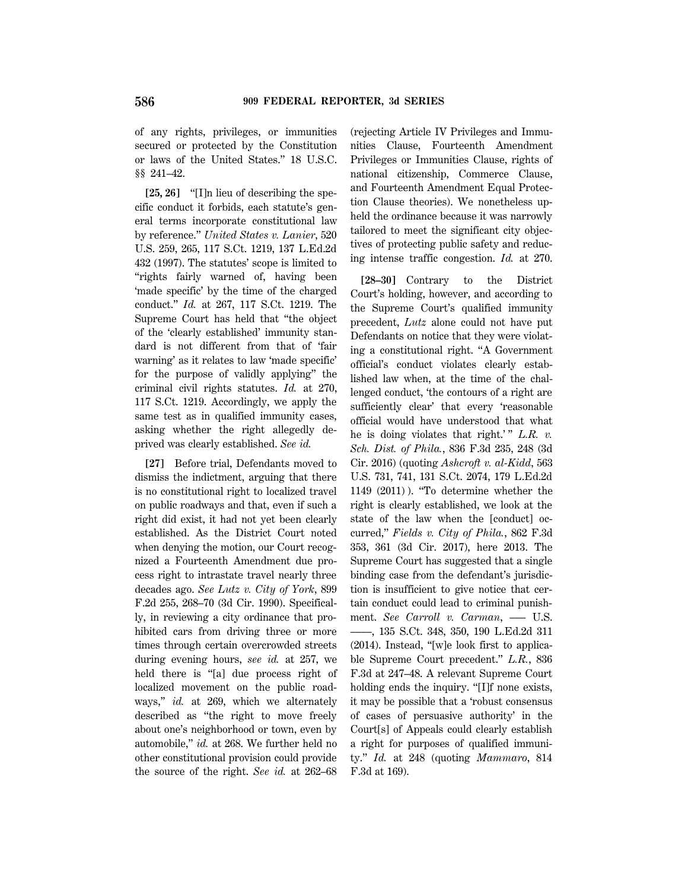of any rights, privileges, or immunities secured or protected by the Constitution or laws of the United States." 18 U.S.C. §§ 241–42.

**[25, 26]** "[I]n lieu of describing the specific conduct it forbids, each statute's general terms incorporate constitutional law by reference." *United States v. Lanier*, 520 U.S. 259, 265, 117 S.Ct. 1219, 137 L.Ed.2d 432 (1997). The statutes' scope is limited to "rights fairly warned of, having been 'made specific' by the time of the charged conduct." *Id.* at 267, 117 S.Ct. 1219. The Supreme Court has held that "the object of the 'clearly established' immunity standard is not different from that of 'fair warning' as it relates to law 'made specific' for the purpose of validly applying" the criminal civil rights statutes. *Id.* at 270, 117 S.Ct. 1219. Accordingly, we apply the same test as in qualified immunity cases, asking whether the right allegedly deprived was clearly established. *See id.*

**[27]** Before trial, Defendants moved to dismiss the indictment, arguing that there is no constitutional right to localized travel on public roadways and that, even if such a right did exist, it had not yet been clearly established. As the District Court noted when denying the motion, our Court recognized a Fourteenth Amendment due process right to intrastate travel nearly three decades ago. *See Lutz v. City of York*, 899 F.2d 255, 268–70 (3d Cir. 1990). Specifically, in reviewing a city ordinance that prohibited cars from driving three or more times through certain overcrowded streets during evening hours, *see id.* at 257, we held there is "[a] due process right of localized movement on the public roadways," *id.* at 269, which we alternately described as "the right to move freely about one's neighborhood or town, even by automobile," *id.* at 268. We further held no other constitutional provision could provide the source of the right. *See id.* at 262–68 (rejecting Article IV Privileges and Immunities Clause, Fourteenth Amendment Privileges or Immunities Clause, rights of national citizenship, Commerce Clause, and Fourteenth Amendment Equal Protection Clause theories). We nonetheless upheld the ordinance because it was narrowly tailored to meet the significant city objectives of protecting public safety and reducing intense traffic congestion. *Id.* at 270.

**[28–30]** Contrary to the District Court's holding, however, and according to the Supreme Court's qualified immunity precedent, *Lutz* alone could not have put Defendants on notice that they were violating a constitutional right. "A Government official's conduct violates clearly established law when, at the time of the challenged conduct, 'the contours of a right are sufficiently clear' that every 'reasonable official would have understood that what he is doing violates that right.'" *L.R. v. Sch. Dist. of Phila.*, 836 F.3d 235, 248 (3d Cir. 2016) (quoting *Ashcroft v. al-Kidd*, 563 U.S. 731, 741, 131 S.Ct. 2074, 179 L.Ed.2d 1149 (2011)). "To determine whether the right is clearly established, we look at the state of the law when the [conduct] occurred," *Fields v. City of Phila.*, 862 F.3d 353, 361 (3d Cir. 2017), here 2013. The Supreme Court has suggested that a single binding case from the defendant's jurisdiction is insufficient to give notice that certain conduct could lead to criminal punishment. *See Carroll v. Carman*, ––– U.S. ––––, 135 S.Ct. 348, 350, 190 L.Ed.2d 311 (2014). Instead, "[w]e look first to applicable Supreme Court precedent." *L.R.*, 836 F.3d at 247–48. A relevant Supreme Court holding ends the inquiry. "[I]f none exists, it may be possible that a 'robust consensus of cases of persuasive authority' in the Court[s] of Appeals could clearly establish a right for purposes of qualified immunity." *Id.* at 248 (quoting *Mammaro*, 814 F.3d at 169).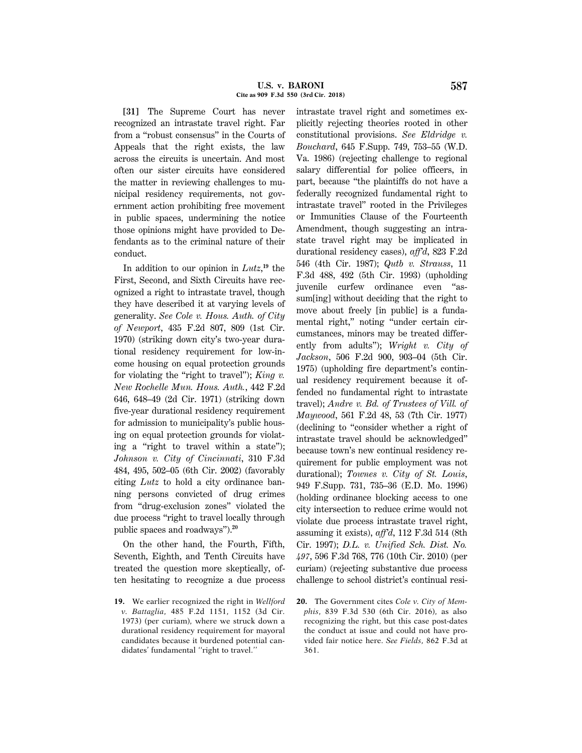**[31]** The Supreme Court has never recognized an intrastate travel right. Far from a "robust consensus" in the Courts of Appeals that the right exists, the law across the circuits is uncertain. And most often our sister circuits have considered the matter in reviewing challenges to municipal residency requirements, not government action prohibiting free movement in public spaces, undermining the notice those opinions might have provided to Defendants as to the criminal nature of their conduct.

In addition to our opinion in *Lutz*,[19] the First, Second, and Sixth Circuits have recognized a right to intrastate travel, though they have described it at varying levels of generality. *See Cole v. Hous. Auth. of City of Newport*, 435 F.2d 807, 809 (1st Cir. 1970) (striking down city's two-year durational residency requirement for low-income housing on equal protection grounds for violating the "right to travel"); *King v. New Rochelle Mun. Hous. Auth.*, 442 F.2d 646, 648–49 (2d Cir. 1971) (striking down five-year durational residency requirement for admission to municipality's public housing on equal protection grounds for violating a "right to travel within a state"); *Johnson v. City of Cincinnati*, 310 F.3d 484, 495, 502–05 (6th Cir. 2002) (favorably citing *Lutz* to hold a city ordinance banning persons convicted of drug crimes from "drug-exclusion zones" violated the due process "right to travel locally through public spaces and roadways").[20]

On the other hand, the Fourth, Fifth, Seventh, Eighth, and Tenth Circuits have treated the question more skeptically, often hesitating to recognize a due process intrastate travel right and sometimes explicitly rejecting theories rooted in other constitutional provisions. *See Eldridge v. Bouchard*, 645 F.Supp. 749, 753–55 (W.D. Va. 1986) (rejecting challenge to regional salary differential for police officers, in part, because "the plaintiffs do not have a federally recognized fundamental right to intrastate travel" rooted in the Privileges or Immunities Clause of the Fourteenth Amendment, though suggesting an intrastate travel right may be implicated in durational residency cases), *aff'd*, 823 F.2d 546 (4th Cir. 1987); *Qutb v. Strauss*, 11 F.3d 488, 492 (5th Cir. 1993) (upholding juvenile curfew ordinance even "assum[ing] without deciding that the right to move about freely [in public] is a fundamental right," noting "under certain circumstances, minors may be treated differently from adults"); *Wright v. City of Jackson*, 506 F.2d 900, 903–04 (5th Cir. 1975) (upholding fire department's continual residency requirement because it offended no fundamental right to intrastate travel); *Andre v. Bd. of Trustees of Vill. of Maywood*, 561 F.2d 48, 53 (7th Cir. 1977) (declining to "consider whether a right of intrastate travel should be acknowledged" because town's new continual residency requirement for public employment was not durational); *Townes v. City of St. Louis*, 949 F.Supp. 731, 735–36 (E.D. Mo. 1996) (holding ordinance blocking access to one city intersection to reduce crime would not violate due process intrastate travel right, assuming it exists), *aff'd*, 112 F.3d 514 (8th Cir. 1997); *D.L. v. Unified Sch. Dist. No. 497*, 596 F.3d 768, 776 (10th Cir. 2010) (per curiam) (rejecting substantive due process challenge to school district's continual resi-

---

**19.** We earlier recognized the right in *Wellford v. Battaglia*, 485 F.2d 1151, 1152 (3d Cir. 1973) (per curiam), where we struck down a durational residency requirement for mayoral candidates because it burdened potential candidates' fundamental "right to travel."

**20.** The Government cites *Cole v. City of Memphis*, 839 F.3d 530 (6th Cir. 2016), as also recognizing the right, but this case post-dates the conduct at issue and could not have provided fair notice here. *See Fields*, 862 F.3d at 361.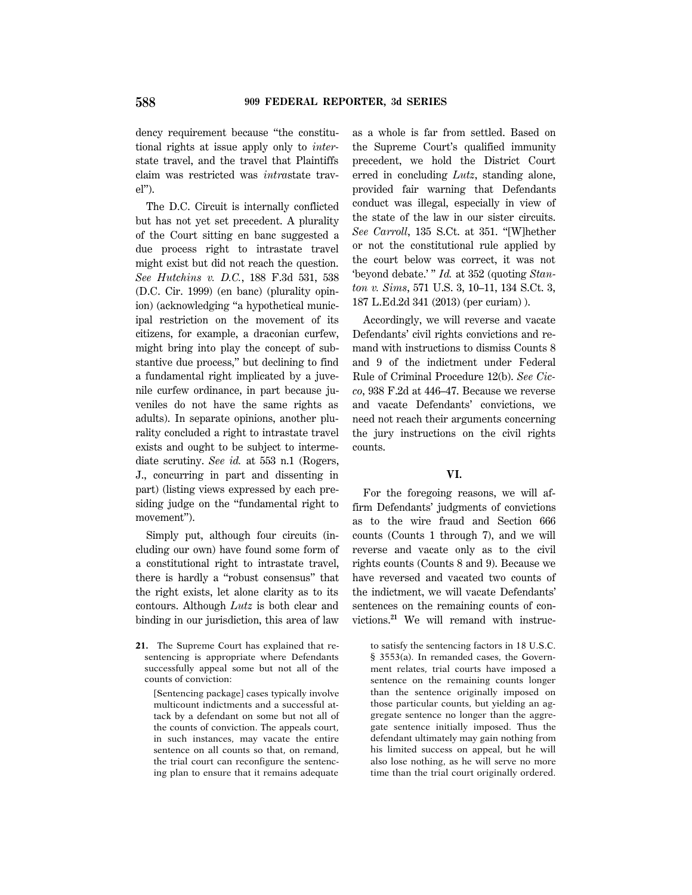dency requirement because "the constitutional rights at issue apply only to *inter*-state travel, and the travel that Plaintiffs claim was restricted was *intra*state travel").

The D.C. Circuit is internally conflicted but has not yet set precedent. A plurality of the Court sitting en banc suggested a due process right to intrastate travel might exist but did not reach the question. *See Hutchins v. D.C.*, 188 F.3d 531, 538 (D.C. Cir. 1999) (en banc) (plurality opinion) (acknowledging "a hypothetical municipal restriction on the movement of its citizens, for example, a draconian curfew, might bring into play the concept of substantive due process," but declining to find a fundamental right implicated by a juvenile curfew ordinance, in part because juveniles do not have the same rights as adults). In separate opinions, another plurality concluded a right to intrastate travel exists and ought to be subject to intermediate scrutiny. *See id.* at 553 n.1 (Rogers, J., concurring in part and dissenting in part) (listing views expressed by each presiding judge on the "fundamental right to movement").

Simply put, although four circuits (including our own) have found some form of a constitutional right to intrastate travel, there is hardly a "robust consensus" that the right exists, let alone clarity as to its contours. Although *Lutz* is both clear and binding in our jurisdiction, this area of law as a whole is far from settled. Based on the Supreme Court's qualified immunity precedent, we hold the District Court erred in concluding *Lutz*, standing alone, provided fair warning that Defendants conduct was illegal, especially in view of the state of the law in our sister circuits. *See Carroll*, 135 S.Ct. at 351. "[W]hether or not the constitutional rule applied by the court below was correct, it was not 'beyond debate.' " *Id.* at 352 (quoting *Stanton v. Sims*, 571 U.S. 3, 10–11, 134 S.Ct. 3, 187 L.Ed.2d 341 (2013) (per curiam) ).

Accordingly, we will reverse and vacate Defendants' civil rights convictions and remand with instructions to dismiss Counts 8 and 9 of the indictment under Federal Rule of Criminal Procedure 12(b). *See Cicco*, 938 F.2d at 446–47. Because we reverse and vacate Defendants' convictions, we need not reach their arguments concerning the jury instructions on the civil rights counts.

## VI.

For the foregoing reasons, we will affirm Defendants' judgments of convictions as to the wire fraud and Section 666 counts (Counts 1 through 7), and we will reverse and vacate only as to the civil rights counts (Counts 8 and 9). Because we have reversed and vacated two counts of the indictment, we will vacate Defendants' sentences on the remaining counts of convictions.[21] We will remand with instruc-

---

**21.** The Supreme Court has explained that resentencing is appropriate where Defendants successfully appeal some but not all of the counts of conviction:

> [Sentencing package] cases typically involve multicount indictments and a successful attack by a defendant on some but not all of the counts of conviction. The appeals court, in such instances, may vacate the entire sentence on all counts so that, on remand, the trial court can reconfigure the sentencing plan to ensure that it remains adequate to satisfy the sentencing factors in 18 U.S.C. § 3553(a). In remanded cases, the Government relates, trial courts have imposed a sentence on the remaining counts longer than the sentence originally imposed on those particular counts, but yielding an aggregate sentence no longer than the aggregate sentence initially imposed. Thus the defendant ultimately may gain nothing from his limited success on appeal, but he will also lose nothing, as he will serve no more time than the trial court originally ordered.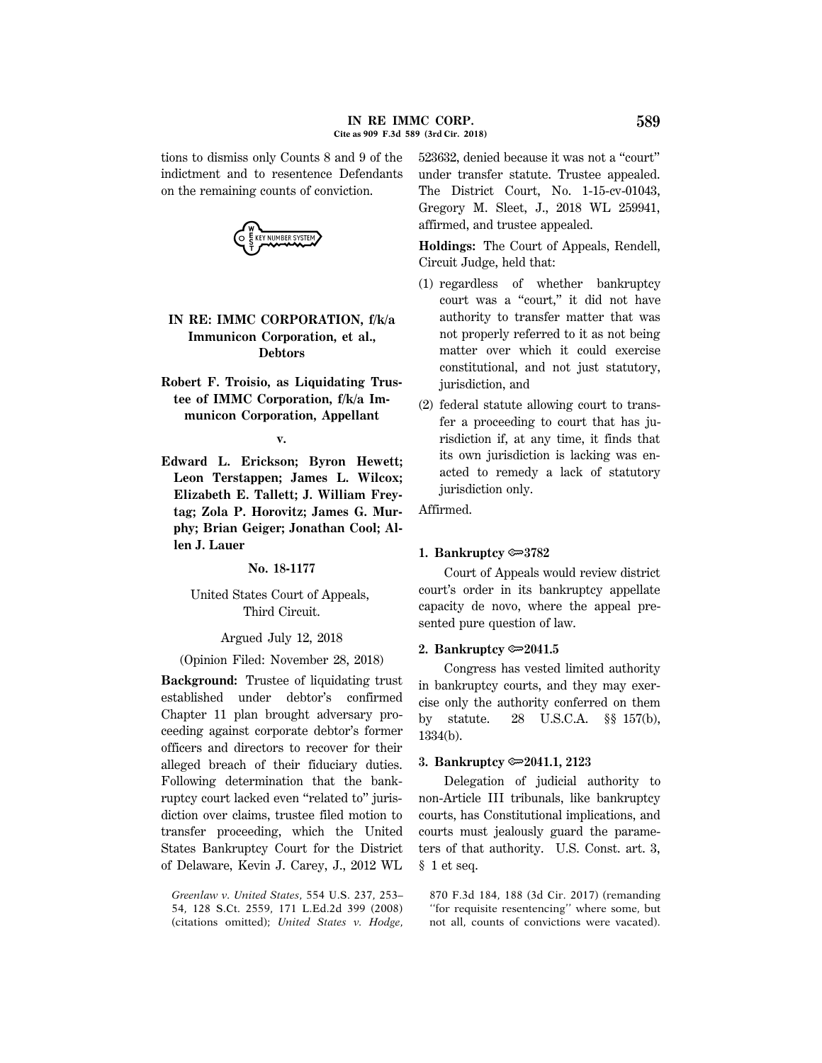tions to dismiss only Counts 8 and 9 of the indictment and to resentence Defendants on the remaining counts of conviction.

**IN RE: IMMC CORPORATION, f/k/a Immunicon Corporation, et al., Debtors**

**Robert F. Troisio, as Liquidating Trustee of IMMC Corporation, f/k/a Immunicon Corporation, Appellant**

**v.**

**Edward L. Erickson; Byron Hewett; Leon Terstappen; James L. Wilcox; Elizabeth E. Tallett; J. William Freytag; Zola P. Horovitz; James G. Murphy; Brian Geiger; Jonathan Cool; Allen J. Lauer**

**No. 18-1177**

United States Court of Appeals, Third Circuit.

Argued July 12, 2018

(Opinion Filed: November 28, 2018)

**Background:** Trustee of liquidating trust established under debtor's confirmed Chapter 11 plan brought adversary proceeding against corporate debtor's former officers and directors to recover for their alleged breach of their fiduciary duties. Following determination that the bankruptcy court lacked even "related to" jurisdiction over claims, trustee filed motion to transfer proceeding, which the United States Bankruptcy Court for the District of Delaware, Kevin J. Carey, J., 2012 WL 523632, denied because it was not a "court" under transfer statute. Trustee appealed. The District Court, No. 1-15-cv-01043, Gregory M. Sleet, J., 2018 WL 259941, affirmed, and trustee appealed.

**Holdings:** The Court of Appeals, Rendell, Circuit Judge, held that:

(1) regardless of whether bankruptcy court was a "court," it did not have authority to transfer matter that was not properly referred to it as not being matter over which it could exercise constitutional, and not just statutory, jurisdiction, and

(2) federal statute allowing court to transfer a proceeding to court that has jurisdiction if, at any time, it finds that its own jurisdiction is lacking was enacted to remedy a lack of statutory jurisdiction only.

Affirmed.

**1. Bankruptcy ⟹3782**

Court of Appeals would review district court's order in its bankruptcy appellate capacity de novo, where the appeal presented pure question of law.

**2. Bankruptcy ⟹2041.5**

Congress has vested limited authority in bankruptcy courts, and they may exercise only the authority conferred on them by statute. 28 U.S.C.A. §§ 157(b), 1334(b).

**3. Bankruptcy ⟹2041.1, 2123**

Delegation of judicial authority to non-Article III tribunals, like bankruptcy courts, has Constitutional implications, and courts must jealously guard the parameters of that authority. U.S. Const. art. 3, § 1 et seq.

*Greenlaw v. United States*, 554 U.S. 237, 253–54, 128 S.Ct. 2559, 171 L.Ed.2d 399 (2008) (citations omitted); *United States v. Hodge*, 870 F.3d 184, 188 (3d Cir. 2017) (remanding "for requisite resentencing" where some, but not all, counts of convictions were vacated).